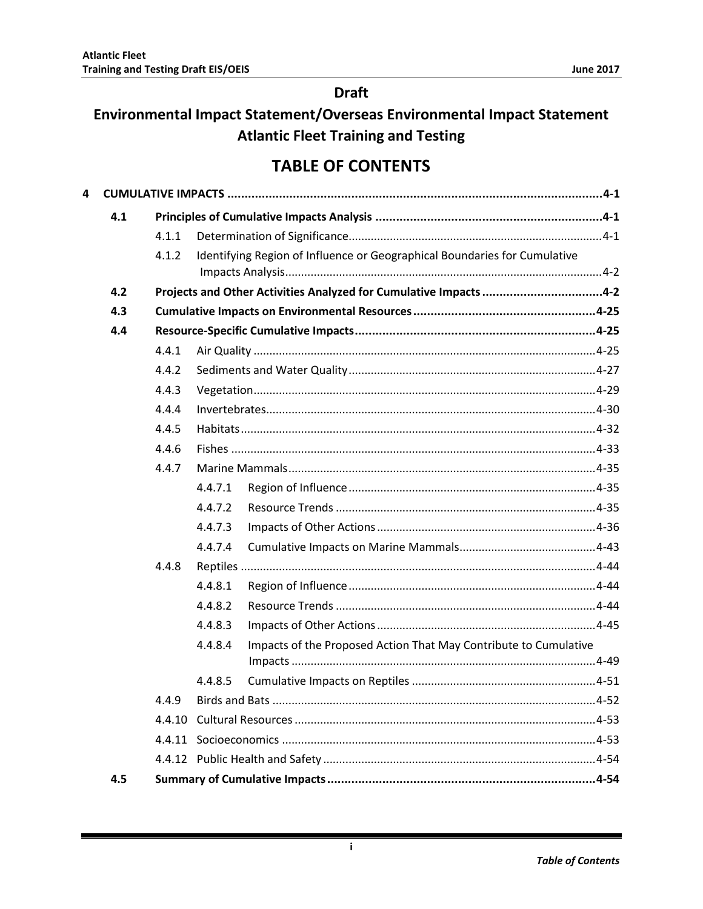**Draft**

# Environmental Impact Statement/Overseas Environmental Impact Statement Atlantic Fleet Training and Testing

## TABLE OF CONTENTS

**4 CUMULATIVE IMPACTS ....................................................................................................4-1**

- **4.1 Principles of Cumulative Impacts Analysis ..................................................................4-1**
  - 4.1.1 Determination of Significance..............................................................................4-1
  - 4.1.2 Identifying Region of Influence or Geographical Boundaries for Cumulative Impacts Analysis..................................................................................................4-2
- **4.2 Projects and Other Activities Analyzed for Cumulative Impacts ...................................4-2**
- **4.3 Cumulative Impacts on Environmental Resources .....................................................4-25**
- **4.4 Resource-Specific Cumulative Impacts .....................................................................4-25**
  - 4.4.1 Air Quality ..........................................................................................................4-25
  - 4.4.2 Sediments and Water Quality .............................................................................4-27
  - 4.4.3 Vegetation..........................................................................................................4-29
  - 4.4.4 Invertebrates......................................................................................................4-30
  - 4.4.5 Habitats..............................................................................................................4-32
  - 4.4.6 Fishes .................................................................................................................4-33
  - 4.4.7 Marine Mammals...............................................................................................4-35
    - 4.4.7.1 Region of Influence .............................................................................4-35
    - 4.4.7.2 Resource Trends .................................................................................4-35
    - 4.4.7.3 Impacts of Other Actions ....................................................................4-36
    - 4.4.7.4 Cumulative Impacts on Marine Mammals...........................................4-43
  - 4.4.8 Reptiles ..............................................................................................................4-44
    - 4.4.8.1 Region of Influence .............................................................................4-44
    - 4.4.8.2 Resource Trends .................................................................................4-44
    - 4.4.8.3 Impacts of Other Actions ....................................................................4-45
    - 4.4.8.4 Impacts of the Proposed Action That May Contribute to Cumulative Impacts ...............................................................................................4-49
    - 4.4.8.5 Cumulative Impacts on Reptiles ..........................................................4-51
  - 4.4.9 Birds and Bats ....................................................................................................4-52
  - 4.4.10 Cultural Resources .............................................................................................4-53
  - 4.4.11 Socioeconomics .................................................................................................4-53
  - 4.4.12 Public Health and Safety ....................................................................................4-54
- **4.5 Summary of Cumulative Impacts ..............................................................................4-54**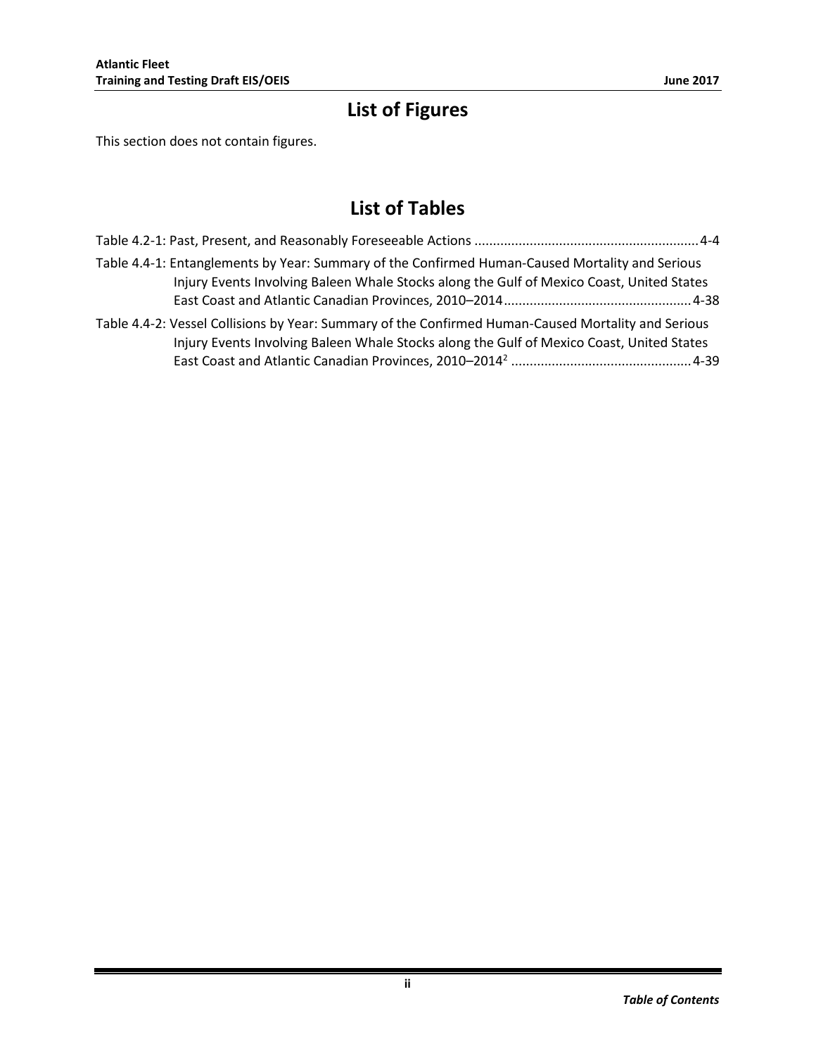# List of Figures

This section does not contain figures.

# List of Tables

Table 4.2-1: Past, Present, and Reasonably Foreseeable Actions ............................................................ 4-4

Table 4.4-1: Entanglements by Year: Summary of the Confirmed Human-Caused Mortality and Serious Injury Events Involving Baleen Whale Stocks along the Gulf of Mexico Coast, United States East Coast and Atlantic Canadian Provinces, 2010–2014 .................................................. 4-38

Table 4.4-2: Vessel Collisions by Year: Summary of the Confirmed Human-Caused Mortality and Serious Injury Events Involving Baleen Whale Stocks along the Gulf of Mexico Coast, United States East Coast and Atlantic Canadian Provinces, 2010–2014[2] ................................................ 4-39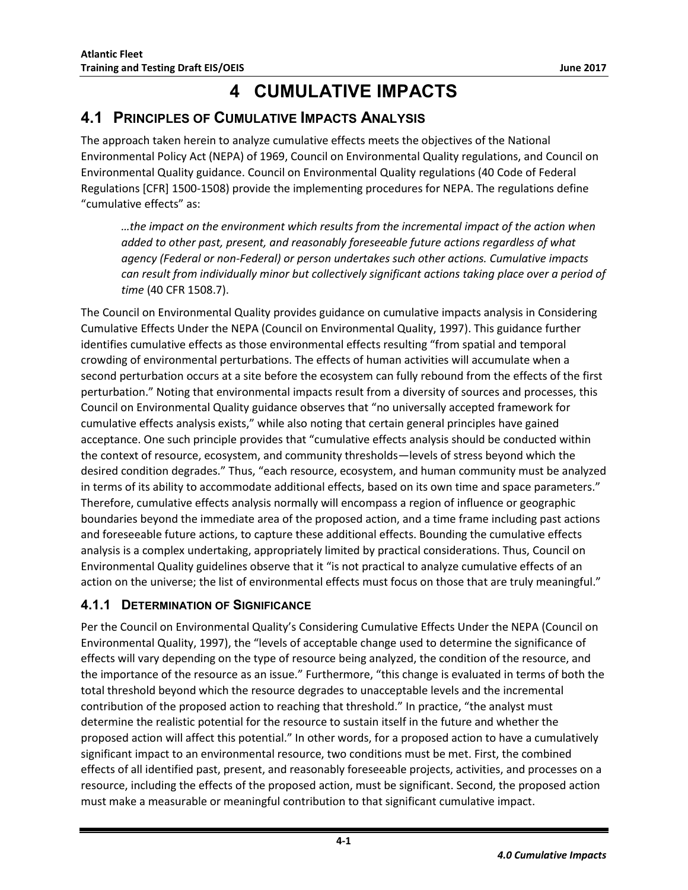# 4 CUMULATIVE IMPACTS

## 4.1 PRINCIPLES OF CUMULATIVE IMPACTS ANALYSIS

The approach taken herein to analyze cumulative effects meets the objectives of the National Environmental Policy Act (NEPA) of 1969, Council on Environmental Quality regulations, and Council on Environmental Quality guidance. Council on Environmental Quality regulations (40 Code of Federal Regulations [CFR] 1500-1508) provide the implementing procedures for NEPA. The regulations define "cumulative effects" as:

> *…the impact on the environment which results from the incremental impact of the action when added to other past, present, and reasonably foreseeable future actions regardless of what agency (Federal or non-Federal) or person undertakes such other actions. Cumulative impacts can result from individually minor but collectively significant actions taking place over a period of time* (40 CFR 1508.7).

The Council on Environmental Quality provides guidance on cumulative impacts analysis in Considering Cumulative Effects Under the NEPA (Council on Environmental Quality, 1997). This guidance further identifies cumulative effects as those environmental effects resulting "from spatial and temporal crowding of environmental perturbations. The effects of human activities will accumulate when a second perturbation occurs at a site before the ecosystem can fully rebound from the effects of the first perturbation." Noting that environmental impacts result from a diversity of sources and processes, this Council on Environmental Quality guidance observes that "no universally accepted framework for cumulative effects analysis exists," while also noting that certain general principles have gained acceptance. One such principle provides that "cumulative effects analysis should be conducted within the context of resource, ecosystem, and community thresholds—levels of stress beyond which the desired condition degrades." Thus, "each resource, ecosystem, and human community must be analyzed in terms of its ability to accommodate additional effects, based on its own time and space parameters." Therefore, cumulative effects analysis normally will encompass a region of influence or geographic boundaries beyond the immediate area of the proposed action, and a time frame including past actions and foreseeable future actions, to capture these additional effects. Bounding the cumulative effects analysis is a complex undertaking, appropriately limited by practical considerations. Thus, Council on Environmental Quality guidelines observe that it "is not practical to analyze cumulative effects of an action on the universe; the list of environmental effects must focus on those that are truly meaningful."

### 4.1.1 DETERMINATION OF SIGNIFICANCE

Per the Council on Environmental Quality's Considering Cumulative Effects Under the NEPA (Council on Environmental Quality, 1997), the "levels of acceptable change used to determine the significance of effects will vary depending on the type of resource being analyzed, the condition of the resource, and the importance of the resource as an issue." Furthermore, "this change is evaluated in terms of both the total threshold beyond which the resource degrades to unacceptable levels and the incremental contribution of the proposed action to reaching that threshold." In practice, "the analyst must determine the realistic potential for the resource to sustain itself in the future and whether the proposed action will affect this potential." In other words, for a proposed action to have a cumulatively significant impact to an environmental resource, two conditions must be met. First, the combined effects of all identified past, present, and reasonably foreseeable projects, activities, and processes on a resource, including the effects of the proposed action, must be significant. Second, the proposed action must make a measurable or meaningful contribution to that significant cumulative impact.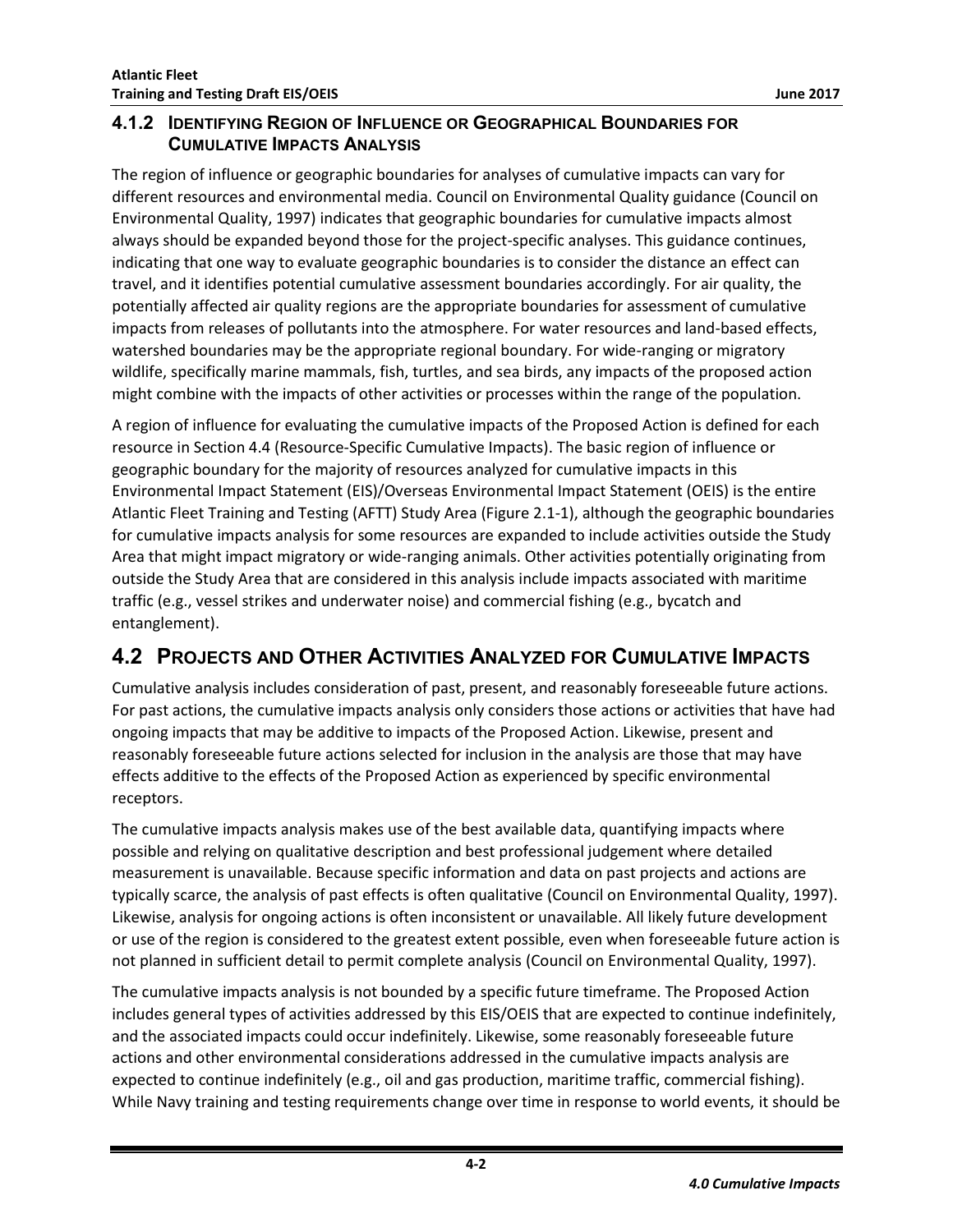### 4.1.2 Identifying Region of Influence or Geographical Boundaries for Cumulative Impacts Analysis

The region of influence or geographic boundaries for analyses of cumulative impacts can vary for different resources and environmental media. Council on Environmental Quality guidance (Council on Environmental Quality, 1997) indicates that geographic boundaries for cumulative impacts almost always should be expanded beyond those for the project-specific analyses. This guidance continues, indicating that one way to evaluate geographic boundaries is to consider the distance an effect can travel, and it identifies potential cumulative assessment boundaries accordingly. For air quality, the potentially affected air quality regions are the appropriate boundaries for assessment of cumulative impacts from releases of pollutants into the atmosphere. For water resources and land-based effects, watershed boundaries may be the appropriate regional boundary. For wide-ranging or migratory wildlife, specifically marine mammals, fish, turtles, and sea birds, any impacts of the proposed action might combine with the impacts of other activities or processes within the range of the population.

A region of influence for evaluating the cumulative impacts of the Proposed Action is defined for each resource in Section 4.4 (Resource-Specific Cumulative Impacts). The basic region of influence or geographic boundary for the majority of resources analyzed for cumulative impacts in this Environmental Impact Statement (EIS)/Overseas Environmental Impact Statement (OEIS) is the entire Atlantic Fleet Training and Testing (AFTT) Study Area (Figure 2.1-1), although the geographic boundaries for cumulative impacts analysis for some resources are expanded to include activities outside the Study Area that might impact migratory or wide-ranging animals. Other activities potentially originating from outside the Study Area that are considered in this analysis include impacts associated with maritime traffic (e.g., vessel strikes and underwater noise) and commercial fishing (e.g., bycatch and entanglement).

## 4.2 Projects and Other Activities Analyzed for Cumulative Impacts

Cumulative analysis includes consideration of past, present, and reasonably foreseeable future actions. For past actions, the cumulative impacts analysis only considers those actions or activities that have had ongoing impacts that may be additive to impacts of the Proposed Action. Likewise, present and reasonably foreseeable future actions selected for inclusion in the analysis are those that may have effects additive to the effects of the Proposed Action as experienced by specific environmental receptors.

The cumulative impacts analysis makes use of the best available data, quantifying impacts where possible and relying on qualitative description and best professional judgement where detailed measurement is unavailable. Because specific information and data on past projects and actions are typically scarce, the analysis of past effects is often qualitative (Council on Environmental Quality, 1997). Likewise, analysis for ongoing actions is often inconsistent or unavailable. All likely future development or use of the region is considered to the greatest extent possible, even when foreseeable future action is not planned in sufficient detail to permit complete analysis (Council on Environmental Quality, 1997).

The cumulative impacts analysis is not bounded by a specific future timeframe. The Proposed Action includes general types of activities addressed by this EIS/OEIS that are expected to continue indefinitely, and the associated impacts could occur indefinitely. Likewise, some reasonably foreseeable future actions and other environmental considerations addressed in the cumulative impacts analysis are expected to continue indefinitely (e.g., oil and gas production, maritime traffic, commercial fishing). While Navy training and testing requirements change over time in response to world events, it should be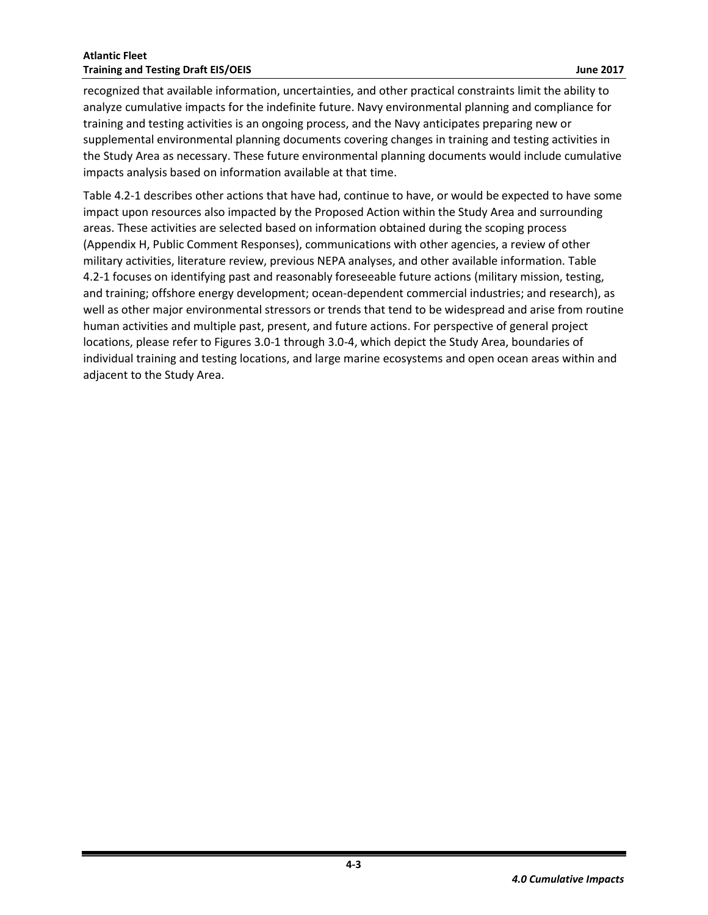recognized that available information, uncertainties, and other practical constraints limit the ability to analyze cumulative impacts for the indefinite future. Navy environmental planning and compliance for training and testing activities is an ongoing process, and the Navy anticipates preparing new or supplemental environmental planning documents covering changes in training and testing activities in the Study Area as necessary. These future environmental planning documents would include cumulative impacts analysis based on information available at that time.

Table 4.2-1 describes other actions that have had, continue to have, or would be expected to have some impact upon resources also impacted by the Proposed Action within the Study Area and surrounding areas. These activities are selected based on information obtained during the scoping process (Appendix H, Public Comment Responses), communications with other agencies, a review of other military activities, literature review, previous NEPA analyses, and other available information. Table 4.2-1 focuses on identifying past and reasonably foreseeable future actions (military mission, testing, and training; offshore energy development; ocean-dependent commercial industries; and research), as well as other major environmental stressors or trends that tend to be widespread and arise from routine human activities and multiple past, present, and future actions. For perspective of general project locations, please refer to Figures 3.0-1 through 3.0-4, which depict the Study Area, boundaries of individual training and testing locations, and large marine ecosystems and open ocean areas within and adjacent to the Study Area.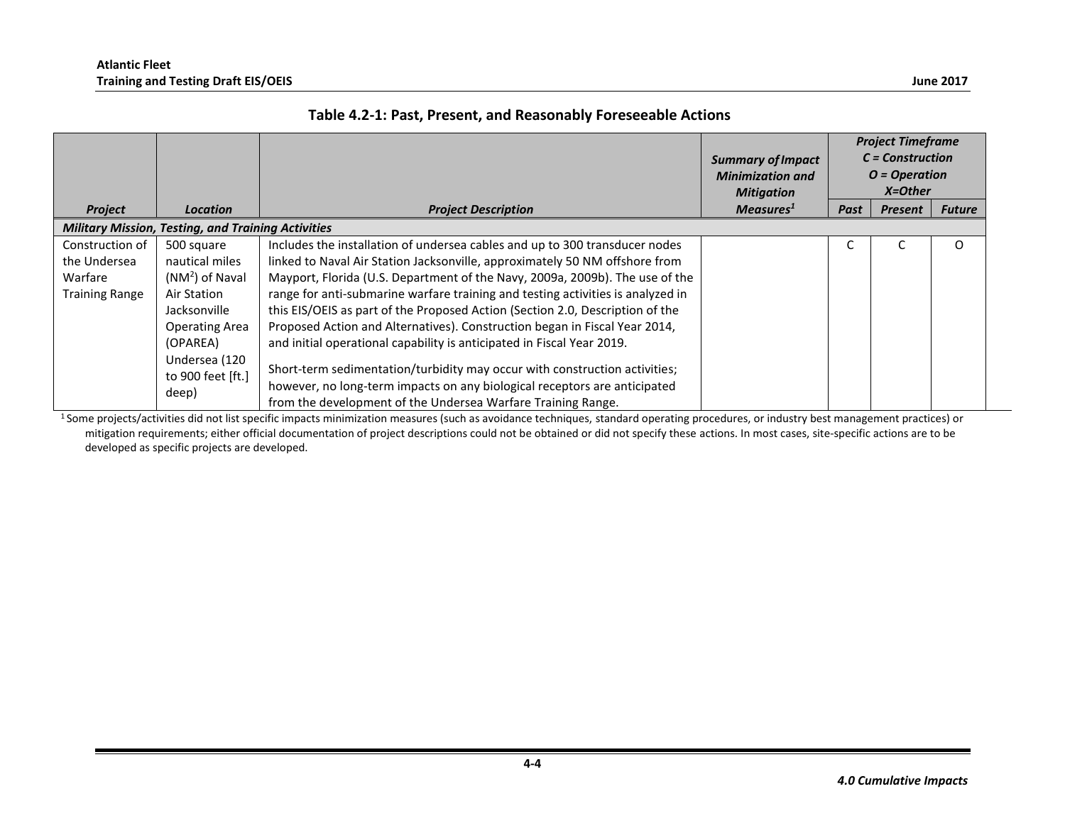**Table 4.2-1: Past, Present, and Reasonably Foreseeable Actions**

| Project | Location | Project Description | Summary of Impact Minimization and Mitigation Measures[1] | Project Timeframe C = Construction O = Operation X=Other | | |
|---|---|---|---|---|---|---|
| | | | | Past | Present | Future |
| ***Military Mission, Testing, and Training Activities*** | | | | | | |
| Construction of the Undersea Warfare Training Range | 500 square nautical miles ($NM^2$) of Naval Air Station Jacksonville Operating Area (OPAREA) Undersea (120 to 900 feet [ft.] deep) | Includes the installation of undersea cables and up to 300 transducer nodes linked to Naval Air Station Jacksonville, approximately 50 NM offshore from Mayport, Florida (U.S. Department of the Navy, 2009a, 2009b). The use of the range for anti-submarine warfare training and testing activities is analyzed in this EIS/OEIS as part of the Proposed Action (Section 2.0, Description of the Proposed Action and Alternatives). Construction began in Fiscal Year 2014, and initial operational capability is anticipated in Fiscal Year 2019. <br><br> Short-term sedimentation/turbidity may occur with construction activities; however, no long-term impacts on any biological receptors are anticipated from the development of the Undersea Warfare Training Range. | | C | C | O |

[1] Some projects/activities did not list specific impacts minimization measures (such as avoidance techniques, standard operating procedures, or industry best management practices) or mitigation requirements; either official documentation of project descriptions could not be obtained or did not specify these actions. In most cases, site-specific actions are to be developed as specific projects are developed.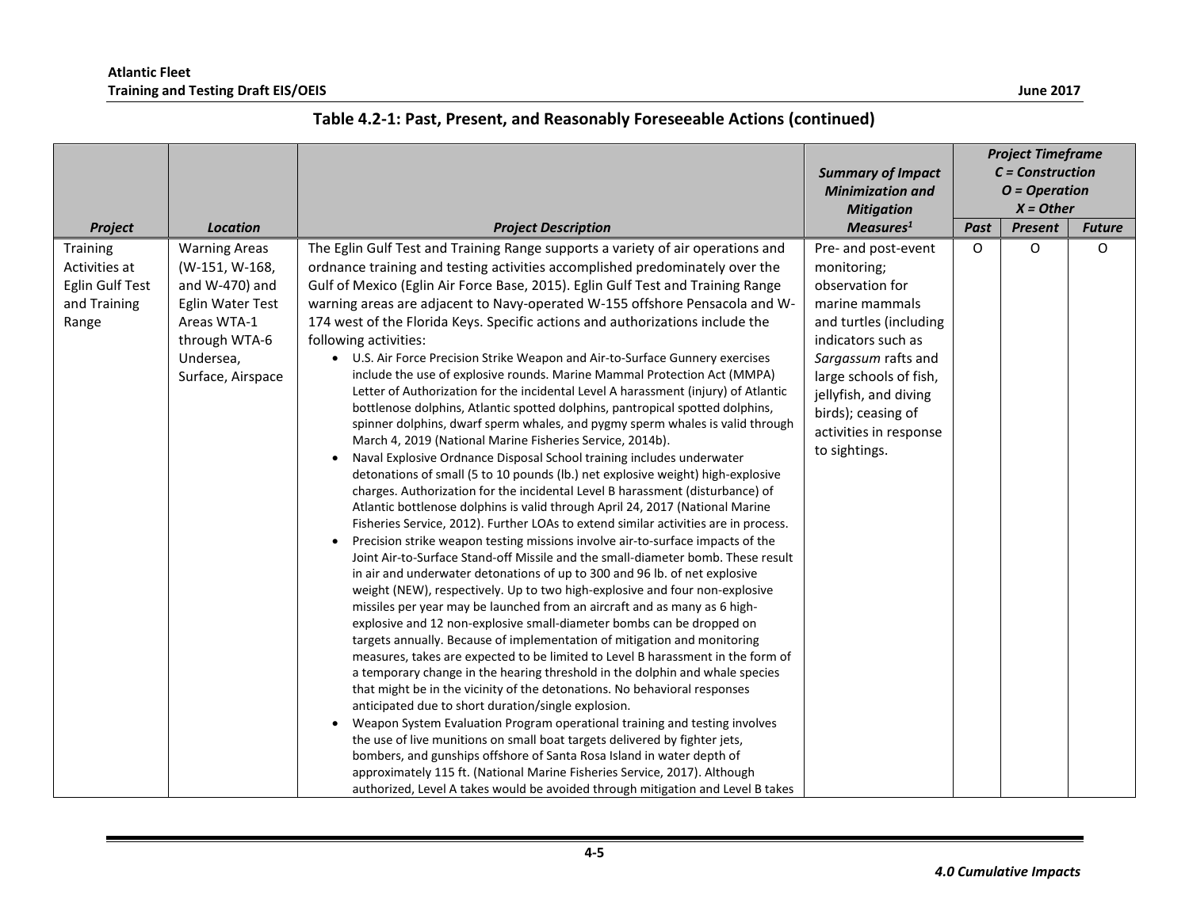**Table 4.2-1: Past, Present, and Reasonably Foreseeable Actions (continued)**

| Project | Location | Project Description | Summary of Impact Minimization and Mitigation Measures[1] | Project Timeframe C = Construction O = Operation X = Other | | |
|---|---|---|---|---|---|---|
| | | | | Past | Present | Future |
| Training Activities at Eglin Gulf Test and Training Range | Warning Areas (W-151, W-168, and W-470) and Eglin Water Test Areas WTA-1 through WTA-6 Undersea, Surface, Airspace | The Eglin Gulf Test and Training Range supports a variety of air operations and ordnance training and testing activities accomplished predominately over the Gulf of Mexico (Eglin Air Force Base, 2015). Eglin Gulf Test and Training Range warning areas are adjacent to Navy-operated W-155 offshore Pensacola and W-174 west of the Florida Keys. Specific actions and authorizations include the following activities:<br>• U.S. Air Force Precision Strike Weapon and Air-to-Surface Gunnery exercises include the use of explosive rounds. Marine Mammal Protection Act (MMPA) Letter of Authorization for the incidental Level A harassment (injury) of Atlantic bottlenose dolphins, Atlantic spotted dolphins, pantropical spotted dolphins, spinner dolphins, dwarf sperm whales, and pygmy sperm whales is valid through March 4, 2019 (National Marine Fisheries Service, 2014b).<br>• Naval Explosive Ordnance Disposal School training includes underwater detonations of small (5 to 10 pounds (lb.) net explosive weight) high-explosive charges. Authorization for the incidental Level B harassment (disturbance) of Atlantic bottlenose dolphins is valid through April 24, 2017 (National Marine Fisheries Service, 2012). Further LOAs to extend similar activities are in process.<br>• Precision strike weapon testing missions involve air-to-surface impacts of the Joint Air-to-Surface Stand-off Missile and the small-diameter bomb. These result in air and underwater detonations of up to 300 and 96 lb. of net explosive weight (NEW), respectively. Up to two high-explosive and four non-explosive missiles per year may be launched from an aircraft and as many as 6 high-explosive and 12 non-explosive small-diameter bombs can be dropped on targets annually. Because of implementation of mitigation and monitoring measures, takes are expected to be limited to Level B harassment in the form of a temporary change in the hearing threshold in the dolphin and whale species that might be in the vicinity of the detonations. No behavioral responses anticipated due to short duration/single explosion.<br>• Weapon System Evaluation Program operational training and testing involves the use of live munitions on small boat targets delivered by fighter jets, bombers, and gunships offshore of Santa Rosa Island in water depth of approximately 115 ft. (National Marine Fisheries Service, 2017). Although authorized, Level A takes would be avoided through mitigation and Level B takes | Pre- and post-event monitoring; observation for marine mammals and turtles (including indicators such as *Sargassum* rafts and large schools of fish, jellyfish, and diving birds); ceasing of activities in response to sightings. | O | O | O |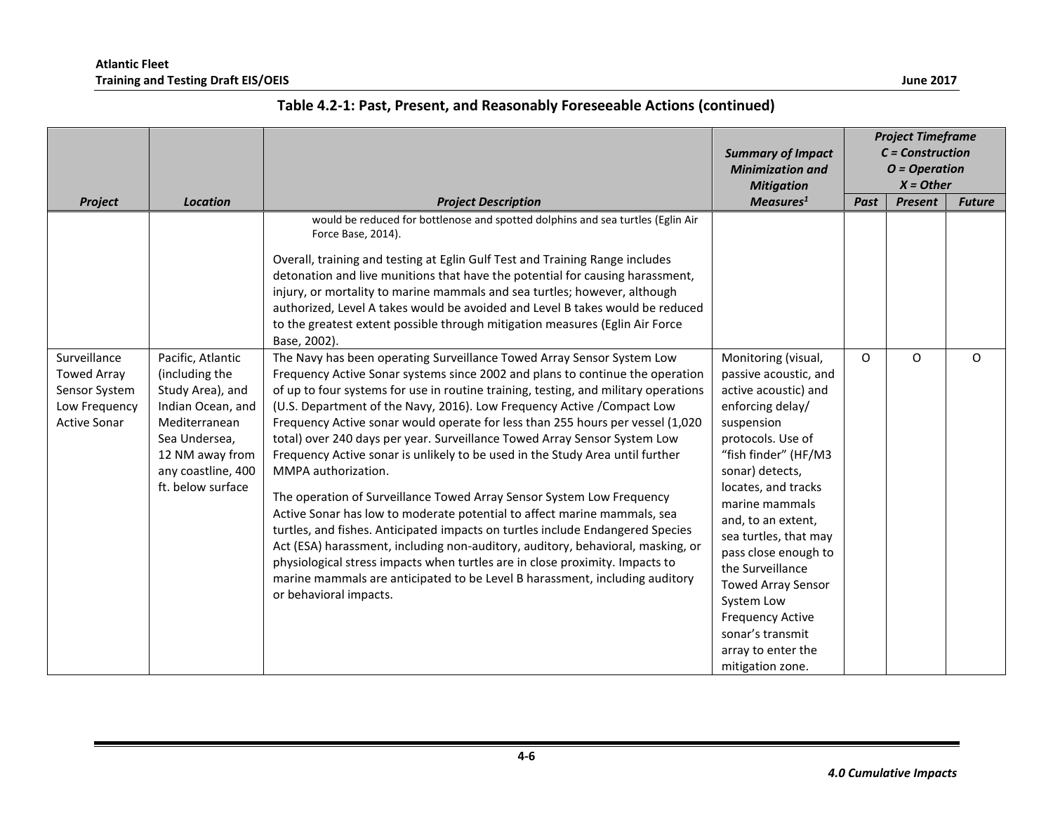## Table 4.2-1: Past, Present, and Reasonably Foreseeable Actions (continued)

| Project | Location | Project Description | Summary of Impact Minimization and Mitigation Measures[1] | Project Timeframe C = Construction O = Operation X = Other | | |
|---|---|---|---|---|---|---|
| | | | | Past | Present | Future |
| | | would be reduced for bottlenose and spotted dolphins and sea turtles (Eglin Air Force Base, 2014).<br><br>Overall, training and testing at Eglin Gulf Test and Training Range includes detonation and live munitions that have the potential for causing harassment, injury, or mortality to marine mammals and sea turtles; however, although authorized, Level A takes would be avoided and Level B takes would be reduced to the greatest extent possible through mitigation measures (Eglin Air Force Base, 2002). | | | | |
| Surveillance Towed Array Sensor System Low Frequency Active Sonar | Pacific, Atlantic (including the Study Area), and Indian Ocean, and Mediterranean Sea Undersea, 12 NM away from any coastline, 400 ft. below surface | The Navy has been operating Surveillance Towed Array Sensor System Low Frequency Active Sonar systems since 2002 and plans to continue the operation of up to four systems for use in routine training, testing, and military operations (U.S. Department of the Navy, 2016). Low Frequency Active /Compact Low Frequency Active sonar would operate for less than 255 hours per vessel (1,020 total) over 240 days per year. Surveillance Towed Array Sensor System Low Frequency Active sonar is unlikely to be used in the Study Area until further MMPA authorization.<br><br>The operation of Surveillance Towed Array Sensor System Low Frequency Active Sonar has low to moderate potential to affect marine mammals, sea turtles, and fishes. Anticipated impacts on turtles include Endangered Species Act (ESA) harassment, including non-auditory, auditory, behavioral, masking, or physiological stress impacts when turtles are in close proximity. Impacts to marine mammals are anticipated to be Level B harassment, including auditory or behavioral impacts. | Monitoring (visual, passive acoustic, and active acoustic) and enforcing delay/ suspension protocols. Use of "fish finder" (HF/M3 sonar) detects, locates, and tracks marine mammals and, to an extent, sea turtles, that may pass close enough to the Surveillance Towed Array Sensor System Low Frequency Active sonar's transmit array to enter the mitigation zone. | O | O | O |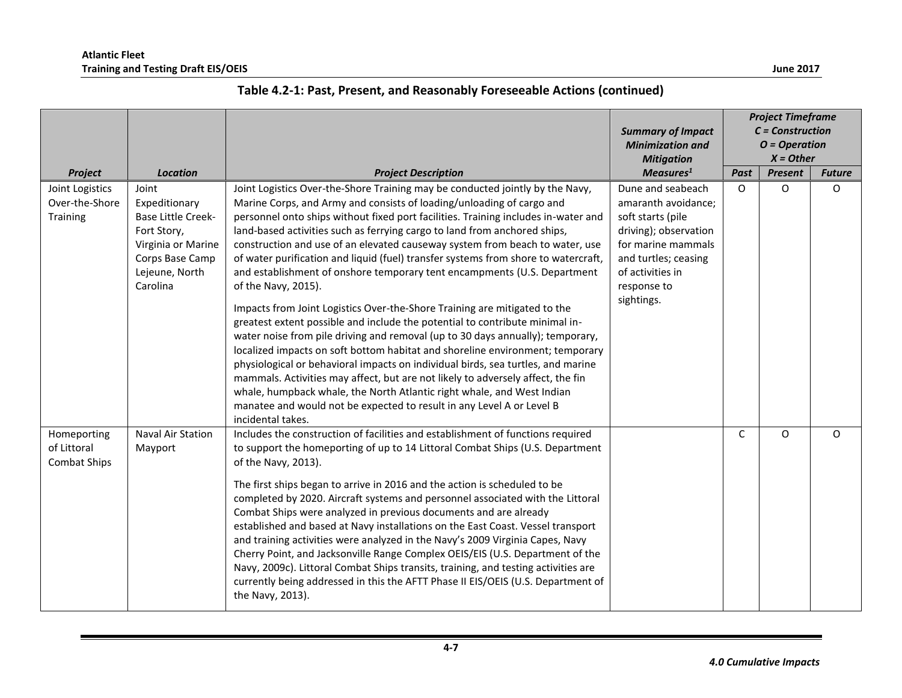### Table 4.2-1: Past, Present, and Reasonably Foreseeable Actions (continued)

| Project | Location | Project Description | Summary of Impact Minimization and Mitigation Measures[1] | Project Timeframe C = Construction O = Operation X = Other | | |
|---|---|---|---|---|---|---|
| | | | | Past | Present | Future |
| Joint Logistics Over-the-Shore Training | Joint Expeditionary Base Little Creek-Fort Story, Virginia or Marine Corps Base Camp Lejeune, North Carolina | Joint Logistics Over-the-Shore Training may be conducted jointly by the Navy, Marine Corps, and Army and consists of loading/unloading of cargo and personnel onto ships without fixed port facilities. Training includes in-water and land-based activities such as ferrying cargo to land from anchored ships, construction and use of an elevated causeway system from beach to water, use of water purification and liquid (fuel) transfer systems from shore to watercraft, and establishment of onshore temporary tent encampments (U.S. Department of the Navy, 2015).<br><br>Impacts from Joint Logistics Over-the-Shore Training are mitigated to the greatest extent possible and include the potential to contribute minimal in-water noise from pile driving and removal (up to 30 days annually); temporary, localized impacts on soft bottom habitat and shoreline environment; temporary physiological or behavioral impacts on individual birds, sea turtles, and marine mammals. Activities may affect, but are not likely to adversely affect, the fin whale, humpback whale, the North Atlantic right whale, and West Indian manatee and would not be expected to result in any Level A or Level B incidental takes. | Dune and seabeach amaranth avoidance; soft starts (pile driving); observation for marine mammals and turtles; ceasing of activities in response to sightings. | O | O | O |
| Homeporting of Littoral Combat Ships | Naval Air Station Mayport | Includes the construction of facilities and establishment of functions required to support the homeporting of up to 14 Littoral Combat Ships (U.S. Department of the Navy, 2013).<br><br>The first ships began to arrive in 2016 and the action is scheduled to be completed by 2020. Aircraft systems and personnel associated with the Littoral Combat Ships were analyzed in previous documents and are already established and based at Navy installations on the East Coast. Vessel transport and training activities were analyzed in the Navy's 2009 Virginia Capes, Navy Cherry Point, and Jacksonville Range Complex OEIS/EIS (U.S. Department of the Navy, 2009c). Littoral Combat Ships transits, training, and testing activities are currently being addressed in this the AFTT Phase II EIS/OEIS (U.S. Department of the Navy, 2013). | | C | O | O |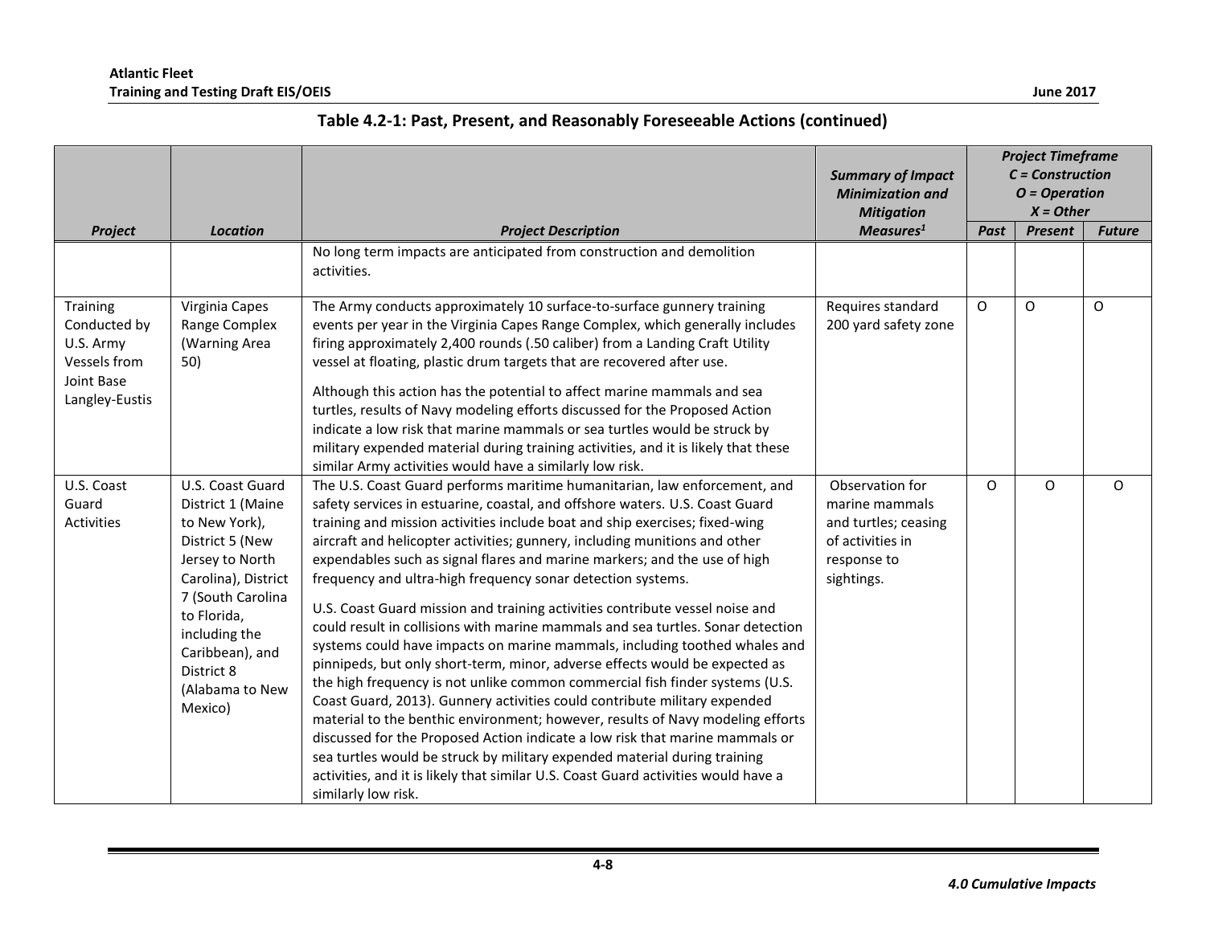**Table 4.2-1: Past, Present, and Reasonably Foreseeable Actions (continued)**

| Project | Location | Project Description | Summary of Impact Minimization and Mitigation Measures[1] | Project Timeframe C = Construction O = Operation X = Other | | |
|---|---|---|---|---|---|---|
| | | | | Past | Present | Future |
| | | No long term impacts are anticipated from construction and demolition activities. | | | | |
| Training Conducted by U.S. Army Vessels from Joint Base Langley-Eustis | Virginia Capes Range Complex (Warning Area 50) | The Army conducts approximately 10 surface-to-surface gunnery training events per year in the Virginia Capes Range Complex, which generally includes firing approximately 2,400 rounds (.50 caliber) from a Landing Craft Utility vessel at floating, plastic drum targets that are recovered after use.<br><br>Although this action has the potential to affect marine mammals and sea turtles, results of Navy modeling efforts discussed for the Proposed Action indicate a low risk that marine mammals or sea turtles would be struck by military expended material during training activities, and it is likely that these similar Army activities would have a similarly low risk. | Requires standard 200 yard safety zone | O | O | O |
| U.S. Coast Guard Activities | U.S. Coast Guard District 1 (Maine to New York), District 5 (New Jersey to North Carolina), District 7 (South Carolina to Florida, including the Caribbean), and District 8 (Alabama to New Mexico) | The U.S. Coast Guard performs maritime humanitarian, law enforcement, and safety services in estuarine, coastal, and offshore waters. U.S. Coast Guard training and mission activities include boat and ship exercises; fixed-wing aircraft and helicopter activities; gunnery, including munitions and other expendables such as signal flares and marine markers; and the use of high frequency and ultra-high frequency sonar detection systems.<br><br>U.S. Coast Guard mission and training activities contribute vessel noise and could result in collisions with marine mammals and sea turtles. Sonar detection systems could have impacts on marine mammals, including toothed whales and pinnipeds, but only short-term, minor, adverse effects would be expected as the high frequency is not unlike common commercial fish finder systems (U.S. Coast Guard, 2013). Gunnery activities could contribute military expended material to the benthic environment; however, results of Navy modeling efforts discussed for the Proposed Action indicate a low risk that marine mammals or sea turtles would be struck by military expended material during training activities, and it is likely that similar U.S. Coast Guard activities would have a similarly low risk. | Observation for marine mammals and turtles; ceasing of activities in response to sightings. | O | O | O |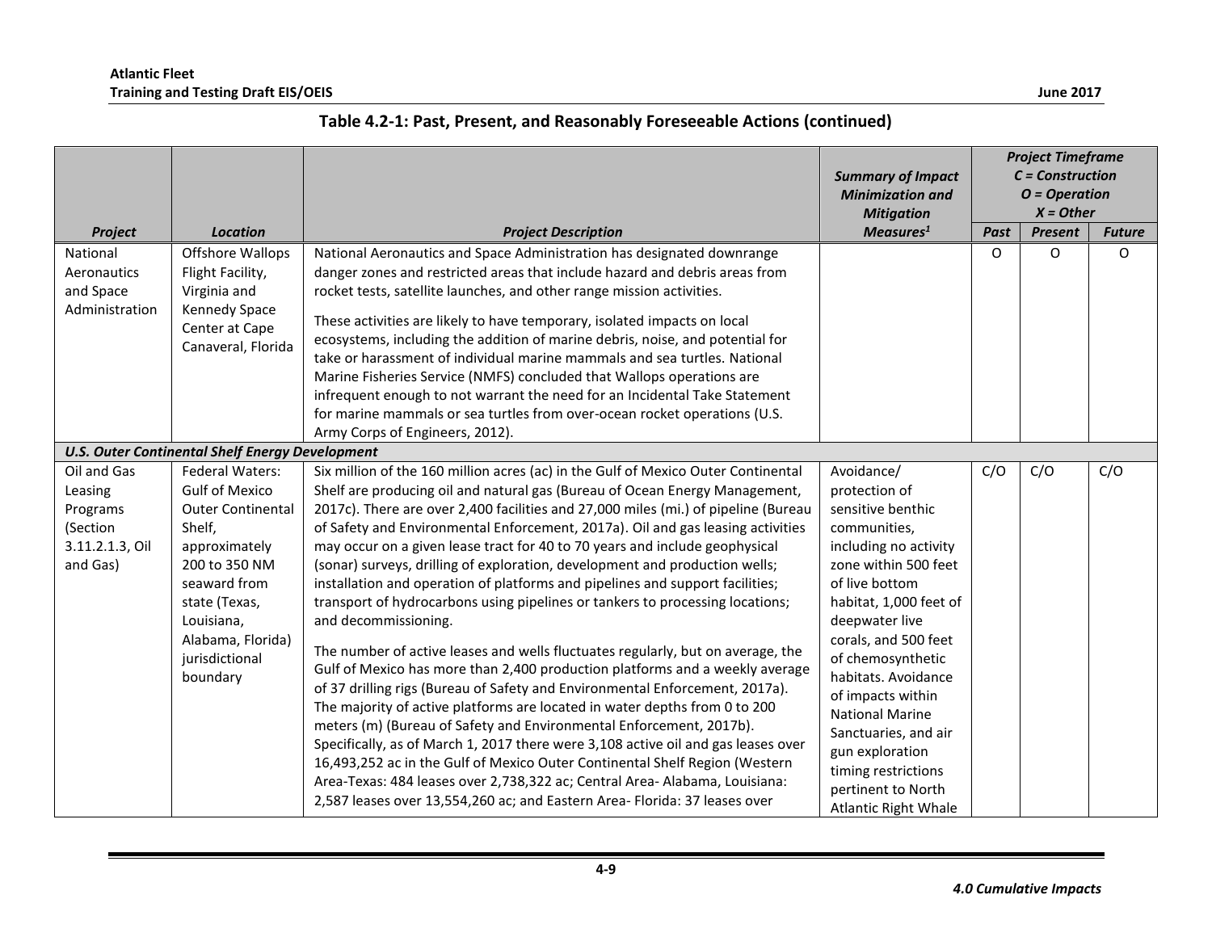**Table 4.2-1: Past, Present, and Reasonably Foreseeable Actions (continued)**

| *Project* | *Location* | *Project Description* | *Summary of Impact Minimization and Mitigation Measures[1]* | *Project Timeframe C = Construction O = Operation X = Other* | | |
|---|---|---|---|---|---|---|
| | | | | *Past* | *Present* | *Future* |
| National Aeronautics and Space Administration | Offshore Wallops Flight Facility, Virginia and Kennedy Space Center at Cape Canaveral, Florida | National Aeronautics and Space Administration has designated downrange danger zones and restricted areas that include hazard and debris areas from rocket tests, satellite launches, and other range mission activities.<br><br>These activities are likely to have temporary, isolated impacts on local ecosystems, including the addition of marine debris, noise, and potential for take or harassment of individual marine mammals and sea turtles. National Marine Fisheries Service (NMFS) concluded that Wallops operations are infrequent enough to not warrant the need for an Incidental Take Statement for marine mammals or sea turtles from over-ocean rocket operations (U.S. Army Corps of Engineers, 2012). | | O | O | O |
| ***U.S. Outer Continental Shelf Energy Development*** | | | | | | |
| Oil and Gas Leasing Programs (Section 3.11.2.1.3, Oil and Gas) | Federal Waters: Gulf of Mexico Outer Continental Shelf, approximately 200 to 350 NM seaward from state (Texas, Louisiana, Alabama, Florida) jurisdictional boundary | Six million of the 160 million acres (ac) in the Gulf of Mexico Outer Continental Shelf are producing oil and natural gas (Bureau of Ocean Energy Management, 2017c). There are over 2,400 facilities and 27,000 miles (mi.) of pipeline (Bureau of Safety and Environmental Enforcement, 2017a). Oil and gas leasing activities may occur on a given lease tract for 40 to 70 years and include geophysical (sonar) surveys, drilling of exploration, development and production wells; installation and operation of platforms and pipelines and support facilities; transport of hydrocarbons using pipelines or tankers to processing locations; and decommissioning.<br><br>The number of active leases and wells fluctuates regularly, but on average, the Gulf of Mexico has more than 2,400 production platforms and a weekly average of 37 drilling rigs (Bureau of Safety and Environmental Enforcement, 2017a). The majority of active platforms are located in water depths from 0 to 200 meters (m) (Bureau of Safety and Environmental Enforcement, 2017b). Specifically, as of March 1, 2017 there were 3,108 active oil and gas leases over 16,493,252 ac in the Gulf of Mexico Outer Continental Shelf Region (Western Area-Texas: 484 leases over 2,738,322 ac; Central Area- Alabama, Louisiana: 2,587 leases over 13,554,260 ac; and Eastern Area- Florida: 37 leases over | Avoidance/ protection of sensitive benthic communities, including no activity zone within 500 feet of live bottom habitat, 1,000 feet of deepwater live corals, and 500 feet of chemosynthetic habitats. Avoidance of impacts within National Marine Sanctuaries, and air gun exploration timing restrictions pertinent to North Atlantic Right Whale | C/O | C/O | C/O |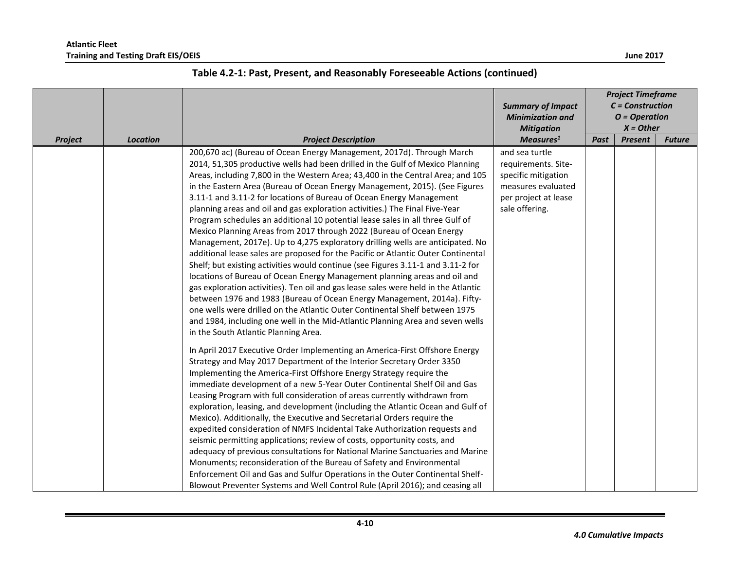**Table 4.2-1: Past, Present, and Reasonably Foreseeable Actions (continued)**

| Project | Location | Project Description | Summary of Impact Minimization and Mitigation Measures[1] | Project Timeframe C = Construction O = Operation X = Other | | |
|---|---|---|---|---|---|---|
| | | | | Past | Present | Future |
| | | 200,670 ac) (Bureau of Ocean Energy Management, 2017d). Through March 2014, 51,305 productive wells had been drilled in the Gulf of Mexico Planning Areas, including 7,800 in the Western Area; 43,400 in the Central Area; and 105 in the Eastern Area (Bureau of Ocean Energy Management, 2015). (See Figures 3.11-1 and 3.11-2 for locations of Bureau of Ocean Energy Management planning areas and oil and gas exploration activities.) The Final Five-Year Program schedules an additional 10 potential lease sales in all three Gulf of Mexico Planning Areas from 2017 through 2022 (Bureau of Ocean Energy Management, 2017e). Up to 4,275 exploratory drilling wells are anticipated. No additional lease sales are proposed for the Pacific or Atlantic Outer Continental Shelf; but existing activities would continue (see Figures 3.11-1 and 3.11-2 for locations of Bureau of Ocean Energy Management planning areas and oil and gas exploration activities). Ten oil and gas lease sales were held in the Atlantic between 1976 and 1983 (Bureau of Ocean Energy Management, 2014a). Fifty-one wells were drilled on the Atlantic Outer Continental Shelf between 1975 and 1984, including one well in the Mid-Atlantic Planning Area and seven wells in the South Atlantic Planning Area.<br><br>In April 2017 Executive Order Implementing an America-First Offshore Energy Strategy and May 2017 Department of the Interior Secretary Order 3350 Implementing the America-First Offshore Energy Strategy require the immediate development of a new 5-Year Outer Continental Shelf Oil and Gas Leasing Program with full consideration of areas currently withdrawn from exploration, leasing, and development (including the Atlantic Ocean and Gulf of Mexico). Additionally, the Executive and Secretarial Orders require the expedited consideration of NMFS Incidental Take Authorization requests and seismic permitting applications; review of costs, opportunity costs, and adequacy of previous consultations for National Marine Sanctuaries and Marine Monuments; reconsideration of the Bureau of Safety and Environmental Enforcement Oil and Gas and Sulfur Operations in the Outer Continental Shelf-Blowout Preventer Systems and Well Control Rule (April 2016); and ceasing all | and sea turtle requirements. Site-specific mitigation measures evaluated per project at lease sale offering. | | | |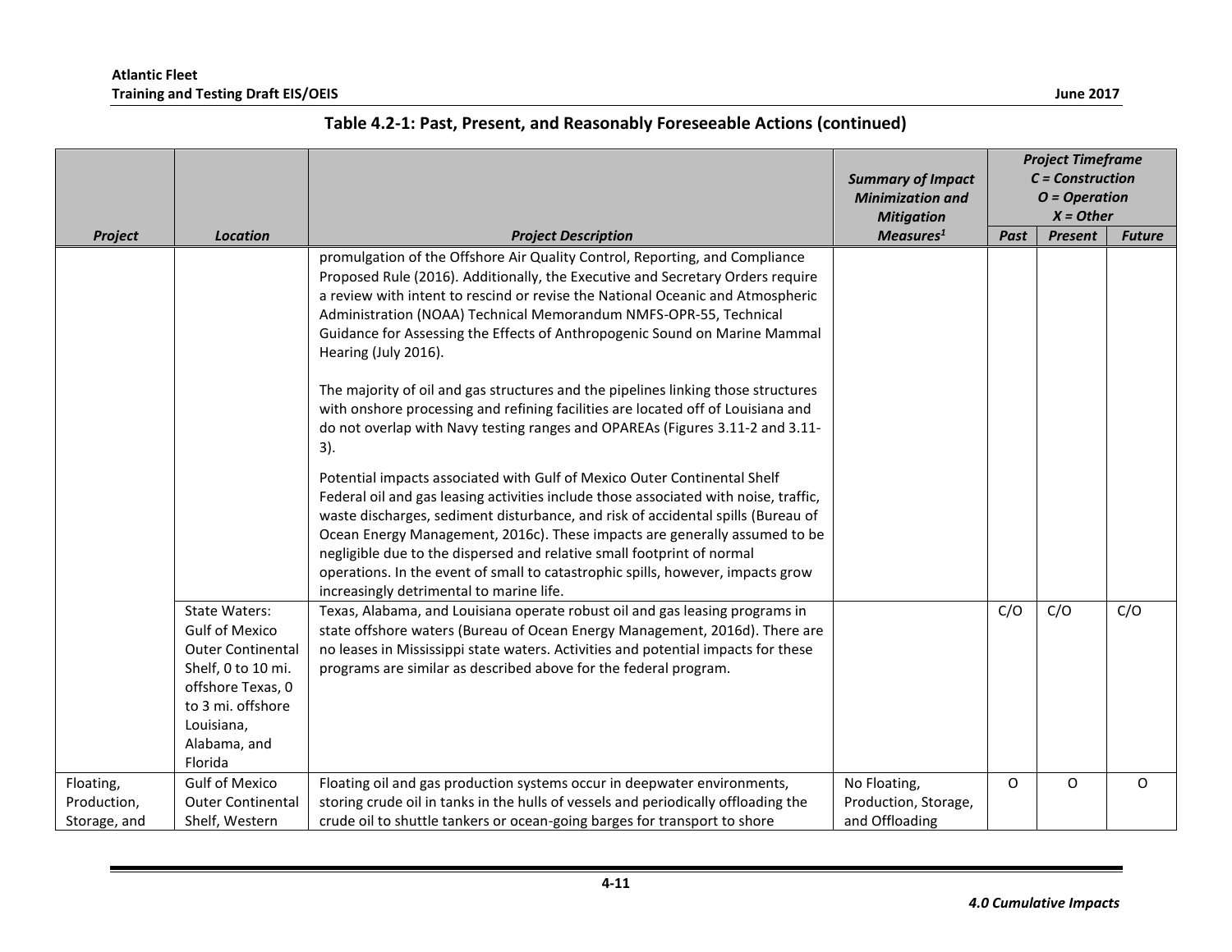**Table 4.2-1: Past, Present, and Reasonably Foreseeable Actions (continued)**

| Project | Location | Project Description | Summary of Impact Minimization and Mitigation Measures[1] | Project Timeframe C = Construction O = Operation X = Other | | |
|---|---|---|---|---|---|---|
| | | | | Past | Present | Future |
| | | promulgation of the Offshore Air Quality Control, Reporting, and Compliance Proposed Rule (2016). Additionally, the Executive and Secretary Orders require a review with intent to rescind or revise the National Oceanic and Atmospheric Administration (NOAA) Technical Memorandum NMFS-OPR-55, Technical Guidance for Assessing the Effects of Anthropogenic Sound on Marine Mammal Hearing (July 2016).<br><br>The majority of oil and gas structures and the pipelines linking those structures with onshore processing and refining facilities are located off of Louisiana and do not overlap with Navy testing ranges and OPAREAs (Figures 3.11-2 and 3.11-3).<br><br>Potential impacts associated with Gulf of Mexico Outer Continental Shelf Federal oil and gas leasing activities include those associated with noise, traffic, waste discharges, sediment disturbance, and risk of accidental spills (Bureau of Ocean Energy Management, 2016c). These impacts are generally assumed to be negligible due to the dispersed and relative small footprint of normal operations. In the event of small to catastrophic spills, however, impacts grow increasingly detrimental to marine life. | | | | |
| | State Waters: Gulf of Mexico Outer Continental Shelf, 0 to 10 mi. offshore Texas, 0 to 3 mi. offshore Louisiana, Alabama, and Florida | Texas, Alabama, and Louisiana operate robust oil and gas leasing programs in state offshore waters (Bureau of Ocean Energy Management, 2016d). There are no leases in Mississippi state waters. Activities and potential impacts for these programs are similar as described above for the federal program. | | C/O | C/O | C/O |
| Floating, Production, Storage, and | Gulf of Mexico Outer Continental Shelf, Western | Floating oil and gas production systems occur in deepwater environments, storing crude oil in tanks in the hulls of vessels and periodically offloading the crude oil to shuttle tankers or ocean-going barges for transport to shore | No Floating, Production, Storage, and Offloading | O | O | O |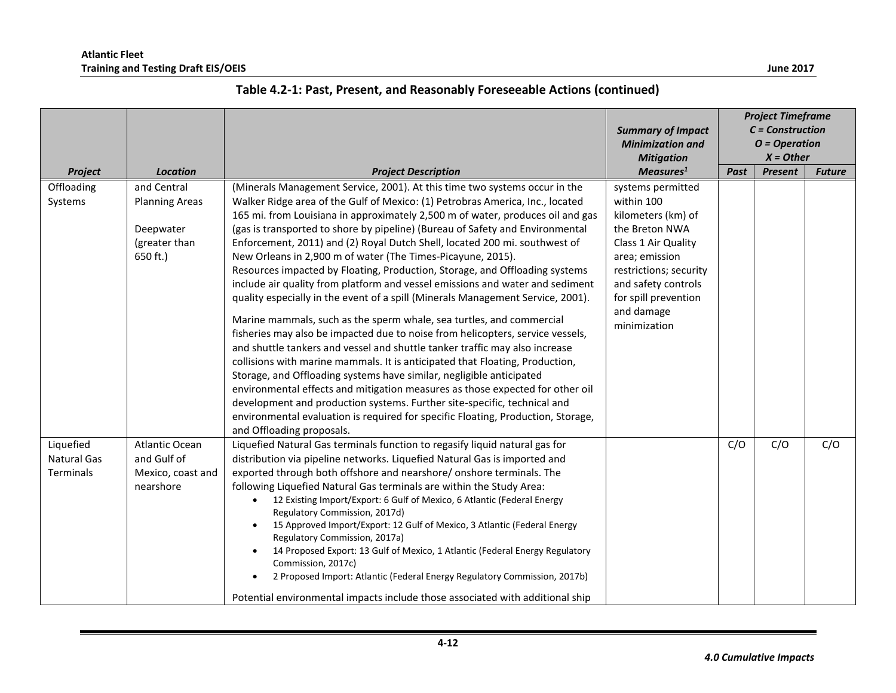**Table 4.2-1: Past, Present, and Reasonably Foreseeable Actions (continued)**

| Project | Location | Project Description | Summary of Impact Minimization and Mitigation Measures[1] | Project Timeframe C = Construction O = Operation X = Other | | |
|---|---|---|---|---|---|---|
| | | | | Past | Present | Future |
| Offloading Systems | and Central Planning Areas<br><br>Deepwater (greater than 650 ft.) | (Minerals Management Service, 2001). At this time two systems occur in the Walker Ridge area of the Gulf of Mexico: (1) Petrobras America, Inc., located 165 mi. from Louisiana in approximately 2,500 m of water, produces oil and gas (gas is transported to shore by pipeline) (Bureau of Safety and Environmental Enforcement, 2011) and (2) Royal Dutch Shell, located 200 mi. southwest of New Orleans in 2,900 m of water (The Times-Picayune, 2015).<br>Resources impacted by Floating, Production, Storage, and Offloading systems include air quality from platform and vessel emissions and water and sediment quality especially in the event of a spill (Minerals Management Service, 2001).<br><br>Marine mammals, such as the sperm whale, sea turtles, and commercial fisheries may also be impacted due to noise from helicopters, service vessels, and shuttle tankers and vessel and shuttle tanker traffic may also increase collisions with marine mammals. It is anticipated that Floating, Production, Storage, and Offloading systems have similar, negligible anticipated environmental effects and mitigation measures as those expected for other oil development and production systems. Further site-specific, technical and environmental evaluation is required for specific Floating, Production, Storage, and Offloading proposals. | systems permitted within 100 kilometers (km) of the Breton NWA Class 1 Air Quality area; emission restrictions; security and safety controls for spill prevention and damage minimization | | | |
| Liquefied Natural Gas Terminals | Atlantic Ocean and Gulf of Mexico, coast and nearshore | Liquefied Natural Gas terminals function to regasify liquid natural gas for distribution via pipeline networks. Liquefied Natural Gas is imported and exported through both offshore and nearshore/ onshore terminals. The following Liquefied Natural Gas terminals are within the Study Area:<br>• 12 Existing Import/Export: 6 Gulf of Mexico, 6 Atlantic (Federal Energy Regulatory Commission, 2017d)<br>• 15 Approved Import/Export: 12 Gulf of Mexico, 3 Atlantic (Federal Energy Regulatory Commission, 2017a)<br>• 14 Proposed Export: 13 Gulf of Mexico, 1 Atlantic (Federal Energy Regulatory Commission, 2017c)<br>• 2 Proposed Import: Atlantic (Federal Energy Regulatory Commission, 2017b)<br><br>Potential environmental impacts include those associated with additional ship | | C/O | C/O | C/O |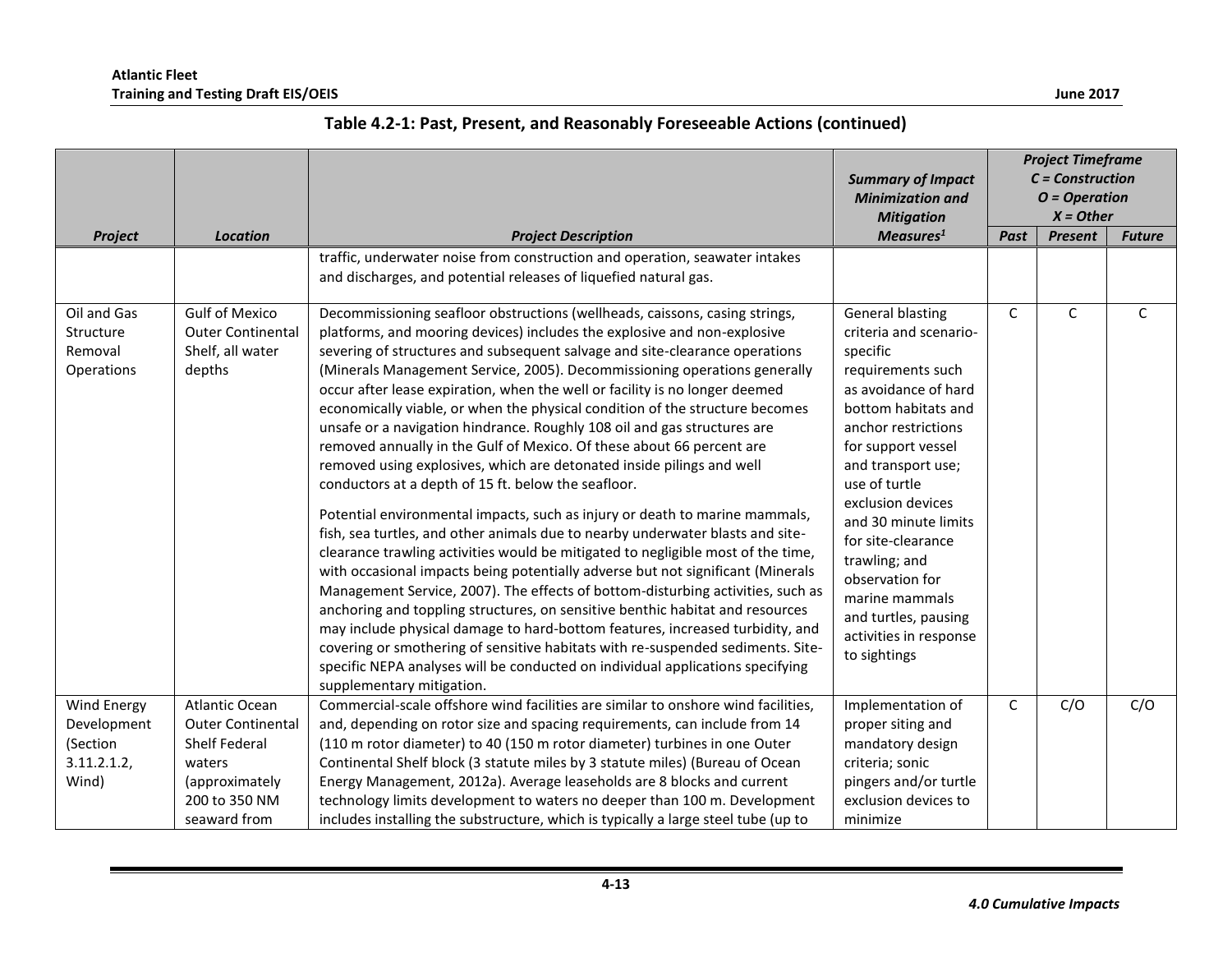## Table 4.2-1: Past, Present, and Reasonably Foreseeable Actions (continued)

| Project | Location | Project Description | Summary of Impact Minimization and Mitigation Measures[1] | Project Timeframe C = Construction O = Operation X = Other | | |
|---|---|---|---|---|---|---|
| | | | | Past | Present | Future |
| | | traffic, underwater noise from construction and operation, seawater intakes and discharges, and potential releases of liquefied natural gas. | | | | |
| Oil and Gas Structure Removal Operations | Gulf of Mexico Outer Continental Shelf, all water depths | Decommissioning seafloor obstructions (wellheads, caissons, casing strings, platforms, and mooring devices) includes the explosive and non-explosive severing of structures and subsequent salvage and site-clearance operations (Minerals Management Service, 2005). Decommissioning operations generally occur after lease expiration, when the well or facility is no longer deemed economically viable, or when the physical condition of the structure becomes unsafe or a navigation hindrance. Roughly 108 oil and gas structures are removed annually in the Gulf of Mexico. Of these about 66 percent are removed using explosives, which are detonated inside pilings and well conductors at a depth of 15 ft. below the seafloor.<br><br>Potential environmental impacts, such as injury or death to marine mammals, fish, sea turtles, and other animals due to nearby underwater blasts and site-clearance trawling activities would be mitigated to negligible most of the time, with occasional impacts being potentially adverse but not significant (Minerals Management Service, 2007). The effects of bottom-disturbing activities, such as anchoring and toppling structures, on sensitive benthic habitat and resources may include physical damage to hard-bottom features, increased turbidity, and covering or smothering of sensitive habitats with re-suspended sediments. Site-specific NEPA analyses will be conducted on individual applications specifying supplementary mitigation. | General blasting criteria and scenario-specific requirements such as avoidance of hard bottom habitats and anchor restrictions for support vessel and transport use; use of turtle exclusion devices and 30 minute limits for site-clearance trawling; and observation for marine mammals and turtles, pausing activities in response to sightings | C | C | C |
| Wind Energy Development (Section 3.11.2.1.2, Wind) | Atlantic Ocean Outer Continental Shelf Federal waters (approximately 200 to 350 NM seaward from | Commercial-scale offshore wind facilities are similar to onshore wind facilities, and, depending on rotor size and spacing requirements, can include from 14 (110 m rotor diameter) to 40 (150 m rotor diameter) turbines in one Outer Continental Shelf block (3 statute miles by 3 statute miles) (Bureau of Ocean Energy Management, 2012a). Average leaseholds are 8 blocks and current technology limits development to waters no deeper than 100 m. Development includes installing the substructure, which is typically a large steel tube (up to | Implementation of proper siting and mandatory design criteria; sonic pingers and/or turtle exclusion devices to minimize | C | C/O | C/O |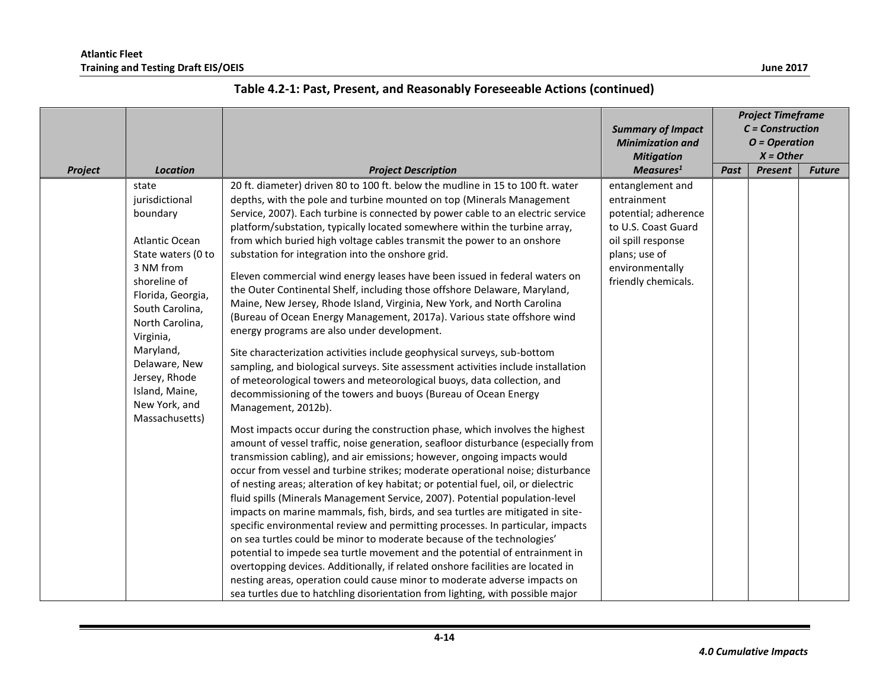### Table 4.2-1: Past, Present, and Reasonably Foreseeable Actions (continued)

| Project | Location | Project Description | Summary of Impact Minimization and Mitigation Measures[1] | Project Timeframe C = Construction O = Operation X = Other | | |
|---|---|---|---|---|---|---|
| | | | | Past | Present | Future |
| | state jurisdictional boundary<br><br>Atlantic Ocean State waters (0 to 3 NM from shoreline of Florida, Georgia, South Carolina, North Carolina, Virginia, Maryland, Delaware, New Jersey, Rhode Island, Maine, New York, and Massachusetts) | 20 ft. diameter) driven 80 to 100 ft. below the mudline in 15 to 100 ft. water depths, with the pole and turbine mounted on top (Minerals Management Service, 2007). Each turbine is connected by power cable to an electric service platform/substation, typically located somewhere within the turbine array, from which buried high voltage cables transmit the power to an onshore substation for integration into the onshore grid.<br><br>Eleven commercial wind energy leases have been issued in federal waters on the Outer Continental Shelf, including those offshore Delaware, Maryland, Maine, New Jersey, Rhode Island, Virginia, New York, and North Carolina (Bureau of Ocean Energy Management, 2017a). Various state offshore wind energy programs are also under development.<br><br>Site characterization activities include geophysical surveys, sub-bottom sampling, and biological surveys. Site assessment activities include installation of meteorological towers and meteorological buoys, data collection, and decommissioning of the towers and buoys (Bureau of Ocean Energy Management, 2012b).<br><br>Most impacts occur during the construction phase, which involves the highest amount of vessel traffic, noise generation, seafloor disturbance (especially from transmission cabling), and air emissions; however, ongoing impacts would occur from vessel and turbine strikes; moderate operational noise; disturbance of nesting areas; alteration of key habitat; or potential fuel, oil, or dielectric fluid spills (Minerals Management Service, 2007). Potential population-level impacts on marine mammals, fish, birds, and sea turtles are mitigated in site-specific environmental review and permitting processes. In particular, impacts on sea turtles could be minor to moderate because of the technologies' potential to impede sea turtle movement and the potential of entrainment in overtopping devices. Additionally, if related onshore facilities are located in nesting areas, operation could cause minor to moderate adverse impacts on sea turtles due to hatchling disorientation from lighting, with possible major | entanglement and entrainment potential; adherence to U.S. Coast Guard oil spill response plans; use of environmentally friendly chemicals. | | | |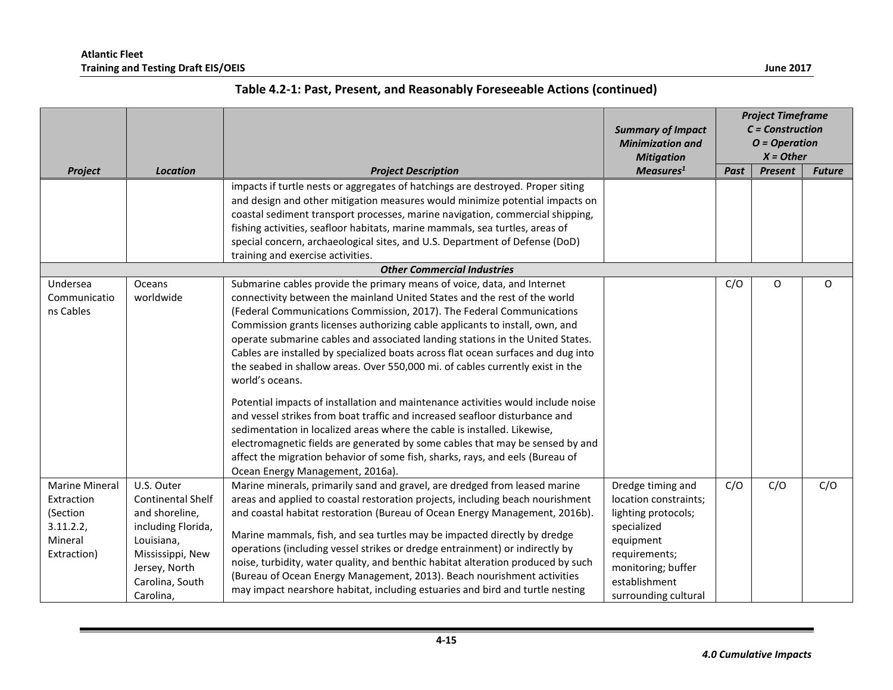### Table 4.2-1: Past, Present, and Reasonably Foreseeable Actions (continued)

| Project | Location | Project Description | Summary of Impact Minimization and Mitigation Measures[1] | Project Timeframe C = Construction O = Operation X = Other | | |
|---|---|---|---|---|---|---|
| | | | | Past | Present | Future |
| | | impacts if turtle nests or aggregates of hatchings are destroyed. Proper siting and design and other mitigation measures would minimize potential impacts on coastal sediment transport processes, marine navigation, commercial shipping, fishing activities, seafloor habitats, marine mammals, sea turtles, areas of special concern, archaeological sites, and U.S. Department of Defense (DoD) training and exercise activities. | | | | |
| | | ***Other Commercial Industries*** | | | | |
| Undersea Communications Cables | Oceans worldwide | Submarine cables provide the primary means of voice, data, and Internet connectivity between the mainland United States and the rest of the world (Federal Communications Commission, 2017). The Federal Communications Commission grants licenses authorizing cable applicants to install, own, and operate submarine cables and associated landing stations in the United States. Cables are installed by specialized boats across flat ocean surfaces and dug into the seabed in shallow areas. Over 550,000 mi. of cables currently exist in the world's oceans.<br><br>Potential impacts of installation and maintenance activities would include noise and vessel strikes from boat traffic and increased seafloor disturbance and sedimentation in localized areas where the cable is installed. Likewise, electromagnetic fields are generated by some cables that may be sensed by and affect the migration behavior of some fish, sharks, rays, and eels (Bureau of Ocean Energy Management, 2016a). | | C/O | O | O |
| Marine Mineral Extraction (Section 3.11.2.2, Mineral Extraction) | U.S. Outer Continental Shelf and shoreline, including Florida, Louisiana, Mississippi, New Jersey, North Carolina, South Carolina, | Marine minerals, primarily sand and gravel, are dredged from leased marine areas and applied to coastal restoration projects, including beach nourishment and coastal habitat restoration (Bureau of Ocean Energy Management, 2016b).<br><br>Marine mammals, fish, and sea turtles may be impacted directly by dredge operations (including vessel strikes or dredge entrainment) or indirectly by noise, turbidity, water quality, and benthic habitat alteration produced by such (Bureau of Ocean Energy Management, 2013). Beach nourishment activities may impact nearshore habitat, including estuaries and bird and turtle nesting | Dredge timing and location constraints; lighting protocols; specialized equipment requirements; monitoring; buffer establishment surrounding cultural | C/O | C/O | C/O |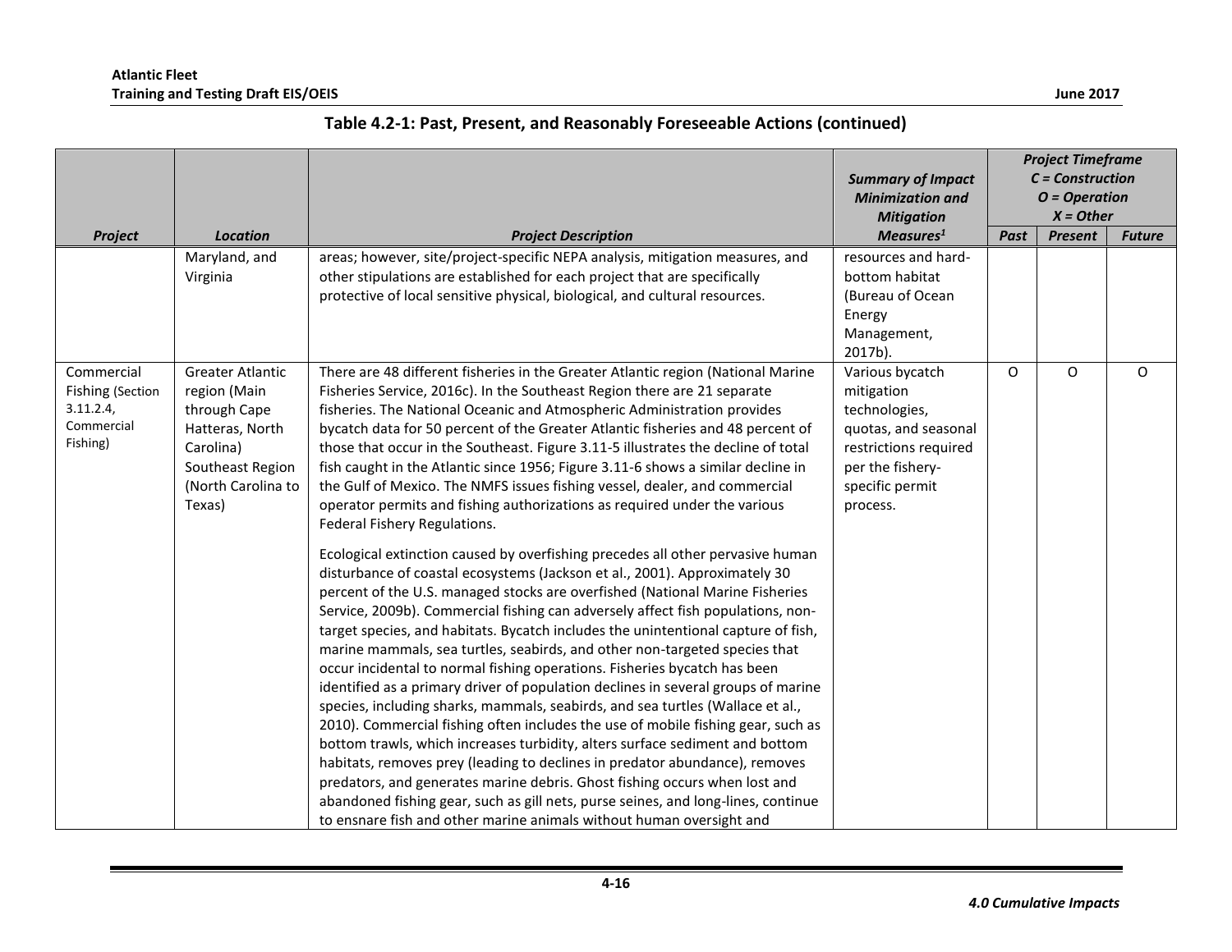**Table 4.2-1: Past, Present, and Reasonably Foreseeable Actions (continued)**

| Project | Location | Project Description | Summary of Impact Minimization and Mitigation Measures[1] | Project Timeframe C = Construction O = Operation X = Other | | |
|---|---|---|---|---|---|---|
| | | | | Past | Present | Future |
| | Maryland, and Virginia | areas; however, site/project-specific NEPA analysis, mitigation measures, and other stipulations are established for each project that are specifically protective of local sensitive physical, biological, and cultural resources. | resources and hard-bottom habitat (Bureau of Ocean Energy Management, 2017b). | | | |
| Commercial Fishing (Section 3.11.2.4, Commercial Fishing) | Greater Atlantic region (Main through Cape Hatteras, North Carolina) Southeast Region (North Carolina to Texas) | There are 48 different fisheries in the Greater Atlantic region (National Marine Fisheries Service, 2016c). In the Southeast Region there are 21 separate fisheries. The National Oceanic and Atmospheric Administration provides bycatch data for 50 percent of the Greater Atlantic fisheries and 48 percent of those that occur in the Southeast. Figure 3.11-5 illustrates the decline of total fish caught in the Atlantic since 1956; Figure 3.11-6 shows a similar decline in the Gulf of Mexico. The NMFS issues fishing vessel, dealer, and commercial operator permits and fishing authorizations as required under the various Federal Fishery Regulations.<br><br>Ecological extinction caused by overfishing precedes all other pervasive human disturbance of coastal ecosystems (Jackson et al., 2001). Approximately 30 percent of the U.S. managed stocks are overfished (National Marine Fisheries Service, 2009b). Commercial fishing can adversely affect fish populations, non-target species, and habitats. Bycatch includes the unintentional capture of fish, marine mammals, sea turtles, seabirds, and other non-targeted species that occur incidental to normal fishing operations. Fisheries bycatch has been identified as a primary driver of population declines in several groups of marine species, including sharks, mammals, seabirds, and sea turtles (Wallace et al., 2010). Commercial fishing often includes the use of mobile fishing gear, such as bottom trawls, which increases turbidity, alters surface sediment and bottom habitats, removes prey (leading to declines in predator abundance), removes predators, and generates marine debris. Ghost fishing occurs when lost and abandoned fishing gear, such as gill nets, purse seines, and long-lines, continue to ensnare fish and other marine animals without human oversight and | Various bycatch mitigation technologies, quotas, and seasonal restrictions required per the fishery-specific permit process. | O | O | O |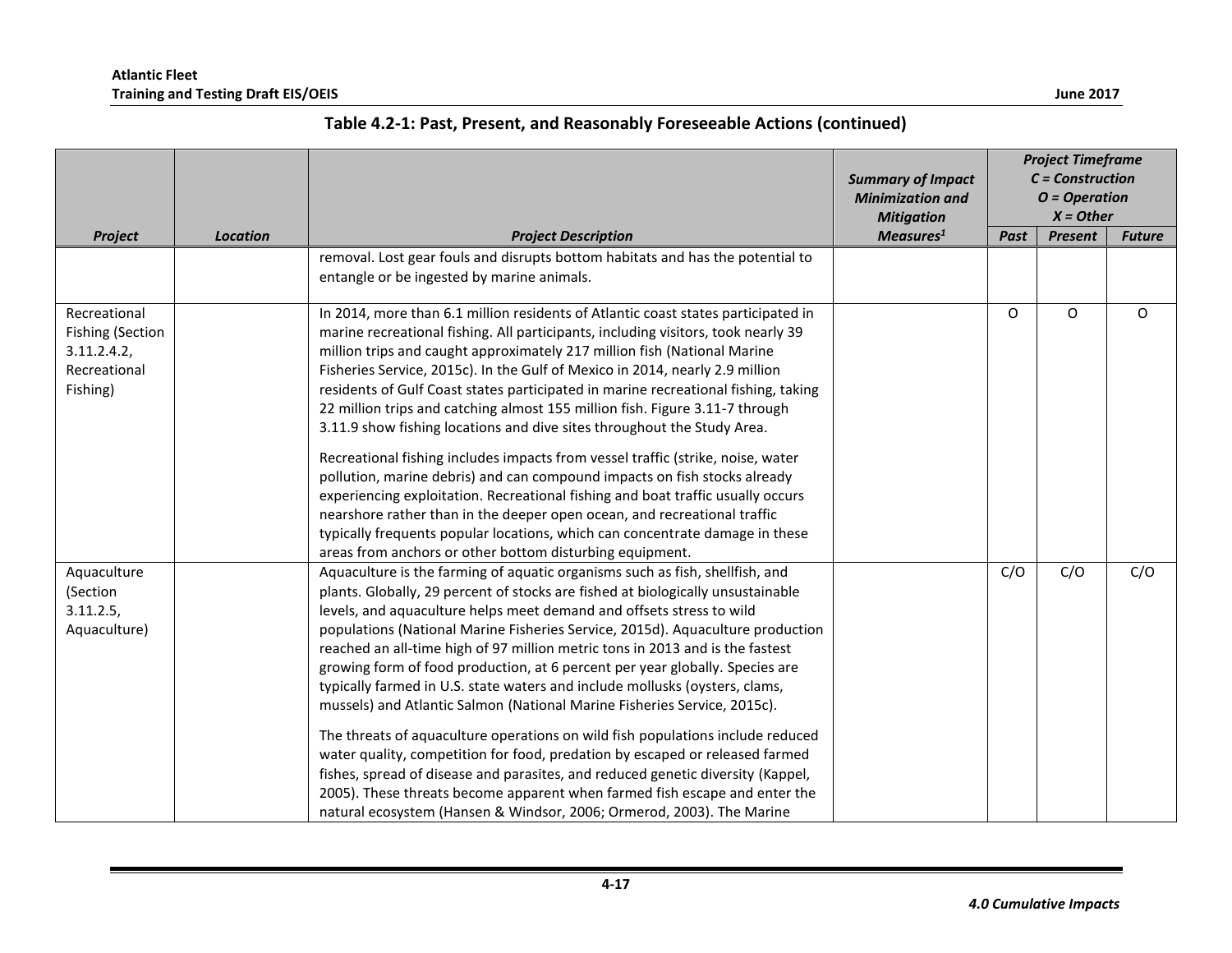**Table 4.2-1: Past, Present, and Reasonably Foreseeable Actions (continued)**

| *Project* | *Location* | *Project Description* | *Summary of Impact Minimization and Mitigation Measures*[1] | *Project Timeframe C = Construction O = Operation X = Other* | | |
|---|---|---|---|---|---|---|
| | | | | *Past* | *Present* | *Future* |
| | | removal. Lost gear fouls and disrupts bottom habitats and has the potential to entangle or be ingested by marine animals. | | | | |
| Recreational Fishing (Section 3.11.2.4.2, Recreational Fishing) | | In 2014, more than 6.1 million residents of Atlantic coast states participated in marine recreational fishing. All participants, including visitors, took nearly 39 million trips and caught approximately 217 million fish (National Marine Fisheries Service, 2015c). In the Gulf of Mexico in 2014, nearly 2.9 million residents of Gulf Coast states participated in marine recreational fishing, taking 22 million trips and catching almost 155 million fish. Figure 3.11-7 through 3.11.9 show fishing locations and dive sites throughout the Study Area.<br><br>Recreational fishing includes impacts from vessel traffic (strike, noise, water pollution, marine debris) and can compound impacts on fish stocks already experiencing exploitation. Recreational fishing and boat traffic usually occurs nearshore rather than in the deeper open ocean, and recreational traffic typically frequents popular locations, which can concentrate damage in these areas from anchors or other bottom disturbing equipment. | | O | O | O |
| Aquaculture (Section 3.11.2.5, Aquaculture) | | Aquaculture is the farming of aquatic organisms such as fish, shellfish, and plants. Globally, 29 percent of stocks are fished at biologically unsustainable levels, and aquaculture helps meet demand and offsets stress to wild populations (National Marine Fisheries Service, 2015d). Aquaculture production reached an all-time high of 97 million metric tons in 2013 and is the fastest growing form of food production, at 6 percent per year globally. Species are typically farmed in U.S. state waters and include mollusks (oysters, clams, mussels) and Atlantic Salmon (National Marine Fisheries Service, 2015c).<br><br>The threats of aquaculture operations on wild fish populations include reduced water quality, competition for food, predation by escaped or released farmed fishes, spread of disease and parasites, and reduced genetic diversity (Kappel, 2005). These threats become apparent when farmed fish escape and enter the natural ecosystem (Hansen & Windsor, 2006; Ormerod, 2003). The Marine | | C/O | C/O | C/O |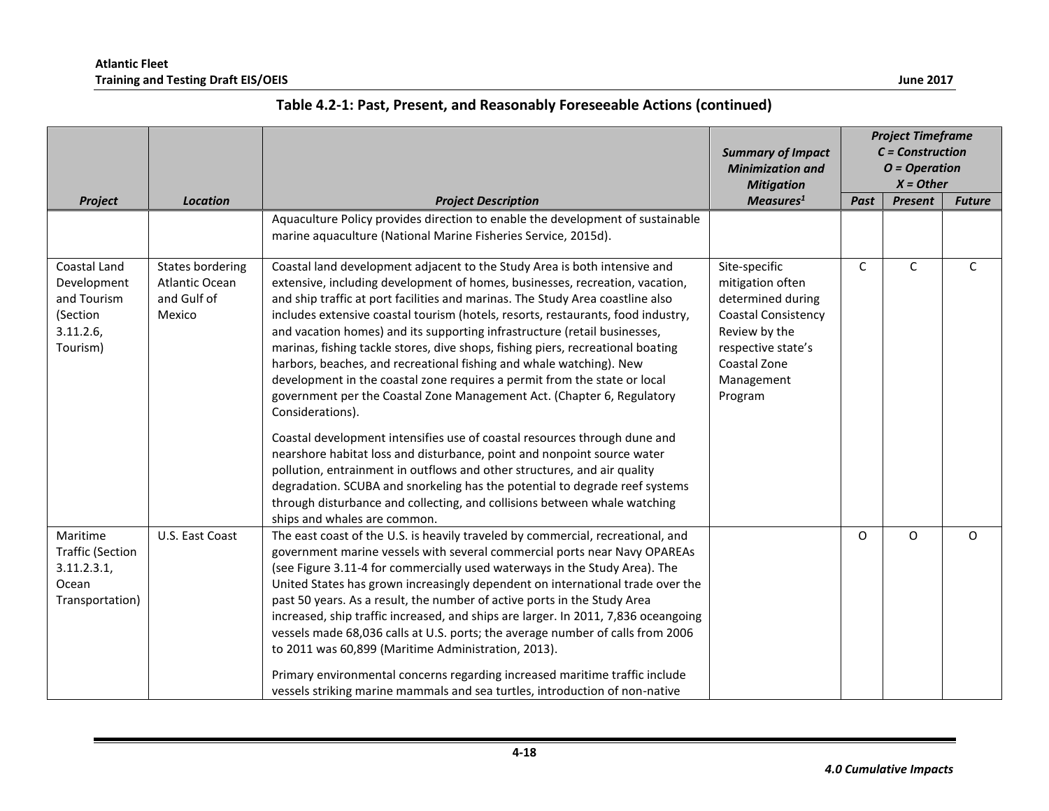## Table 4.2-1: Past, Present, and Reasonably Foreseeable Actions (continued)

| Project | Location | Project Description | Summary of Impact Minimization and Mitigation Measures[1] | Project Timeframe C = Construction O = Operation X = Other | | |
|---|---|---|---|---|---|---|
| | | | | Past | Present | Future |
| | | Aquaculture Policy provides direction to enable the development of sustainable marine aquaculture (National Marine Fisheries Service, 2015d). | | | | |
| Coastal Land Development and Tourism (Section 3.11.2.6, Tourism) | States bordering Atlantic Ocean and Gulf of Mexico | Coastal land development adjacent to the Study Area is both intensive and extensive, including development of homes, businesses, recreation, vacation, and ship traffic at port facilities and marinas. The Study Area coastline also includes extensive coastal tourism (hotels, resorts, restaurants, food industry, and vacation homes) and its supporting infrastructure (retail businesses, marinas, fishing tackle stores, dive shops, fishing piers, recreational boating harbors, beaches, and recreational fishing and whale watching). New development in the coastal zone requires a permit from the state or local government per the Coastal Zone Management Act. (Chapter 6, Regulatory Considerations).<br><br>Coastal development intensifies use of coastal resources through dune and nearshore habitat loss and disturbance, point and nonpoint source water pollution, entrainment in outflows and other structures, and air quality degradation. SCUBA and snorkeling has the potential to degrade reef systems through disturbance and collecting, and collisions between whale watching ships and whales are common. | Site-specific mitigation often determined during Coastal Consistency Review by the respective state's Coastal Zone Management Program | C | C | C |
| Maritime Traffic (Section 3.11.2.3.1, Ocean Transportation) | U.S. East Coast | The east coast of the U.S. is heavily traveled by commercial, recreational, and government marine vessels with several commercial ports near Navy OPAREAs (see Figure 3.11-4 for commercially used waterways in the Study Area). The United States has grown increasingly dependent on international trade over the past 50 years. As a result, the number of active ports in the Study Area increased, ship traffic increased, and ships are larger. In 2011, 7,836 oceangoing vessels made 68,036 calls at U.S. ports; the average number of calls from 2006 to 2011 was 60,899 (Maritime Administration, 2013).<br><br>Primary environmental concerns regarding increased maritime traffic include vessels striking marine mammals and sea turtles, introduction of non-native | | O | O | O |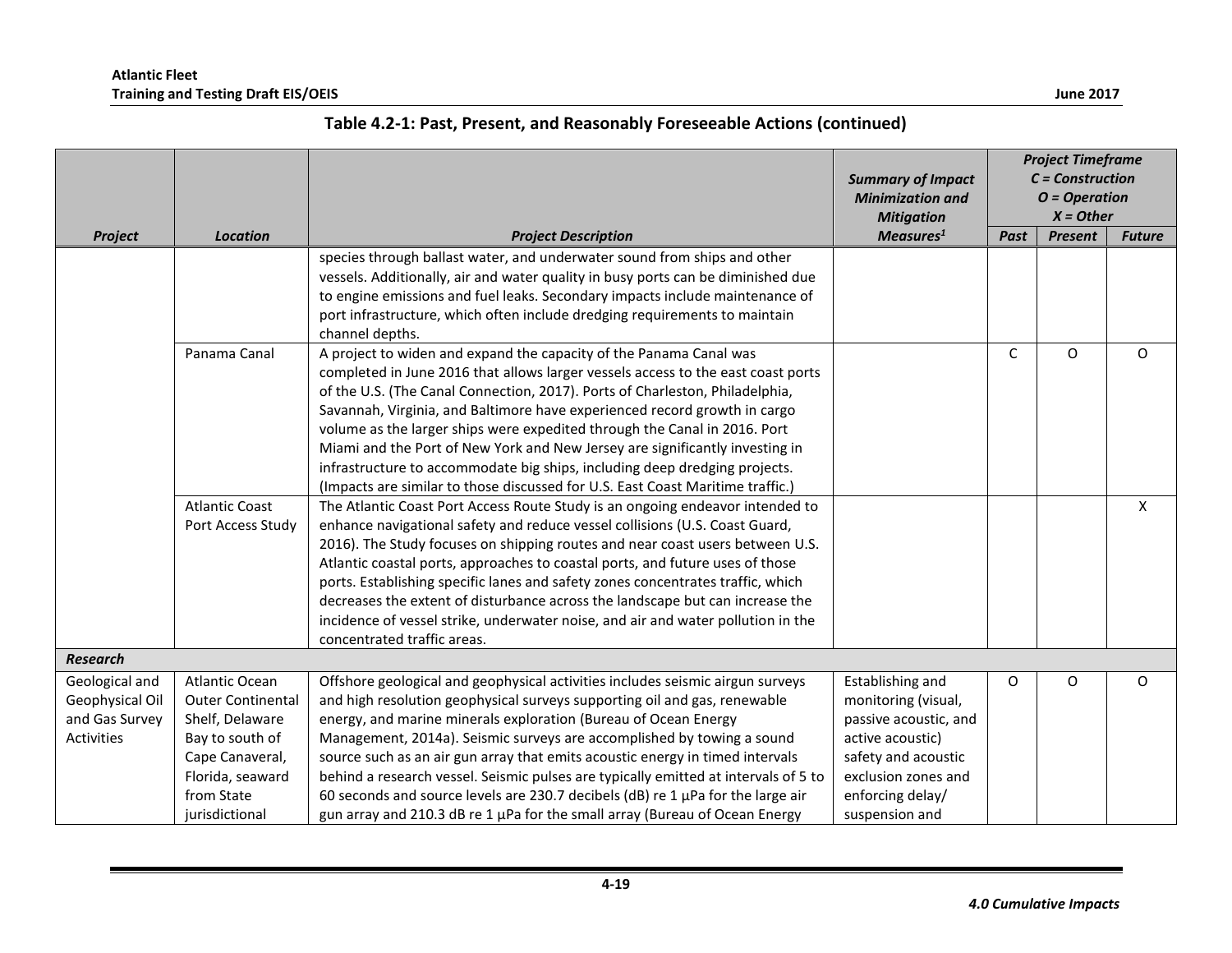**Table 4.2-1: Past, Present, and Reasonably Foreseeable Actions (continued)**

| Project | Location | Project Description | Summary of Impact Minimization and Mitigation Measures[1] | Project Timeframe C = Construction O = Operation X = Other | | |
|---|---|---|---|---|---|---|
| | | | | Past | Present | Future |
| | | species through ballast water, and underwater sound from ships and other vessels. Additionally, air and water quality in busy ports can be diminished due to engine emissions and fuel leaks. Secondary impacts include maintenance of port infrastructure, which often include dredging requirements to maintain channel depths. | | | | |
| | Panama Canal | A project to widen and expand the capacity of the Panama Canal was completed in June 2016 that allows larger vessels access to the east coast ports of the U.S. (The Canal Connection, 2017). Ports of Charleston, Philadelphia, Savannah, Virginia, and Baltimore have experienced record growth in cargo volume as the larger ships were expedited through the Canal in 2016. Port Miami and the Port of New York and New Jersey are significantly investing in infrastructure to accommodate big ships, including deep dredging projects. (Impacts are similar to those discussed for U.S. East Coast Maritime traffic.) | | C | O | O |
| | Atlantic Coast Port Access Study | The Atlantic Coast Port Access Route Study is an ongoing endeavor intended to enhance navigational safety and reduce vessel collisions (U.S. Coast Guard, 2016). The Study focuses on shipping routes and near coast users between U.S. Atlantic coastal ports, approaches to coastal ports, and future uses of those ports. Establishing specific lanes and safety zones concentrates traffic, which decreases the extent of disturbance across the landscape but can increase the incidence of vessel strike, underwater noise, and air and water pollution in the concentrated traffic areas. | | | | X |
| ***Research*** | | | | | | |
| Geological and Geophysical Oil and Gas Survey Activities | Atlantic Ocean Outer Continental Shelf, Delaware Bay to south of Cape Canaveral, Florida, seaward from State jurisdictional | Offshore geological and geophysical activities includes seismic airgun surveys and high resolution geophysical surveys supporting oil and gas, renewable energy, and marine minerals exploration (Bureau of Ocean Energy Management, 2014a). Seismic surveys are accomplished by towing a sound source such as an air gun array that emits acoustic energy in timed intervals behind a research vessel. Seismic pulses are typically emitted at intervals of 5 to 60 seconds and source levels are 230.7 decibels (dB) re 1 µPa for the large air gun array and 210.3 dB re 1 µPa for the small array (Bureau of Ocean Energy | Establishing and monitoring (visual, passive acoustic, and active acoustic) safety and acoustic exclusion zones and enforcing delay/ suspension and | O | O | O |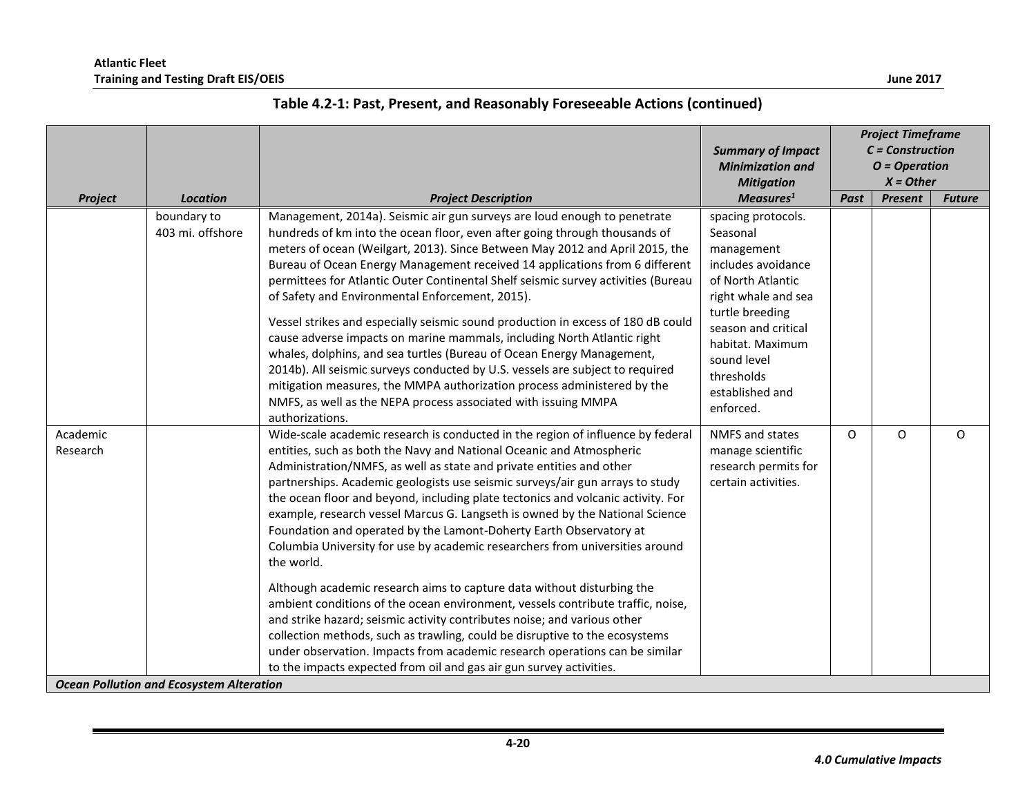**Table 4.2-1: Past, Present, and Reasonably Foreseeable Actions (continued)**

| Project | Location | Project Description | Summary of Impact Minimization and Mitigation Measures[1] | Project Timeframe C = Construction O = Operation X = Other | | |
|---|---|---|---|---|---|---|
| | | | | Past | Present | Future |
| | boundary to 403 mi. offshore | Management, 2014a). Seismic air gun surveys are loud enough to penetrate hundreds of km into the ocean floor, even after going through thousands of meters of ocean (Weilgart, 2013). Since Between May 2012 and April 2015, the Bureau of Ocean Energy Management received 14 applications from 6 different permittees for Atlantic Outer Continental Shelf seismic survey activities (Bureau of Safety and Environmental Enforcement, 2015).<br><br>Vessel strikes and especially seismic sound production in excess of 180 dB could cause adverse impacts on marine mammals, including North Atlantic right whales, dolphins, and sea turtles (Bureau of Ocean Energy Management, 2014b). All seismic surveys conducted by U.S. vessels are subject to required mitigation measures, the MMPA authorization process administered by the NMFS, as well as the NEPA process associated with issuing MMPA authorizations. | spacing protocols. Seasonal management includes avoidance of North Atlantic right whale and sea turtle breeding season and critical habitat. Maximum sound level thresholds established and enforced. | | | |
| Academic Research | | Wide-scale academic research is conducted in the region of influence by federal entities, such as both the Navy and National Oceanic and Atmospheric Administration/NMFS, as well as state and private entities and other partnerships. Academic geologists use seismic surveys/air gun arrays to study the ocean floor and beyond, including plate tectonics and volcanic activity. For example, research vessel Marcus G. Langseth is owned by the National Science Foundation and operated by the Lamont-Doherty Earth Observatory at Columbia University for use by academic researchers from universities around the world.<br><br>Although academic research aims to capture data without disturbing the ambient conditions of the ocean environment, vessels contribute traffic, noise, and strike hazard; seismic activity contributes noise; and various other collection methods, such as trawling, could be disruptive to the ecosystems under observation. Impacts from academic research operations can be similar to the impacts expected from oil and gas air gun survey activities. | NMFS and states manage scientific research permits for certain activities. | O | O | O |
| ***Ocean Pollution and Ecosystem Alteration*** | | | | | | |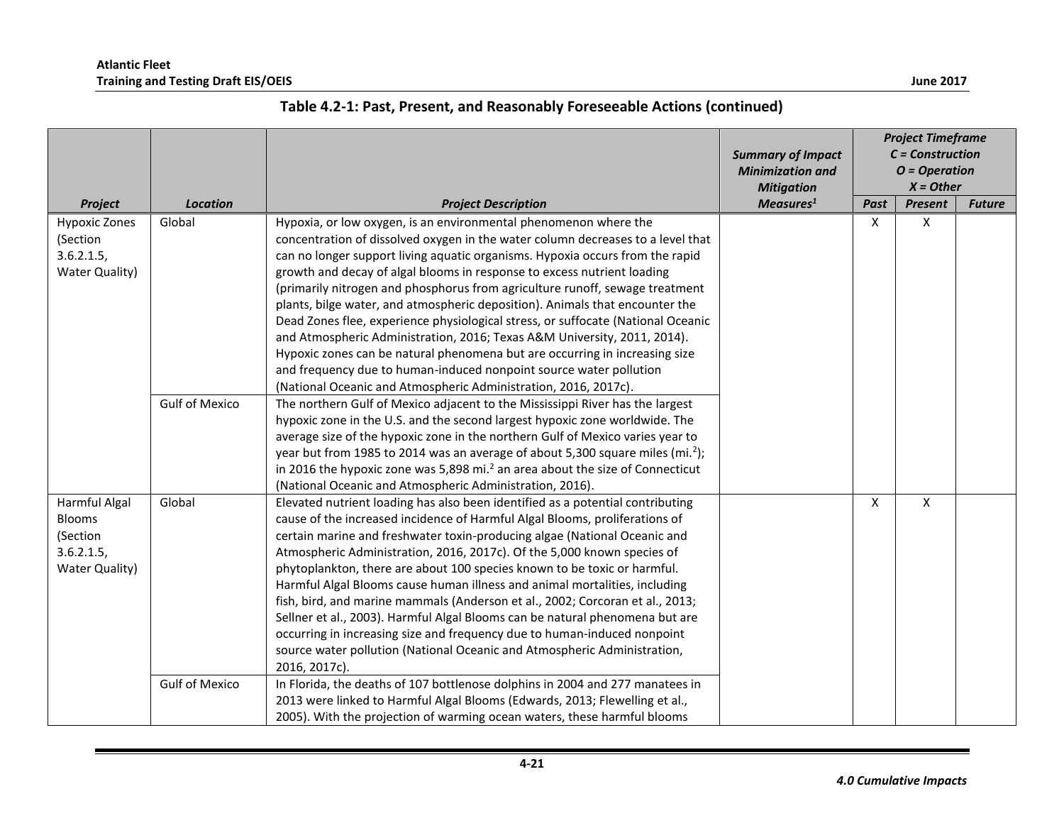**Table 4.2-1: Past, Present, and Reasonably Foreseeable Actions (continued)**

| Project | Location | Project Description | Summary of Impact Minimization and Mitigation Measures[1] | Project Timeframe C = Construction O = Operation X = Other | | |
|---|---|---|---|---|---|---|
| | | | | Past | Present | Future |
| Hypoxic Zones (Section 3.6.2.1.5, Water Quality) | Global | Hypoxia, or low oxygen, is an environmental phenomenon where the concentration of dissolved oxygen in the water column decreases to a level that can no longer support living aquatic organisms. Hypoxia occurs from the rapid growth and decay of algal blooms in response to excess nutrient loading (primarily nitrogen and phosphorus from agriculture runoff, sewage treatment plants, bilge water, and atmospheric deposition). Animals that encounter the Dead Zones flee, experience physiological stress, or suffocate (National Oceanic and Atmospheric Administration, 2016; Texas A&M University, 2011, 2014). Hypoxic zones can be natural phenomena but are occurring in increasing size and frequency due to human-induced nonpoint source water pollution (National Oceanic and Atmospheric Administration, 2016, 2017c). | | X | X | |
| | Gulf of Mexico | The northern Gulf of Mexico adjacent to the Mississippi River has the largest hypoxic zone in the U.S. and the second largest hypoxic zone worldwide. The average size of the hypoxic zone in the northern Gulf of Mexico varies year to year but from 1985 to 2014 was an average of about 5,300 square miles (mi.$^2$); in 2016 the hypoxic zone was 5,898 mi.$^2$ an area about the size of Connecticut (National Oceanic and Atmospheric Administration, 2016). | | | | |
| Harmful Algal Blooms (Section 3.6.2.1.5, Water Quality) | Global | Elevated nutrient loading has also been identified as a potential contributing cause of the increased incidence of Harmful Algal Blooms, proliferations of certain marine and freshwater toxin-producing algae (National Oceanic and Atmospheric Administration, 2016, 2017c). Of the 5,000 known species of phytoplankton, there are about 100 species known to be toxic or harmful. Harmful Algal Blooms cause human illness and animal mortalities, including fish, bird, and marine mammals (Anderson et al., 2002; Corcoran et al., 2013; Sellner et al., 2003). Harmful Algal Blooms can be natural phenomena but are occurring in increasing size and frequency due to human-induced nonpoint source water pollution (National Oceanic and Atmospheric Administration, 2016, 2017c). | | X | X | |
| | Gulf of Mexico | In Florida, the deaths of 107 bottlenose dolphins in 2004 and 277 manatees in 2013 were linked to Harmful Algal Blooms (Edwards, 2013; Flewelling et al., 2005). With the projection of warming ocean waters, these harmful blooms | | | | |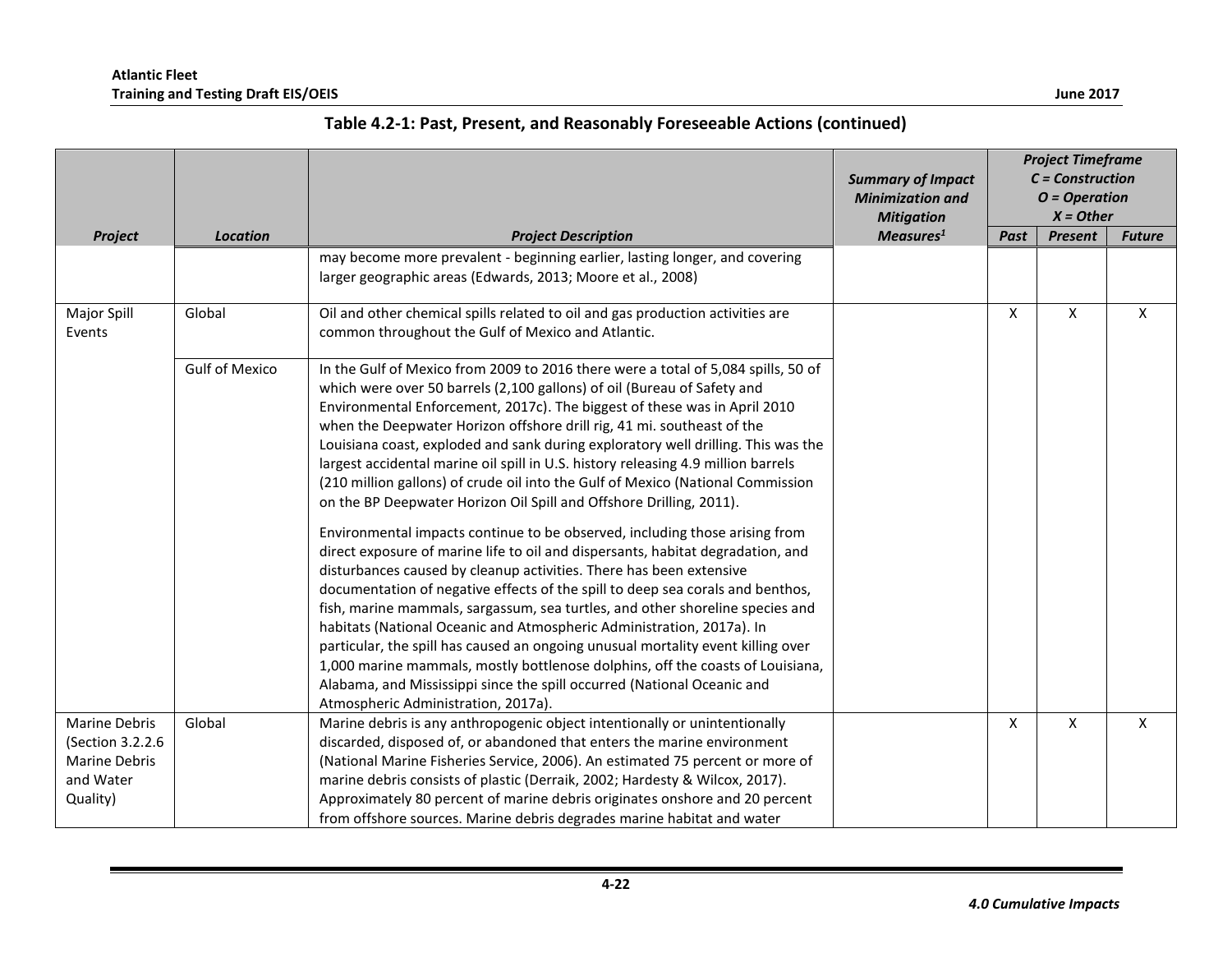**Table 4.2-1: Past, Present, and Reasonably Foreseeable Actions (continued)**

| Project | Location | Project Description | Summary of Impact Minimization and Mitigation Measures[1] | Project Timeframe C = Construction O = Operation X = Other | | |
|---|---|---|---|---|---|---|
| | | | | Past | Present | Future |
| | | may become more prevalent - beginning earlier, lasting longer, and covering larger geographic areas (Edwards, 2013; Moore et al., 2008) | | | | |
| Major Spill Events | Global | Oil and other chemical spills related to oil and gas production activities are common throughout the Gulf of Mexico and Atlantic. | | X | X | X |
| | Gulf of Mexico | In the Gulf of Mexico from 2009 to 2016 there were a total of 5,084 spills, 50 of which were over 50 barrels (2,100 gallons) of oil (Bureau of Safety and Environmental Enforcement, 2017c). The biggest of these was in April 2010 when the Deepwater Horizon offshore drill rig, 41 mi. southeast of the Louisiana coast, exploded and sank during exploratory well drilling. This was the largest accidental marine oil spill in U.S. history releasing 4.9 million barrels (210 million gallons) of crude oil into the Gulf of Mexico (National Commission on the BP Deepwater Horizon Oil Spill and Offshore Drilling, 2011). Environmental impacts continue to be observed, including those arising from direct exposure of marine life to oil and dispersants, habitat degradation, and disturbances caused by cleanup activities. There has been extensive documentation of negative effects of the spill to deep sea corals and benthos, fish, marine mammals, sargassum, sea turtles, and other shoreline species and habitats (National Oceanic and Atmospheric Administration, 2017a). In particular, the spill has caused an ongoing unusual mortality event killing over 1,000 marine mammals, mostly bottlenose dolphins, off the coasts of Louisiana, Alabama, and Mississippi since the spill occurred (National Oceanic and Atmospheric Administration, 2017a). | | | | |
| Marine Debris (Section 3.2.2.6 Marine Debris and Water Quality) | Global | Marine debris is any anthropogenic object intentionally or unintentionally discarded, disposed of, or abandoned that enters the marine environment (National Marine Fisheries Service, 2006). An estimated 75 percent or more of marine debris consists of plastic (Derraik, 2002; Hardesty & Wilcox, 2017). Approximately 80 percent of marine debris originates onshore and 20 percent from offshore sources. Marine debris degrades marine habitat and water | | X | X | X |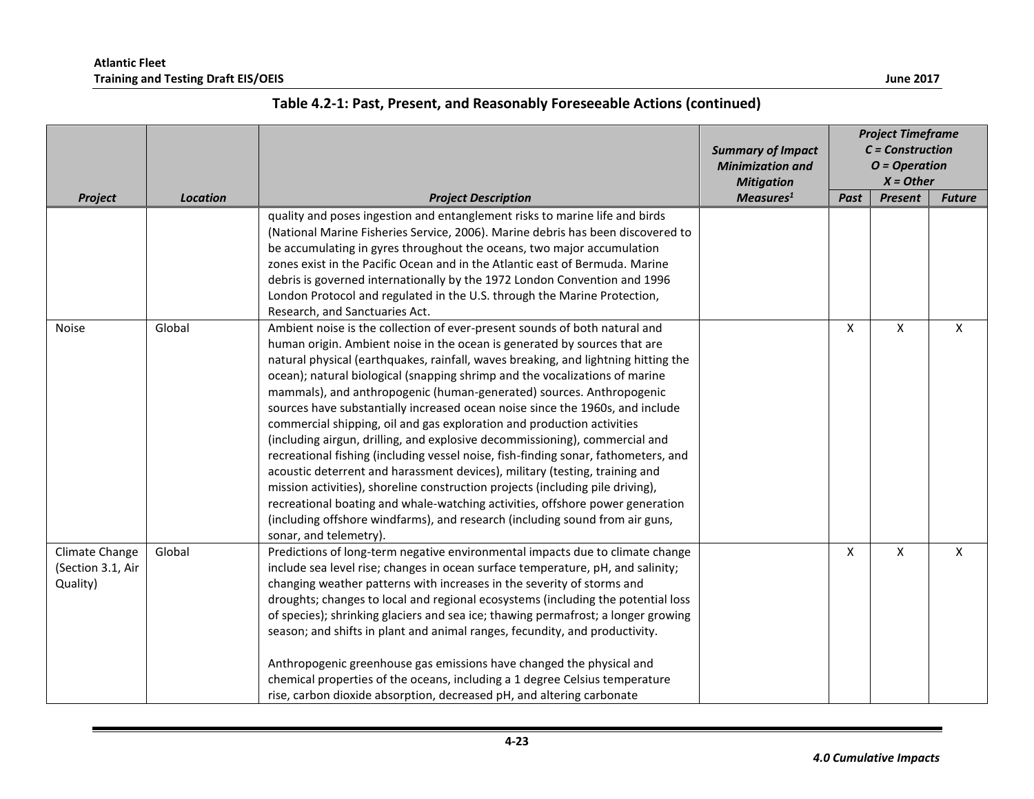**Table 4.2-1: Past, Present, and Reasonably Foreseeable Actions (continued)**

| Project | Location | Project Description | Summary of Impact Minimization and Mitigation Measures[1] | Project Timeframe C = Construction O = Operation X = Other | | |
|---|---|---|---|---|---|---|
| | | | | Past | Present | Future |
| | | quality and poses ingestion and entanglement risks to marine life and birds (National Marine Fisheries Service, 2006). Marine debris has been discovered to be accumulating in gyres throughout the oceans, two major accumulation zones exist in the Pacific Ocean and in the Atlantic east of Bermuda. Marine debris is governed internationally by the 1972 London Convention and 1996 London Protocol and regulated in the U.S. through the Marine Protection, Research, and Sanctuaries Act. | | | | |
| Noise | Global | Ambient noise is the collection of ever-present sounds of both natural and human origin. Ambient noise in the ocean is generated by sources that are natural physical (earthquakes, rainfall, waves breaking, and lightning hitting the ocean); natural biological (snapping shrimp and the vocalizations of marine mammals), and anthropogenic (human-generated) sources. Anthropogenic sources have substantially increased ocean noise since the 1960s, and include commercial shipping, oil and gas exploration and production activities (including airgun, drilling, and explosive decommissioning), commercial and recreational fishing (including vessel noise, fish-finding sonar, fathometers, and acoustic deterrent and harassment devices), military (testing, training and mission activities), shoreline construction projects (including pile driving), recreational boating and whale-watching activities, offshore power generation (including offshore windfarms), and research (including sound from air guns, sonar, and telemetry). | | X | X | X |
| Climate Change (Section 3.1, Air Quality) | Global | Predictions of long-term negative environmental impacts due to climate change include sea level rise; changes in ocean surface temperature, pH, and salinity; changing weather patterns with increases in the severity of storms and droughts; changes to local and regional ecosystems (including the potential loss of species); shrinking glaciers and sea ice; thawing permafrost; a longer growing season; and shifts in plant and animal ranges, fecundity, and productivity.<br><br>Anthropogenic greenhouse gas emissions have changed the physical and chemical properties of the oceans, including a 1 degree Celsius temperature rise, carbon dioxide absorption, decreased pH, and altering carbonate | | X | X | X |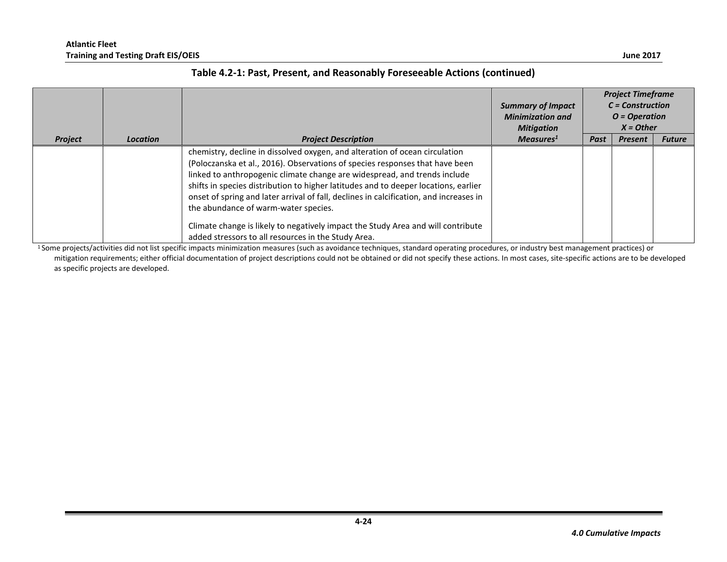### Table 4.2-1: Past, Present, and Reasonably Foreseeable Actions (continued)

| Project | Location | Project Description | Summary of Impact Minimization and Mitigation Measures[1] | Project Timeframe C = Construction O = Operation X = Other | | |
|---|---|---|---|---|---|---|
| | | | | Past | Present | Future |
| | | chemistry, decline in dissolved oxygen, and alteration of ocean circulation (Poloczanska et al., 2016). Observations of species responses that have been linked to anthropogenic climate change are widespread, and trends include shifts in species distribution to higher latitudes and to deeper locations, earlier onset of spring and later arrival of fall, declines in calcification, and increases in the abundance of warm-water species.<br><br>Climate change is likely to negatively impact the Study Area and will contribute added stressors to all resources in the Study Area. | | | | |

[1] Some projects/activities did not list specific impacts minimization measures (such as avoidance techniques, standard operating procedures, or industry best management practices) or mitigation requirements; either official documentation of project descriptions could not be obtained or did not specify these actions. In most cases, site-specific actions are to be developed as specific projects are developed.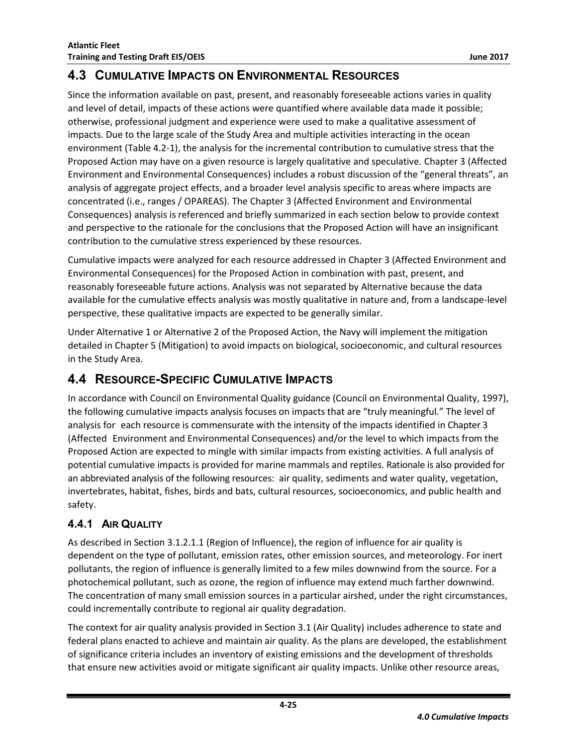## 4.3 Cumulative Impacts on Environmental Resources

Since the information available on past, present, and reasonably foreseeable actions varies in quality and level of detail, impacts of these actions were quantified where available data made it possible; otherwise, professional judgment and experience were used to make a qualitative assessment of impacts. Due to the large scale of the Study Area and multiple activities interacting in the ocean environment (Table 4.2-1), the analysis for the incremental contribution to cumulative stress that the Proposed Action may have on a given resource is largely qualitative and speculative. Chapter 3 (Affected Environment and Environmental Consequences) includes a robust discussion of the "general threats", an analysis of aggregate project effects, and a broader level analysis specific to areas where impacts are concentrated (i.e., ranges / OPAREAS). The Chapter 3 (Affected Environment and Environmental Consequences) analysis is referenced and briefly summarized in each section below to provide context and perspective to the rationale for the conclusions that the Proposed Action will have an insignificant contribution to the cumulative stress experienced by these resources.

Cumulative impacts were analyzed for each resource addressed in Chapter 3 (Affected Environment and Environmental Consequences) for the Proposed Action in combination with past, present, and reasonably foreseeable future actions. Analysis was not separated by Alternative because the data available for the cumulative effects analysis was mostly qualitative in nature and, from a landscape-level perspective, these qualitative impacts are expected to be generally similar.

Under Alternative 1 or Alternative 2 of the Proposed Action, the Navy will implement the mitigation detailed in Chapter 5 (Mitigation) to avoid impacts on biological, socioeconomic, and cultural resources in the Study Area.

## 4.4 Resource-Specific Cumulative Impacts

In accordance with Council on Environmental Quality guidance (Council on Environmental Quality, 1997), the following cumulative impacts analysis focuses on impacts that are "truly meaningful." The level of analysis for each resource is commensurate with the intensity of the impacts identified in Chapter 3 (Affected Environment and Environmental Consequences) and/or the level to which impacts from the Proposed Action are expected to mingle with similar impacts from existing activities. A full analysis of potential cumulative impacts is provided for marine mammals and reptiles. Rationale is also provided for an abbreviated analysis of the following resources: air quality, sediments and water quality, vegetation, invertebrates, habitat, fishes, birds and bats, cultural resources, socioeconomics, and public health and safety.

### 4.4.1 Air Quality

As described in Section 3.1.2.1.1 (Region of Influence), the region of influence for air quality is dependent on the type of pollutant, emission rates, other emission sources, and meteorology. For inert pollutants, the region of influence is generally limited to a few miles downwind from the source. For a photochemical pollutant, such as ozone, the region of influence may extend much farther downwind. The concentration of many small emission sources in a particular airshed, under the right circumstances, could incrementally contribute to regional air quality degradation.

The context for air quality analysis provided in Section 3.1 (Air Quality) includes adherence to state and federal plans enacted to achieve and maintain air quality. As the plans are developed, the establishment of significance criteria includes an inventory of existing emissions and the development of thresholds that ensure new activities avoid or mitigate significant air quality impacts. Unlike other resource areas,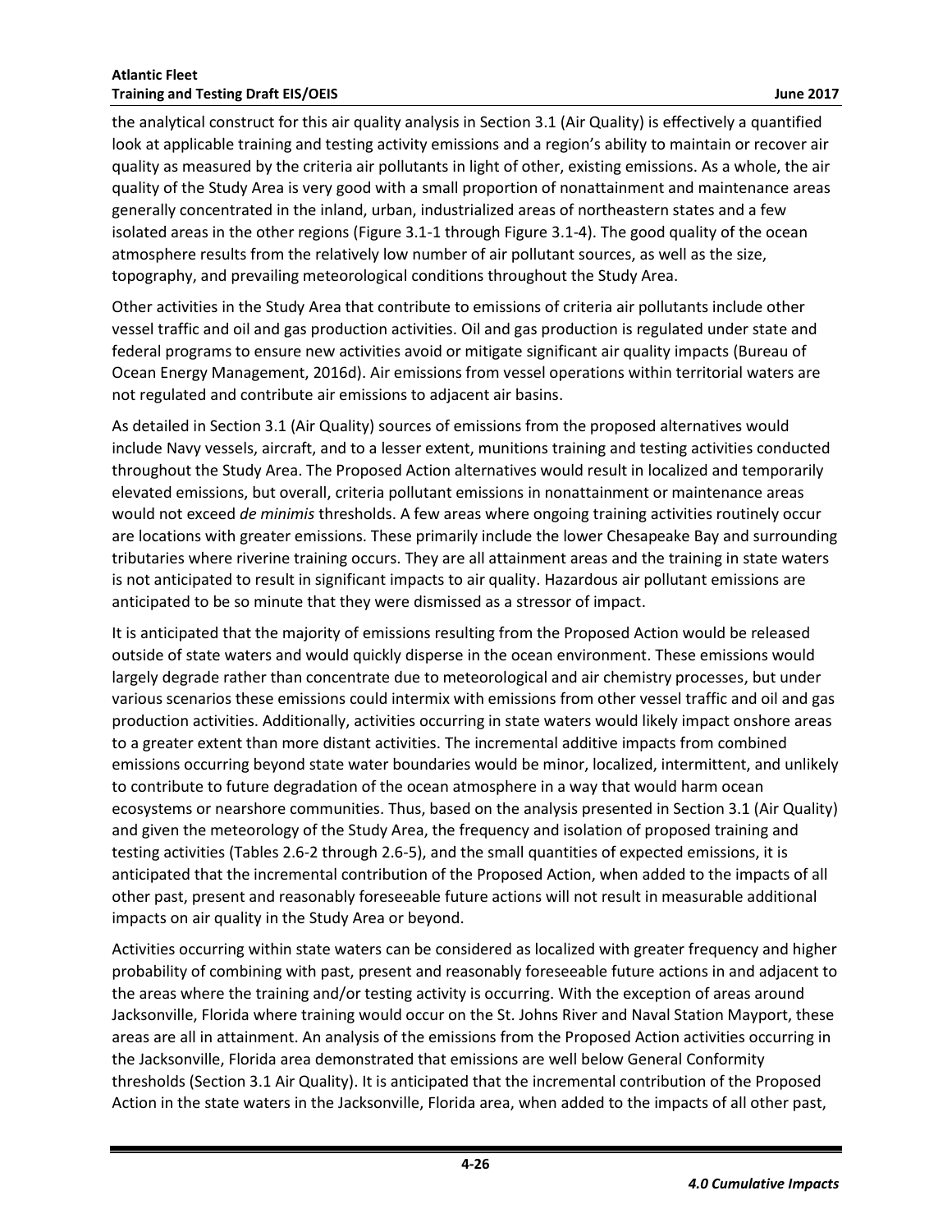the analytical construct for this air quality analysis in Section 3.1 (Air Quality) is effectively a quantified look at applicable training and testing activity emissions and a region's ability to maintain or recover air quality as measured by the criteria air pollutants in light of other, existing emissions. As a whole, the air quality of the Study Area is very good with a small proportion of nonattainment and maintenance areas generally concentrated in the inland, urban, industrialized areas of northeastern states and a few isolated areas in the other regions (Figure 3.1-1 through Figure 3.1-4). The good quality of the ocean atmosphere results from the relatively low number of air pollutant sources, as well as the size, topography, and prevailing meteorological conditions throughout the Study Area.

Other activities in the Study Area that contribute to emissions of criteria air pollutants include other vessel traffic and oil and gas production activities. Oil and gas production is regulated under state and federal programs to ensure new activities avoid or mitigate significant air quality impacts (Bureau of Ocean Energy Management, 2016d). Air emissions from vessel operations within territorial waters are not regulated and contribute air emissions to adjacent air basins.

As detailed in Section 3.1 (Air Quality) sources of emissions from the proposed alternatives would include Navy vessels, aircraft, and to a lesser extent, munitions training and testing activities conducted throughout the Study Area. The Proposed Action alternatives would result in localized and temporarily elevated emissions, but overall, criteria pollutant emissions in nonattainment or maintenance areas would not exceed *de minimis* thresholds. A few areas where ongoing training activities routinely occur are locations with greater emissions. These primarily include the lower Chesapeake Bay and surrounding tributaries where riverine training occurs. They are all attainment areas and the training in state waters is not anticipated to result in significant impacts to air quality. Hazardous air pollutant emissions are anticipated to be so minute that they were dismissed as a stressor of impact.

It is anticipated that the majority of emissions resulting from the Proposed Action would be released outside of state waters and would quickly disperse in the ocean environment. These emissions would largely degrade rather than concentrate due to meteorological and air chemistry processes, but under various scenarios these emissions could intermix with emissions from other vessel traffic and oil and gas production activities. Additionally, activities occurring in state waters would likely impact onshore areas to a greater extent than more distant activities. The incremental additive impacts from combined emissions occurring beyond state water boundaries would be minor, localized, intermittent, and unlikely to contribute to future degradation of the ocean atmosphere in a way that would harm ocean ecosystems or nearshore communities. Thus, based on the analysis presented in Section 3.1 (Air Quality) and given the meteorology of the Study Area, the frequency and isolation of proposed training and testing activities (Tables 2.6-2 through 2.6-5), and the small quantities of expected emissions, it is anticipated that the incremental contribution of the Proposed Action, when added to the impacts of all other past, present and reasonably foreseeable future actions will not result in measurable additional impacts on air quality in the Study Area or beyond.

Activities occurring within state waters can be considered as localized with greater frequency and higher probability of combining with past, present and reasonably foreseeable future actions in and adjacent to the areas where the training and/or testing activity is occurring. With the exception of areas around Jacksonville, Florida where training would occur on the St. Johns River and Naval Station Mayport, these areas are all in attainment. An analysis of the emissions from the Proposed Action activities occurring in the Jacksonville, Florida area demonstrated that emissions are well below General Conformity thresholds (Section 3.1 Air Quality). It is anticipated that the incremental contribution of the Proposed Action in the state waters in the Jacksonville, Florida area, when added to the impacts of all other past,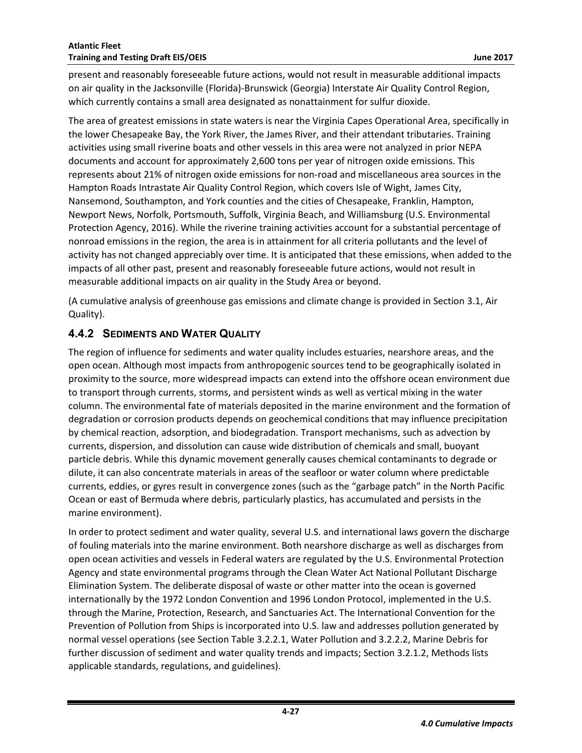present and reasonably foreseeable future actions, would not result in measurable additional impacts on air quality in the Jacksonville (Florida)-Brunswick (Georgia) Interstate Air Quality Control Region, which currently contains a small area designated as nonattainment for sulfur dioxide.

The area of greatest emissions in state waters is near the Virginia Capes Operational Area, specifically in the lower Chesapeake Bay, the York River, the James River, and their attendant tributaries. Training activities using small riverine boats and other vessels in this area were not analyzed in prior NEPA documents and account for approximately 2,600 tons per year of nitrogen oxide emissions. This represents about 21% of nitrogen oxide emissions for non-road and miscellaneous area sources in the Hampton Roads Intrastate Air Quality Control Region, which covers Isle of Wight, James City, Nansemond, Southampton, and York counties and the cities of Chesapeake, Franklin, Hampton, Newport News, Norfolk, Portsmouth, Suffolk, Virginia Beach, and Williamsburg (U.S. Environmental Protection Agency, 2016). While the riverine training activities account for a substantial percentage of nonroad emissions in the region, the area is in attainment for all criteria pollutants and the level of activity has not changed appreciably over time. It is anticipated that these emissions, when added to the impacts of all other past, present and reasonably foreseeable future actions, would not result in measurable additional impacts on air quality in the Study Area or beyond.

(A cumulative analysis of greenhouse gas emissions and climate change is provided in Section 3.1, Air Quality).

## 4.4.2 Sediments and Water Quality

The region of influence for sediments and water quality includes estuaries, nearshore areas, and the open ocean. Although most impacts from anthropogenic sources tend to be geographically isolated in proximity to the source, more widespread impacts can extend into the offshore ocean environment due to transport through currents, storms, and persistent winds as well as vertical mixing in the water column. The environmental fate of materials deposited in the marine environment and the formation of degradation or corrosion products depends on geochemical conditions that may influence precipitation by chemical reaction, adsorption, and biodegradation. Transport mechanisms, such as advection by currents, dispersion, and dissolution can cause wide distribution of chemicals and small, buoyant particle debris. While this dynamic movement generally causes chemical contaminants to degrade or dilute, it can also concentrate materials in areas of the seafloor or water column where predictable currents, eddies, or gyres result in convergence zones (such as the "garbage patch" in the North Pacific Ocean or east of Bermuda where debris, particularly plastics, has accumulated and persists in the marine environment).

In order to protect sediment and water quality, several U.S. and international laws govern the discharge of fouling materials into the marine environment. Both nearshore discharge as well as discharges from open ocean activities and vessels in Federal waters are regulated by the U.S. Environmental Protection Agency and state environmental programs through the Clean Water Act National Pollutant Discharge Elimination System. The deliberate disposal of waste or other matter into the ocean is governed internationally by the 1972 London Convention and 1996 London Protocol, implemented in the U.S. through the Marine, Protection, Research, and Sanctuaries Act. The International Convention for the Prevention of Pollution from Ships is incorporated into U.S. law and addresses pollution generated by normal vessel operations (see Section Table 3.2.2.1, Water Pollution and 3.2.2.2, Marine Debris for further discussion of sediment and water quality trends and impacts; Section 3.2.1.2, Methods lists applicable standards, regulations, and guidelines).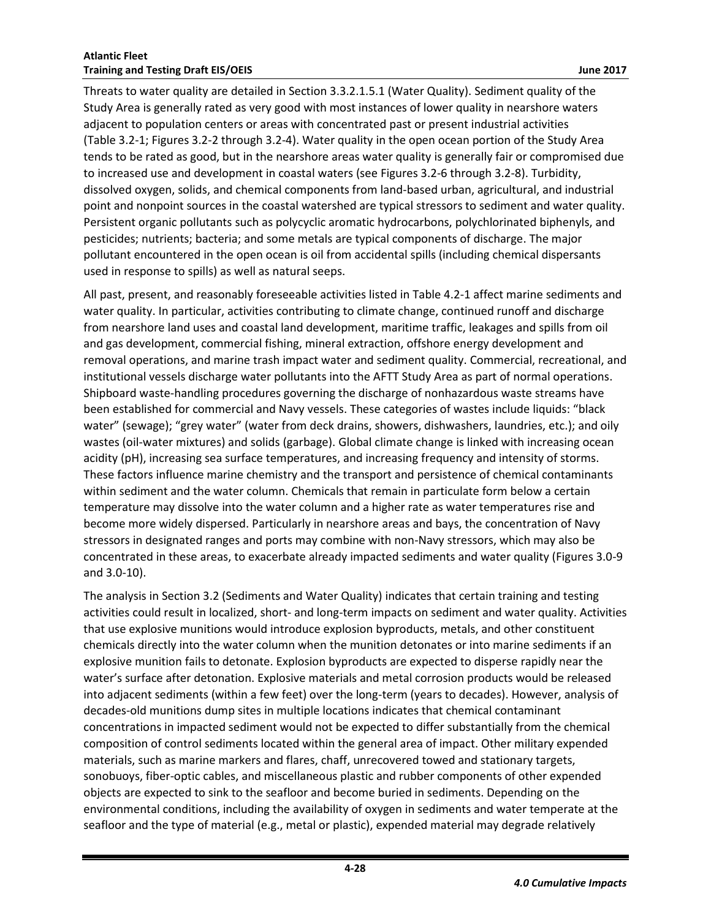Threats to water quality are detailed in Section 3.3.2.1.5.1 (Water Quality). Sediment quality of the Study Area is generally rated as very good with most instances of lower quality in nearshore waters adjacent to population centers or areas with concentrated past or present industrial activities (Table 3.2-1; Figures 3.2-2 through 3.2-4). Water quality in the open ocean portion of the Study Area tends to be rated as good, but in the nearshore areas water quality is generally fair or compromised due to increased use and development in coastal waters (see Figures 3.2-6 through 3.2-8). Turbidity, dissolved oxygen, solids, and chemical components from land-based urban, agricultural, and industrial point and nonpoint sources in the coastal watershed are typical stressors to sediment and water quality. Persistent organic pollutants such as polycyclic aromatic hydrocarbons, polychlorinated biphenyls, and pesticides; nutrients; bacteria; and some metals are typical components of discharge. The major pollutant encountered in the open ocean is oil from accidental spills (including chemical dispersants used in response to spills) as well as natural seeps.

All past, present, and reasonably foreseeable activities listed in Table 4.2-1 affect marine sediments and water quality. In particular, activities contributing to climate change, continued runoff and discharge from nearshore land uses and coastal land development, maritime traffic, leakages and spills from oil and gas development, commercial fishing, mineral extraction, offshore energy development and removal operations, and marine trash impact water and sediment quality. Commercial, recreational, and institutional vessels discharge water pollutants into the AFTT Study Area as part of normal operations. Shipboard waste-handling procedures governing the discharge of nonhazardous waste streams have been established for commercial and Navy vessels. These categories of wastes include liquids: "black water" (sewage); "grey water" (water from deck drains, showers, dishwashers, laundries, etc.); and oily wastes (oil-water mixtures) and solids (garbage). Global climate change is linked with increasing ocean acidity (pH), increasing sea surface temperatures, and increasing frequency and intensity of storms. These factors influence marine chemistry and the transport and persistence of chemical contaminants within sediment and the water column. Chemicals that remain in particulate form below a certain temperature may dissolve into the water column and a higher rate as water temperatures rise and become more widely dispersed. Particularly in nearshore areas and bays, the concentration of Navy stressors in designated ranges and ports may combine with non-Navy stressors, which may also be concentrated in these areas, to exacerbate already impacted sediments and water quality (Figures 3.0-9 and 3.0-10).

The analysis in Section 3.2 (Sediments and Water Quality) indicates that certain training and testing activities could result in localized, short- and long-term impacts on sediment and water quality. Activities that use explosive munitions would introduce explosion byproducts, metals, and other constituent chemicals directly into the water column when the munition detonates or into marine sediments if an explosive munition fails to detonate. Explosion byproducts are expected to disperse rapidly near the water's surface after detonation. Explosive materials and metal corrosion products would be released into adjacent sediments (within a few feet) over the long-term (years to decades). However, analysis of decades-old munitions dump sites in multiple locations indicates that chemical contaminant concentrations in impacted sediment would not be expected to differ substantially from the chemical composition of control sediments located within the general area of impact. Other military expended materials, such as marine markers and flares, chaff, unrecovered towed and stationary targets, sonobuoys, fiber-optic cables, and miscellaneous plastic and rubber components of other expended objects are expected to sink to the seafloor and become buried in sediments. Depending on the environmental conditions, including the availability of oxygen in sediments and water temperate at the seafloor and the type of material (e.g., metal or plastic), expended material may degrade relatively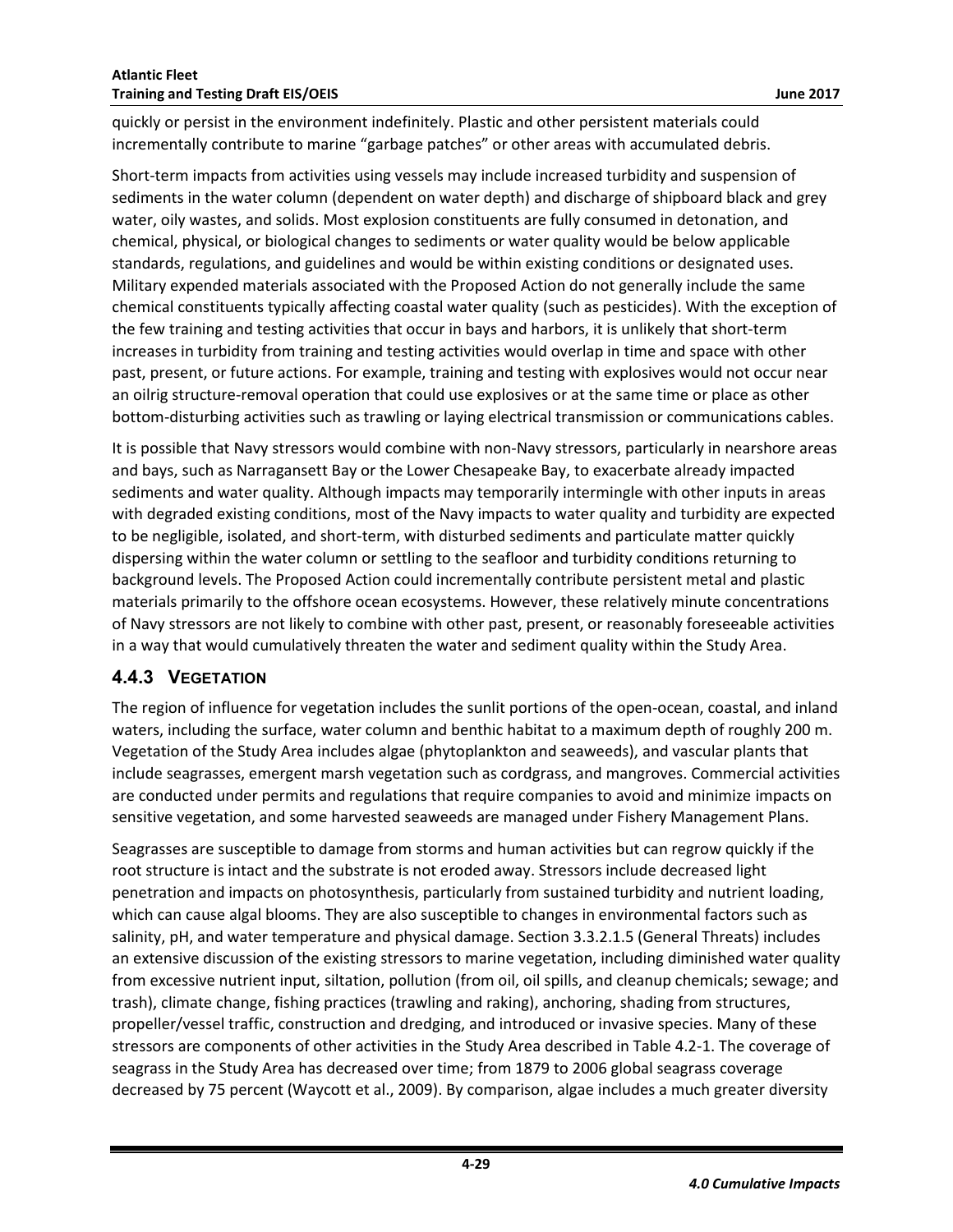quickly or persist in the environment indefinitely. Plastic and other persistent materials could incrementally contribute to marine "garbage patches" or other areas with accumulated debris.

Short-term impacts from activities using vessels may include increased turbidity and suspension of sediments in the water column (dependent on water depth) and discharge of shipboard black and grey water, oily wastes, and solids. Most explosion constituents are fully consumed in detonation, and chemical, physical, or biological changes to sediments or water quality would be below applicable standards, regulations, and guidelines and would be within existing conditions or designated uses. Military expended materials associated with the Proposed Action do not generally include the same chemical constituents typically affecting coastal water quality (such as pesticides). With the exception of the few training and testing activities that occur in bays and harbors, it is unlikely that short-term increases in turbidity from training and testing activities would overlap in time and space with other past, present, or future actions. For example, training and testing with explosives would not occur near an oilrig structure-removal operation that could use explosives or at the same time or place as other bottom-disturbing activities such as trawling or laying electrical transmission or communications cables.

It is possible that Navy stressors would combine with non-Navy stressors, particularly in nearshore areas and bays, such as Narragansett Bay or the Lower Chesapeake Bay, to exacerbate already impacted sediments and water quality. Although impacts may temporarily intermingle with other inputs in areas with degraded existing conditions, most of the Navy impacts to water quality and turbidity are expected to be negligible, isolated, and short-term, with disturbed sediments and particulate matter quickly dispersing within the water column or settling to the seafloor and turbidity conditions returning to background levels. The Proposed Action could incrementally contribute persistent metal and plastic materials primarily to the offshore ocean ecosystems. However, these relatively minute concentrations of Navy stressors are not likely to combine with other past, present, or reasonably foreseeable activities in a way that would cumulatively threaten the water and sediment quality within the Study Area.

### 4.4.3 VEGETATION

The region of influence for vegetation includes the sunlit portions of the open-ocean, coastal, and inland waters, including the surface, water column and benthic habitat to a maximum depth of roughly 200 m. Vegetation of the Study Area includes algae (phytoplankton and seaweeds), and vascular plants that include seagrasses, emergent marsh vegetation such as cordgrass, and mangroves. Commercial activities are conducted under permits and regulations that require companies to avoid and minimize impacts on sensitive vegetation, and some harvested seaweeds are managed under Fishery Management Plans.

Seagrasses are susceptible to damage from storms and human activities but can regrow quickly if the root structure is intact and the substrate is not eroded away. Stressors include decreased light penetration and impacts on photosynthesis, particularly from sustained turbidity and nutrient loading, which can cause algal blooms. They are also susceptible to changes in environmental factors such as salinity, pH, and water temperature and physical damage. Section 3.3.2.1.5 (General Threats) includes an extensive discussion of the existing stressors to marine vegetation, including diminished water quality from excessive nutrient input, siltation, pollution (from oil, oil spills, and cleanup chemicals; sewage; and trash), climate change, fishing practices (trawling and raking), anchoring, shading from structures, propeller/vessel traffic, construction and dredging, and introduced or invasive species. Many of these stressors are components of other activities in the Study Area described in Table 4.2-1. The coverage of seagrass in the Study Area has decreased over time; from 1879 to 2006 global seagrass coverage decreased by 75 percent (Waycott et al., 2009). By comparison, algae includes a much greater diversity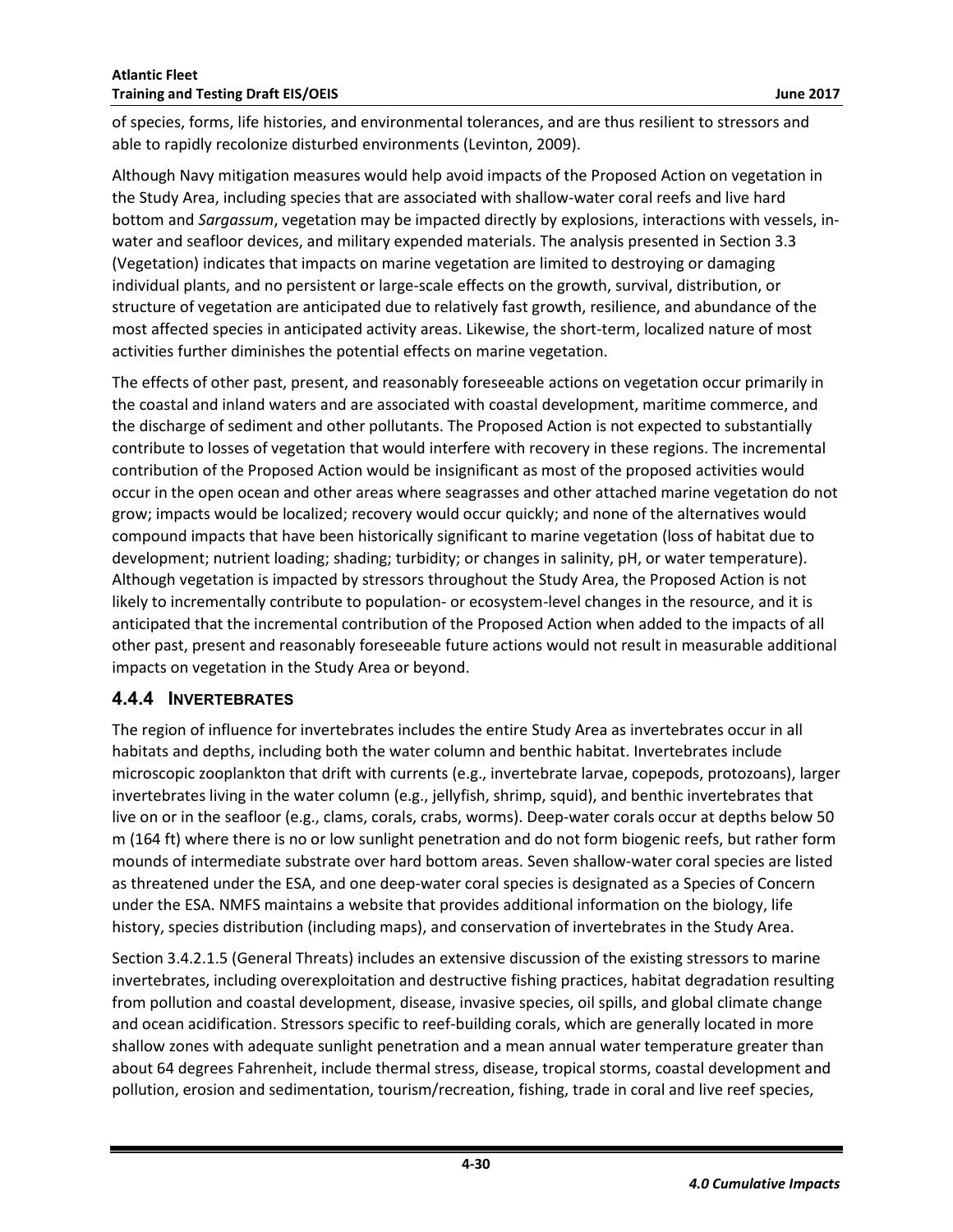of species, forms, life histories, and environmental tolerances, and are thus resilient to stressors and able to rapidly recolonize disturbed environments (Levinton, 2009).

Although Navy mitigation measures would help avoid impacts of the Proposed Action on vegetation in the Study Area, including species that are associated with shallow-water coral reefs and live hard bottom and *Sargassum*, vegetation may be impacted directly by explosions, interactions with vessels, in-water and seafloor devices, and military expended materials. The analysis presented in Section 3.3 (Vegetation) indicates that impacts on marine vegetation are limited to destroying or damaging individual plants, and no persistent or large-scale effects on the growth, survival, distribution, or structure of vegetation are anticipated due to relatively fast growth, resilience, and abundance of the most affected species in anticipated activity areas. Likewise, the short-term, localized nature of most activities further diminishes the potential effects on marine vegetation.

The effects of other past, present, and reasonably foreseeable actions on vegetation occur primarily in the coastal and inland waters and are associated with coastal development, maritime commerce, and the discharge of sediment and other pollutants. The Proposed Action is not expected to substantially contribute to losses of vegetation that would interfere with recovery in these regions. The incremental contribution of the Proposed Action would be insignificant as most of the proposed activities would occur in the open ocean and other areas where seagrasses and other attached marine vegetation do not grow; impacts would be localized; recovery would occur quickly; and none of the alternatives would compound impacts that have been historically significant to marine vegetation (loss of habitat due to development; nutrient loading; shading; turbidity; or changes in salinity, pH, or water temperature). Although vegetation is impacted by stressors throughout the Study Area, the Proposed Action is not likely to incrementally contribute to population- or ecosystem-level changes in the resource, and it is anticipated that the incremental contribution of the Proposed Action when added to the impacts of all other past, present and reasonably foreseeable future actions would not result in measurable additional impacts on vegetation in the Study Area or beyond.

## 4.4.4 Invertebrates

The region of influence for invertebrates includes the entire Study Area as invertebrates occur in all habitats and depths, including both the water column and benthic habitat. Invertebrates include microscopic zooplankton that drift with currents (e.g., invertebrate larvae, copepods, protozoans), larger invertebrates living in the water column (e.g., jellyfish, shrimp, squid), and benthic invertebrates that live on or in the seafloor (e.g., clams, corals, crabs, worms). Deep-water corals occur at depths below 50 m (164 ft) where there is no or low sunlight penetration and do not form biogenic reefs, but rather form mounds of intermediate substrate over hard bottom areas. Seven shallow-water coral species are listed as threatened under the ESA, and one deep-water coral species is designated as a Species of Concern under the ESA. NMFS maintains a website that provides additional information on the biology, life history, species distribution (including maps), and conservation of invertebrates in the Study Area.

Section 3.4.2.1.5 (General Threats) includes an extensive discussion of the existing stressors to marine invertebrates, including overexploitation and destructive fishing practices, habitat degradation resulting from pollution and coastal development, disease, invasive species, oil spills, and global climate change and ocean acidification. Stressors specific to reef-building corals, which are generally located in more shallow zones with adequate sunlight penetration and a mean annual water temperature greater than about 64 degrees Fahrenheit, include thermal stress, disease, tropical storms, coastal development and pollution, erosion and sedimentation, tourism/recreation, fishing, trade in coral and live reef species,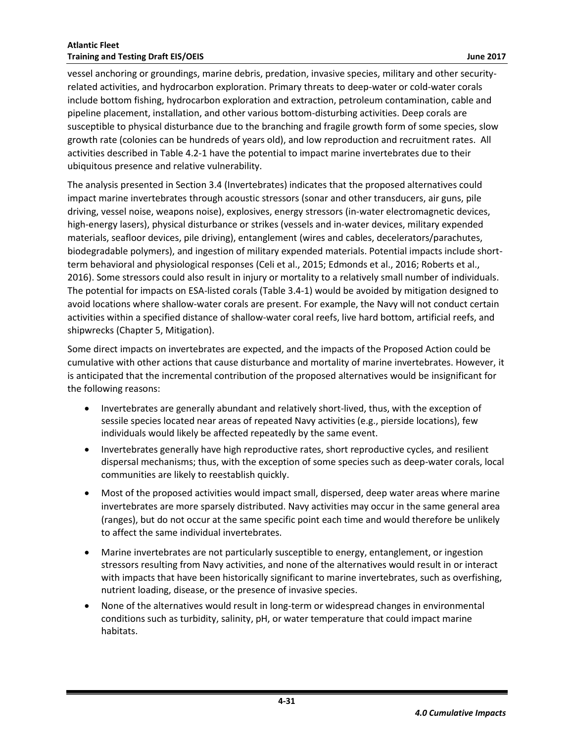vessel anchoring or groundings, marine debris, predation, invasive species, military and other security-related activities, and hydrocarbon exploration. Primary threats to deep-water or cold-water corals include bottom fishing, hydrocarbon exploration and extraction, petroleum contamination, cable and pipeline placement, installation, and other various bottom-disturbing activities. Deep corals are susceptible to physical disturbance due to the branching and fragile growth form of some species, slow growth rate (colonies can be hundreds of years old), and low reproduction and recruitment rates. All activities described in Table 4.2-1 have the potential to impact marine invertebrates due to their ubiquitous presence and relative vulnerability.

The analysis presented in Section 3.4 (Invertebrates) indicates that the proposed alternatives could impact marine invertebrates through acoustic stressors (sonar and other transducers, air guns, pile driving, vessel noise, weapons noise), explosives, energy stressors (in-water electromagnetic devices, high-energy lasers), physical disturbance or strikes (vessels and in-water devices, military expended materials, seafloor devices, pile driving), entanglement (wires and cables, decelerators/parachutes, biodegradable polymers), and ingestion of military expended materials. Potential impacts include short-term behavioral and physiological responses (Celi et al., 2015; Edmonds et al., 2016; Roberts et al., 2016). Some stressors could also result in injury or mortality to a relatively small number of individuals. The potential for impacts on ESA-listed corals (Table 3.4-1) would be avoided by mitigation designed to avoid locations where shallow-water corals are present. For example, the Navy will not conduct certain activities within a specified distance of shallow-water coral reefs, live hard bottom, artificial reefs, and shipwrecks (Chapter 5, Mitigation).

Some direct impacts on invertebrates are expected, and the impacts of the Proposed Action could be cumulative with other actions that cause disturbance and mortality of marine invertebrates. However, it is anticipated that the incremental contribution of the proposed alternatives would be insignificant for the following reasons:

- Invertebrates are generally abundant and relatively short-lived, thus, with the exception of sessile species located near areas of repeated Navy activities (e.g., pierside locations), few individuals would likely be affected repeatedly by the same event.
- Invertebrates generally have high reproductive rates, short reproductive cycles, and resilient dispersal mechanisms; thus, with the exception of some species such as deep-water corals, local communities are likely to reestablish quickly.
- Most of the proposed activities would impact small, dispersed, deep water areas where marine invertebrates are more sparsely distributed. Navy activities may occur in the same general area (ranges), but do not occur at the same specific point each time and would therefore be unlikely to affect the same individual invertebrates.
- Marine invertebrates are not particularly susceptible to energy, entanglement, or ingestion stressors resulting from Navy activities, and none of the alternatives would result in or interact with impacts that have been historically significant to marine invertebrates, such as overfishing, nutrient loading, disease, or the presence of invasive species.
- None of the alternatives would result in long-term or widespread changes in environmental conditions such as turbidity, salinity, pH, or water temperature that could impact marine habitats.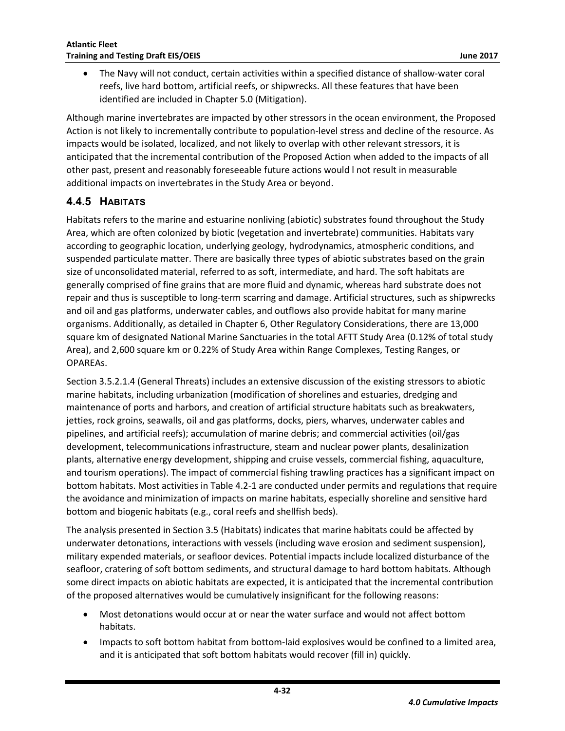- The Navy will not conduct, certain activities within a specified distance of shallow-water coral reefs, live hard bottom, artificial reefs, or shipwrecks. All these features that have been identified are included in Chapter 5.0 (Mitigation).

Although marine invertebrates are impacted by other stressors in the ocean environment, the Proposed Action is not likely to incrementally contribute to population-level stress and decline of the resource. As impacts would be isolated, localized, and not likely to overlap with other relevant stressors, it is anticipated that the incremental contribution of the Proposed Action when added to the impacts of all other past, present and reasonably foreseeable future actions would l not result in measurable additional impacts on invertebrates in the Study Area or beyond.

## 4.4.5 HABITATS

Habitats refers to the marine and estuarine nonliving (abiotic) substrates found throughout the Study Area, which are often colonized by biotic (vegetation and invertebrate) communities. Habitats vary according to geographic location, underlying geology, hydrodynamics, atmospheric conditions, and suspended particulate matter. There are basically three types of abiotic substrates based on the grain size of unconsolidated material, referred to as soft, intermediate, and hard. The soft habitats are generally comprised of fine grains that are more fluid and dynamic, whereas hard substrate does not repair and thus is susceptible to long-term scarring and damage. Artificial structures, such as shipwrecks and oil and gas platforms, underwater cables, and outflows also provide habitat for many marine organisms. Additionally, as detailed in Chapter 6, Other Regulatory Considerations, there are 13,000 square km of designated National Marine Sanctuaries in the total AFTT Study Area (0.12% of total study Area), and 2,600 square km or 0.22% of Study Area within Range Complexes, Testing Ranges, or OPAREAs.

Section 3.5.2.1.4 (General Threats) includes an extensive discussion of the existing stressors to abiotic marine habitats, including urbanization (modification of shorelines and estuaries, dredging and maintenance of ports and harbors, and creation of artificial structure habitats such as breakwaters, jetties, rock groins, seawalls, oil and gas platforms, docks, piers, wharves, underwater cables and pipelines, and artificial reefs); accumulation of marine debris; and commercial activities (oil/gas development, telecommunications infrastructure, steam and nuclear power plants, desalinization plants, alternative energy development, shipping and cruise vessels, commercial fishing, aquaculture, and tourism operations). The impact of commercial fishing trawling practices has a significant impact on bottom habitats. Most activities in Table 4.2-1 are conducted under permits and regulations that require the avoidance and minimization of impacts on marine habitats, especially shoreline and sensitive hard bottom and biogenic habitats (e.g., coral reefs and shellfish beds).

The analysis presented in Section 3.5 (Habitats) indicates that marine habitats could be affected by underwater detonations, interactions with vessels (including wave erosion and sediment suspension), military expended materials, or seafloor devices. Potential impacts include localized disturbance of the seafloor, cratering of soft bottom sediments, and structural damage to hard bottom habitats. Although some direct impacts on abiotic habitats are expected, it is anticipated that the incremental contribution of the proposed alternatives would be cumulatively insignificant for the following reasons:

- Most detonations would occur at or near the water surface and would not affect bottom habitats.
- Impacts to soft bottom habitat from bottom-laid explosives would be confined to a limited area, and it is anticipated that soft bottom habitats would recover (fill in) quickly.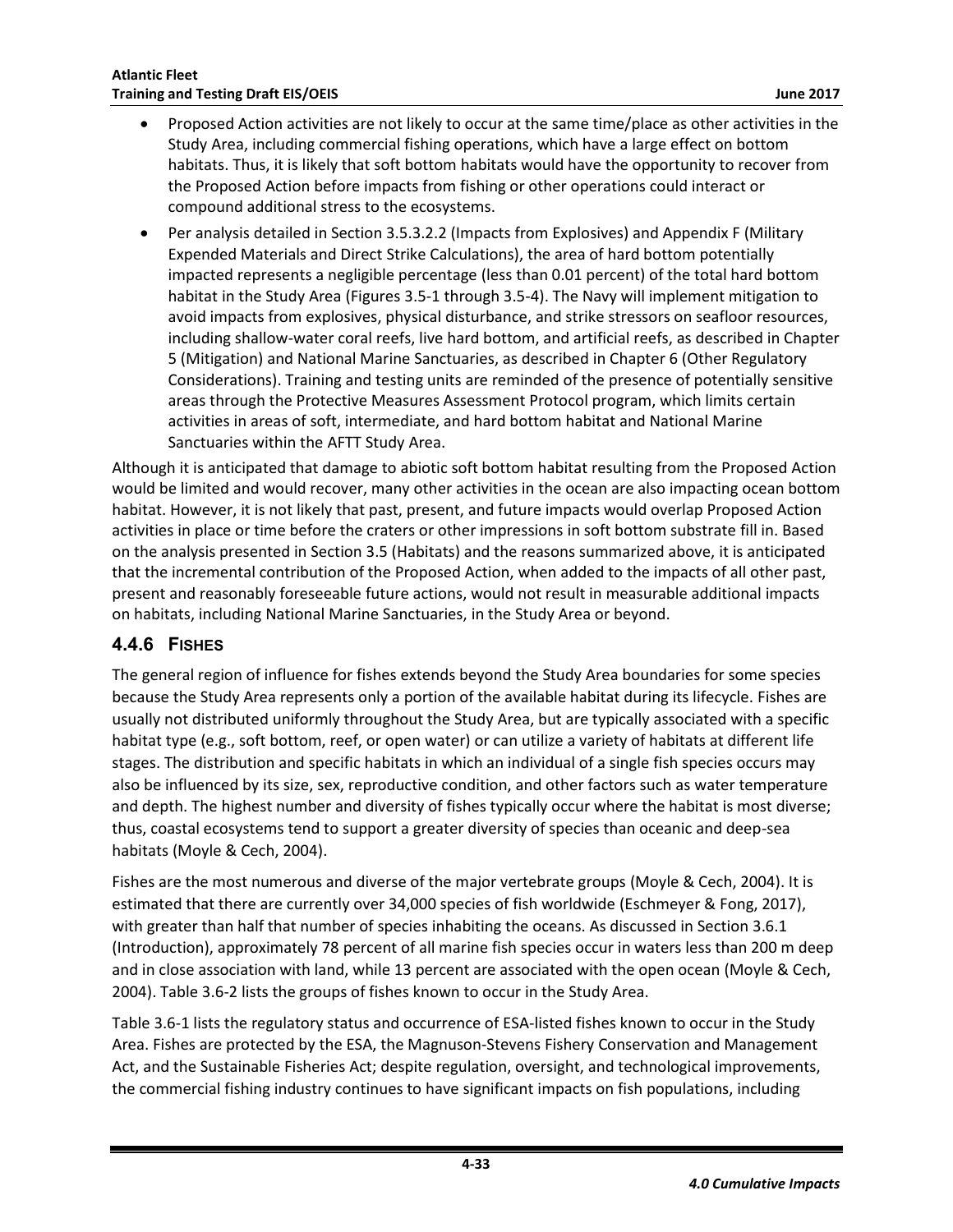- Proposed Action activities are not likely to occur at the same time/place as other activities in the Study Area, including commercial fishing operations, which have a large effect on bottom habitats. Thus, it is likely that soft bottom habitats would have the opportunity to recover from the Proposed Action before impacts from fishing or other operations could interact or compound additional stress to the ecosystems.
- Per analysis detailed in Section 3.5.3.2.2 (Impacts from Explosives) and Appendix F (Military Expended Materials and Direct Strike Calculations), the area of hard bottom potentially impacted represents a negligible percentage (less than 0.01 percent) of the total hard bottom habitat in the Study Area (Figures 3.5-1 through 3.5-4). The Navy will implement mitigation to avoid impacts from explosives, physical disturbance, and strike stressors on seafloor resources, including shallow-water coral reefs, live hard bottom, and artificial reefs, as described in Chapter 5 (Mitigation) and National Marine Sanctuaries, as described in Chapter 6 (Other Regulatory Considerations). Training and testing units are reminded of the presence of potentially sensitive areas through the Protective Measures Assessment Protocol program, which limits certain activities in areas of soft, intermediate, and hard bottom habitat and National Marine Sanctuaries within the AFTT Study Area.

Although it is anticipated that damage to abiotic soft bottom habitat resulting from the Proposed Action would be limited and would recover, many other activities in the ocean are also impacting ocean bottom habitat. However, it is not likely that past, present, and future impacts would overlap Proposed Action activities in place or time before the craters or other impressions in soft bottom substrate fill in. Based on the analysis presented in Section 3.5 (Habitats) and the reasons summarized above, it is anticipated that the incremental contribution of the Proposed Action, when added to the impacts of all other past, present and reasonably foreseeable future actions, would not result in measurable additional impacts on habitats, including National Marine Sanctuaries, in the Study Area or beyond.

### 4.4.6 Fishes

The general region of influence for fishes extends beyond the Study Area boundaries for some species because the Study Area represents only a portion of the available habitat during its lifecycle. Fishes are usually not distributed uniformly throughout the Study Area, but are typically associated with a specific habitat type (e.g., soft bottom, reef, or open water) or can utilize a variety of habitats at different life stages. The distribution and specific habitats in which an individual of a single fish species occurs may also be influenced by its size, sex, reproductive condition, and other factors such as water temperature and depth. The highest number and diversity of fishes typically occur where the habitat is most diverse; thus, coastal ecosystems tend to support a greater diversity of species than oceanic and deep-sea habitats (Moyle & Cech, 2004).

Fishes are the most numerous and diverse of the major vertebrate groups (Moyle & Cech, 2004). It is estimated that there are currently over 34,000 species of fish worldwide (Eschmeyer & Fong, 2017), with greater than half that number of species inhabiting the oceans. As discussed in Section 3.6.1 (Introduction), approximately 78 percent of all marine fish species occur in waters less than 200 m deep and in close association with land, while 13 percent are associated with the open ocean (Moyle & Cech, 2004). Table 3.6-2 lists the groups of fishes known to occur in the Study Area.

Table 3.6-1 lists the regulatory status and occurrence of ESA-listed fishes known to occur in the Study Area. Fishes are protected by the ESA, the Magnuson-Stevens Fishery Conservation and Management Act, and the Sustainable Fisheries Act; despite regulation, oversight, and technological improvements, the commercial fishing industry continues to have significant impacts on fish populations, including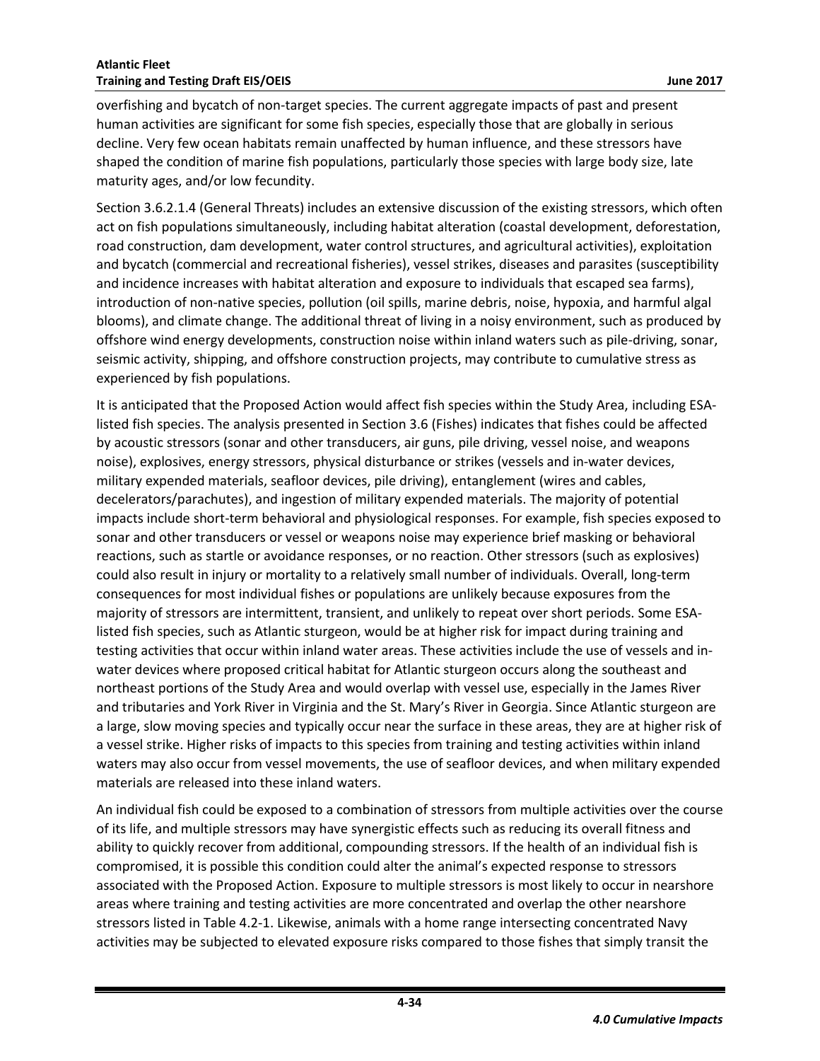overfishing and bycatch of non-target species. The current aggregate impacts of past and present human activities are significant for some fish species, especially those that are globally in serious decline. Very few ocean habitats remain unaffected by human influence, and these stressors have shaped the condition of marine fish populations, particularly those species with large body size, late maturity ages, and/or low fecundity.

Section 3.6.2.1.4 (General Threats) includes an extensive discussion of the existing stressors, which often act on fish populations simultaneously, including habitat alteration (coastal development, deforestation, road construction, dam development, water control structures, and agricultural activities), exploitation and bycatch (commercial and recreational fisheries), vessel strikes, diseases and parasites (susceptibility and incidence increases with habitat alteration and exposure to individuals that escaped sea farms), introduction of non-native species, pollution (oil spills, marine debris, noise, hypoxia, and harmful algal blooms), and climate change. The additional threat of living in a noisy environment, such as produced by offshore wind energy developments, construction noise within inland waters such as pile-driving, sonar, seismic activity, shipping, and offshore construction projects, may contribute to cumulative stress as experienced by fish populations.

It is anticipated that the Proposed Action would affect fish species within the Study Area, including ESA-listed fish species. The analysis presented in Section 3.6 (Fishes) indicates that fishes could be affected by acoustic stressors (sonar and other transducers, air guns, pile driving, vessel noise, and weapons noise), explosives, energy stressors, physical disturbance or strikes (vessels and in-water devices, military expended materials, seafloor devices, pile driving), entanglement (wires and cables, decelerators/parachutes), and ingestion of military expended materials. The majority of potential impacts include short-term behavioral and physiological responses. For example, fish species exposed to sonar and other transducers or vessel or weapons noise may experience brief masking or behavioral reactions, such as startle or avoidance responses, or no reaction. Other stressors (such as explosives) could also result in injury or mortality to a relatively small number of individuals. Overall, long-term consequences for most individual fishes or populations are unlikely because exposures from the majority of stressors are intermittent, transient, and unlikely to repeat over short periods. Some ESA-listed fish species, such as Atlantic sturgeon, would be at higher risk for impact during training and testing activities that occur within inland water areas. These activities include the use of vessels and in-water devices where proposed critical habitat for Atlantic sturgeon occurs along the southeast and northeast portions of the Study Area and would overlap with vessel use, especially in the James River and tributaries and York River in Virginia and the St. Mary's River in Georgia. Since Atlantic sturgeon are a large, slow moving species and typically occur near the surface in these areas, they are at higher risk of a vessel strike. Higher risks of impacts to this species from training and testing activities within inland waters may also occur from vessel movements, the use of seafloor devices, and when military expended materials are released into these inland waters.

An individual fish could be exposed to a combination of stressors from multiple activities over the course of its life, and multiple stressors may have synergistic effects such as reducing its overall fitness and ability to quickly recover from additional, compounding stressors. If the health of an individual fish is compromised, it is possible this condition could alter the animal's expected response to stressors associated with the Proposed Action. Exposure to multiple stressors is most likely to occur in nearshore areas where training and testing activities are more concentrated and overlap the other nearshore stressors listed in Table 4.2-1. Likewise, animals with a home range intersecting concentrated Navy activities may be subjected to elevated exposure risks compared to those fishes that simply transit the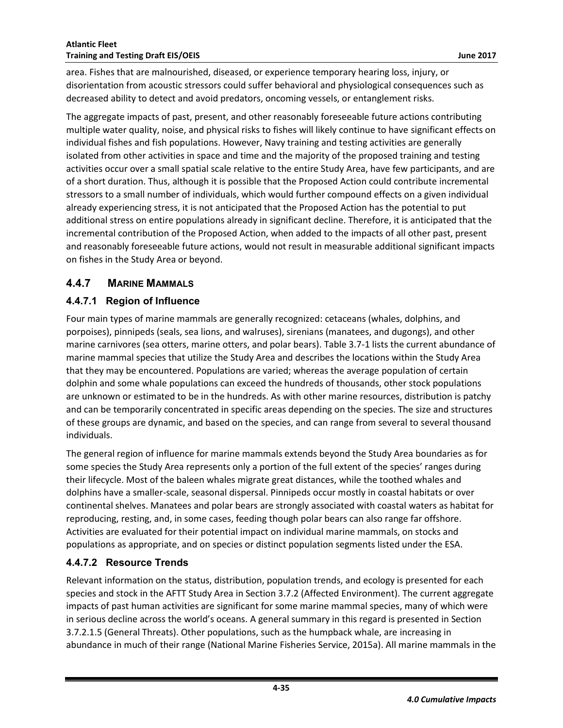area. Fishes that are malnourished, diseased, or experience temporary hearing loss, injury, or disorientation from acoustic stressors could suffer behavioral and physiological consequences such as decreased ability to detect and avoid predators, oncoming vessels, or entanglement risks.

The aggregate impacts of past, present, and other reasonably foreseeable future actions contributing multiple water quality, noise, and physical risks to fishes will likely continue to have significant effects on individual fishes and fish populations. However, Navy training and testing activities are generally isolated from other activities in space and time and the majority of the proposed training and testing activities occur over a small spatial scale relative to the entire Study Area, have few participants, and are of a short duration. Thus, although it is possible that the Proposed Action could contribute incremental stressors to a small number of individuals, which would further compound effects on a given individual already experiencing stress, it is not anticipated that the Proposed Action has the potential to put additional stress on entire populations already in significant decline. Therefore, it is anticipated that the incremental contribution of the Proposed Action, when added to the impacts of all other past, present and reasonably foreseeable future actions, would not result in measurable additional significant impacts on fishes in the Study Area or beyond.

## 4.4.7 MARINE MAMMALS

### 4.4.7.1 Region of Influence

Four main types of marine mammals are generally recognized: cetaceans (whales, dolphins, and porpoises), pinnipeds (seals, sea lions, and walruses), sirenians (manatees, and dugongs), and other marine carnivores (sea otters, marine otters, and polar bears). Table 3.7-1 lists the current abundance of marine mammal species that utilize the Study Area and describes the locations within the Study Area that they may be encountered. Populations are varied; whereas the average population of certain dolphin and some whale populations can exceed the hundreds of thousands, other stock populations are unknown or estimated to be in the hundreds. As with other marine resources, distribution is patchy and can be temporarily concentrated in specific areas depending on the species. The size and structures of these groups are dynamic, and based on the species, and can range from several to several thousand individuals.

The general region of influence for marine mammals extends beyond the Study Area boundaries as for some species the Study Area represents only a portion of the full extent of the species' ranges during their lifecycle. Most of the baleen whales migrate great distances, while the toothed whales and dolphins have a smaller-scale, seasonal dispersal. Pinnipeds occur mostly in coastal habitats or over continental shelves. Manatees and polar bears are strongly associated with coastal waters as habitat for reproducing, resting, and, in some cases, feeding though polar bears can also range far offshore. Activities are evaluated for their potential impact on individual marine mammals, on stocks and populations as appropriate, and on species or distinct population segments listed under the ESA.

### 4.4.7.2 Resource Trends

Relevant information on the status, distribution, population trends, and ecology is presented for each species and stock in the AFTT Study Area in Section 3.7.2 (Affected Environment). The current aggregate impacts of past human activities are significant for some marine mammal species, many of which were in serious decline across the world's oceans. A general summary in this regard is presented in Section 3.7.2.1.5 (General Threats). Other populations, such as the humpback whale, are increasing in abundance in much of their range (National Marine Fisheries Service, 2015a). All marine mammals in the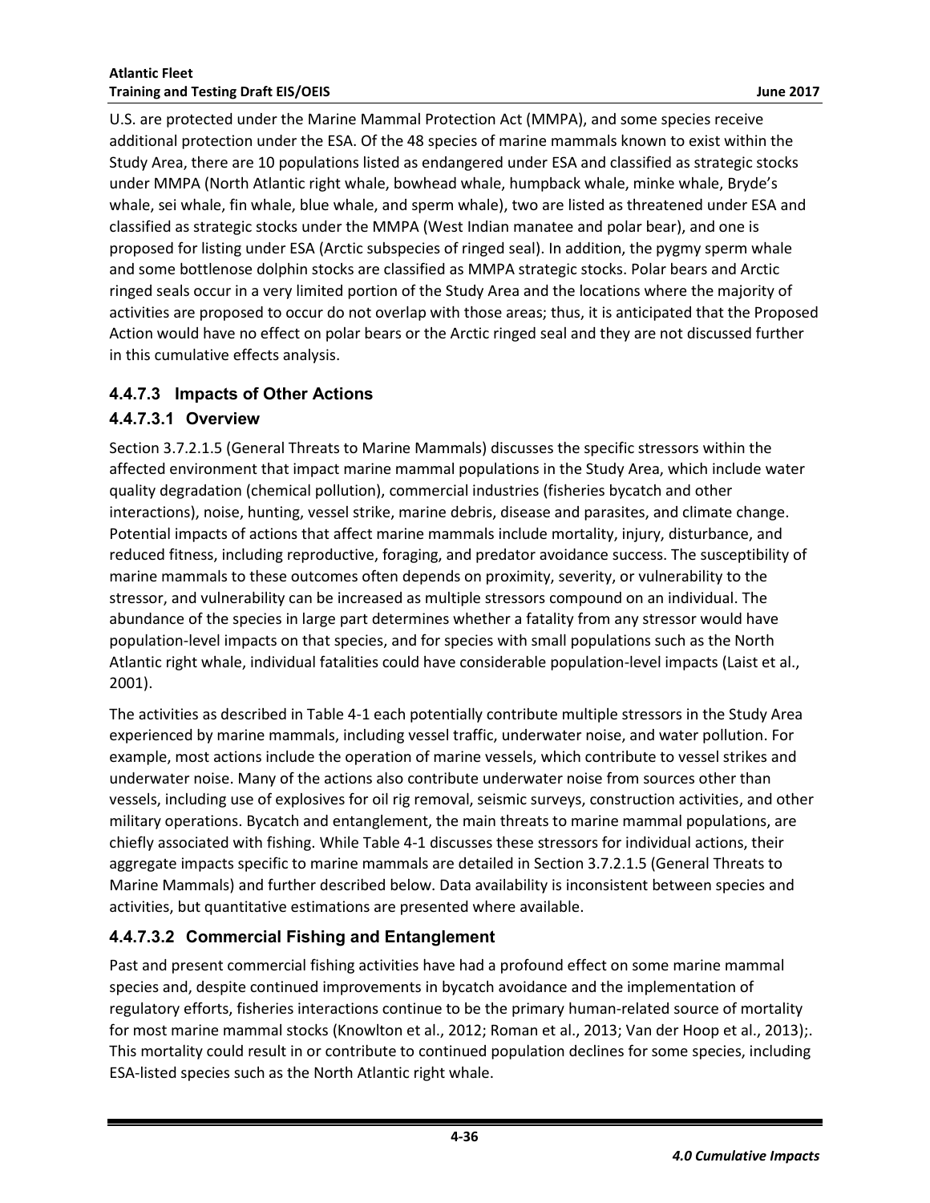U.S. are protected under the Marine Mammal Protection Act (MMPA), and some species receive additional protection under the ESA. Of the 48 species of marine mammals known to exist within the Study Area, there are 10 populations listed as endangered under ESA and classified as strategic stocks under MMPA (North Atlantic right whale, bowhead whale, humpback whale, minke whale, Bryde's whale, sei whale, fin whale, blue whale, and sperm whale), two are listed as threatened under ESA and classified as strategic stocks under the MMPA (West Indian manatee and polar bear), and one is proposed for listing under ESA (Arctic subspecies of ringed seal). In addition, the pygmy sperm whale and some bottlenose dolphin stocks are classified as MMPA strategic stocks. Polar bears and Arctic ringed seals occur in a very limited portion of the Study Area and the locations where the majority of activities are proposed to occur do not overlap with those areas; thus, it is anticipated that the Proposed Action would have no effect on polar bears or the Arctic ringed seal and they are not discussed further in this cumulative effects analysis.

### 4.4.7.3 Impacts of Other Actions

#### 4.4.7.3.1 Overview

Section 3.7.2.1.5 (General Threats to Marine Mammals) discusses the specific stressors within the affected environment that impact marine mammal populations in the Study Area, which include water quality degradation (chemical pollution), commercial industries (fisheries bycatch and other interactions), noise, hunting, vessel strike, marine debris, disease and parasites, and climate change. Potential impacts of actions that affect marine mammals include mortality, injury, disturbance, and reduced fitness, including reproductive, foraging, and predator avoidance success. The susceptibility of marine mammals to these outcomes often depends on proximity, severity, or vulnerability to the stressor, and vulnerability can be increased as multiple stressors compound on an individual. The abundance of the species in large part determines whether a fatality from any stressor would have population-level impacts on that species, and for species with small populations such as the North Atlantic right whale, individual fatalities could have considerable population-level impacts (Laist et al., 2001).

The activities as described in Table 4-1 each potentially contribute multiple stressors in the Study Area experienced by marine mammals, including vessel traffic, underwater noise, and water pollution. For example, most actions include the operation of marine vessels, which contribute to vessel strikes and underwater noise. Many of the actions also contribute underwater noise from sources other than vessels, including use of explosives for oil rig removal, seismic surveys, construction activities, and other military operations. Bycatch and entanglement, the main threats to marine mammal populations, are chiefly associated with fishing. While Table 4-1 discusses these stressors for individual actions, their aggregate impacts specific to marine mammals are detailed in Section 3.7.2.1.5 (General Threats to Marine Mammals) and further described below. Data availability is inconsistent between species and activities, but quantitative estimations are presented where available.

#### 4.4.7.3.2 Commercial Fishing and Entanglement

Past and present commercial fishing activities have had a profound effect on some marine mammal species and, despite continued improvements in bycatch avoidance and the implementation of regulatory efforts, fisheries interactions continue to be the primary human-related source of mortality for most marine mammal stocks (Knowlton et al., 2012; Roman et al., 2013; Van der Hoop et al., 2013);. This mortality could result in or contribute to continued population declines for some species, including ESA-listed species such as the North Atlantic right whale.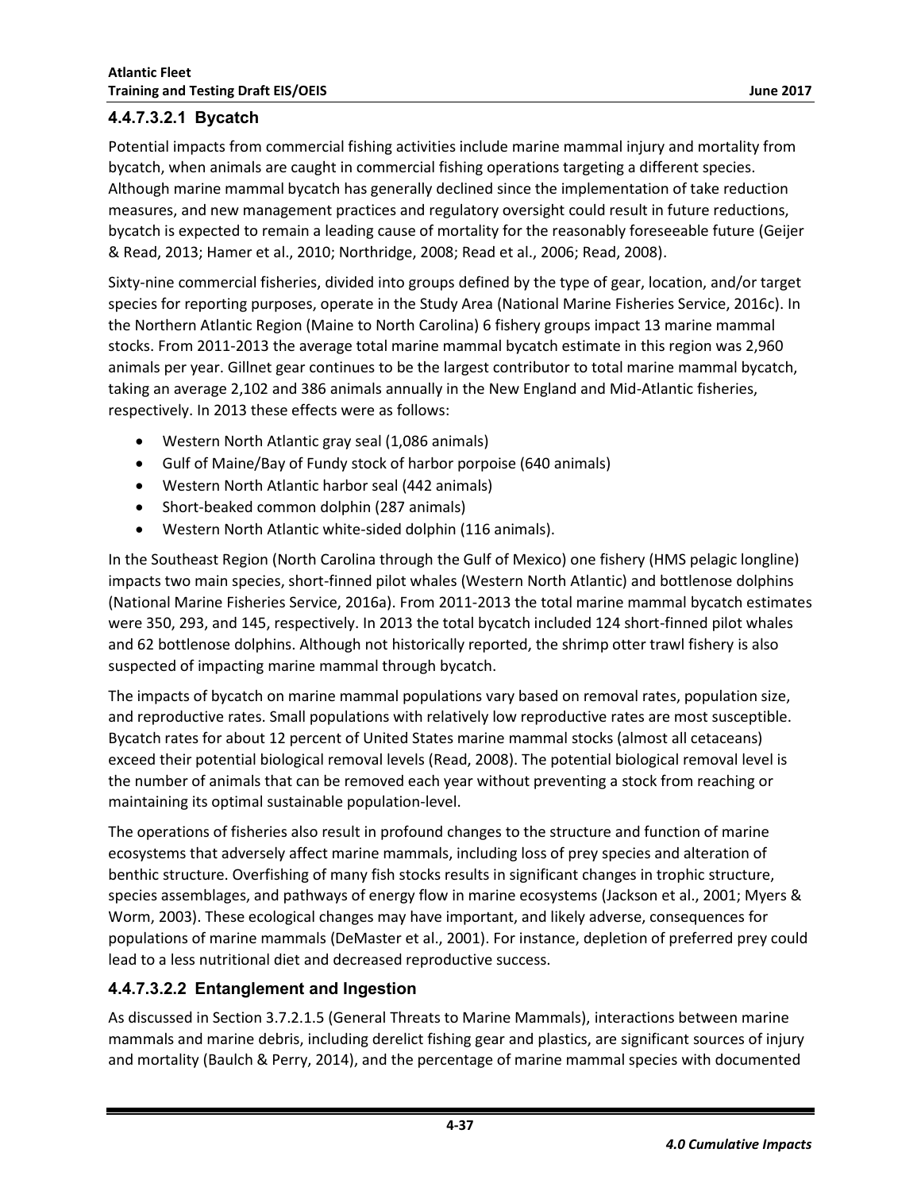#### 4.4.7.3.2.1 Bycatch

Potential impacts from commercial fishing activities include marine mammal injury and mortality from bycatch, when animals are caught in commercial fishing operations targeting a different species. Although marine mammal bycatch has generally declined since the implementation of take reduction measures, and new management practices and regulatory oversight could result in future reductions, bycatch is expected to remain a leading cause of mortality for the reasonably foreseeable future (Geijer & Read, 2013; Hamer et al., 2010; Northridge, 2008; Read et al., 2006; Read, 2008).

Sixty-nine commercial fisheries, divided into groups defined by the type of gear, location, and/or target species for reporting purposes, operate in the Study Area (National Marine Fisheries Service, 2016c). In the Northern Atlantic Region (Maine to North Carolina) 6 fishery groups impact 13 marine mammal stocks. From 2011-2013 the average total marine mammal bycatch estimate in this region was 2,960 animals per year. Gillnet gear continues to be the largest contributor to total marine mammal bycatch, taking an average 2,102 and 386 animals annually in the New England and Mid-Atlantic fisheries, respectively. In 2013 these effects were as follows:

- Western North Atlantic gray seal (1,086 animals)
- Gulf of Maine/Bay of Fundy stock of harbor porpoise (640 animals)
- Western North Atlantic harbor seal (442 animals)
- Short-beaked common dolphin (287 animals)
- Western North Atlantic white-sided dolphin (116 animals).

In the Southeast Region (North Carolina through the Gulf of Mexico) one fishery (HMS pelagic longline) impacts two main species, short-finned pilot whales (Western North Atlantic) and bottlenose dolphins (National Marine Fisheries Service, 2016a). From 2011-2013 the total marine mammal bycatch estimates were 350, 293, and 145, respectively. In 2013 the total bycatch included 124 short-finned pilot whales and 62 bottlenose dolphins. Although not historically reported, the shrimp otter trawl fishery is also suspected of impacting marine mammal through bycatch.

The impacts of bycatch on marine mammal populations vary based on removal rates, population size, and reproductive rates. Small populations with relatively low reproductive rates are most susceptible. Bycatch rates for about 12 percent of United States marine mammal stocks (almost all cetaceans) exceed their potential biological removal levels (Read, 2008). The potential biological removal level is the number of animals that can be removed each year without preventing a stock from reaching or maintaining its optimal sustainable population-level.

The operations of fisheries also result in profound changes to the structure and function of marine ecosystems that adversely affect marine mammals, including loss of prey species and alteration of benthic structure. Overfishing of many fish stocks results in significant changes in trophic structure, species assemblages, and pathways of energy flow in marine ecosystems (Jackson et al., 2001; Myers & Worm, 2003). These ecological changes may have important, and likely adverse, consequences for populations of marine mammals (DeMaster et al., 2001). For instance, depletion of preferred prey could lead to a less nutritional diet and decreased reproductive success.

#### 4.4.7.3.2.2 Entanglement and Ingestion

As discussed in Section 3.7.2.1.5 (General Threats to Marine Mammals), interactions between marine mammals and marine debris, including derelict fishing gear and plastics, are significant sources of injury and mortality (Baulch & Perry, 2014), and the percentage of marine mammal species with documented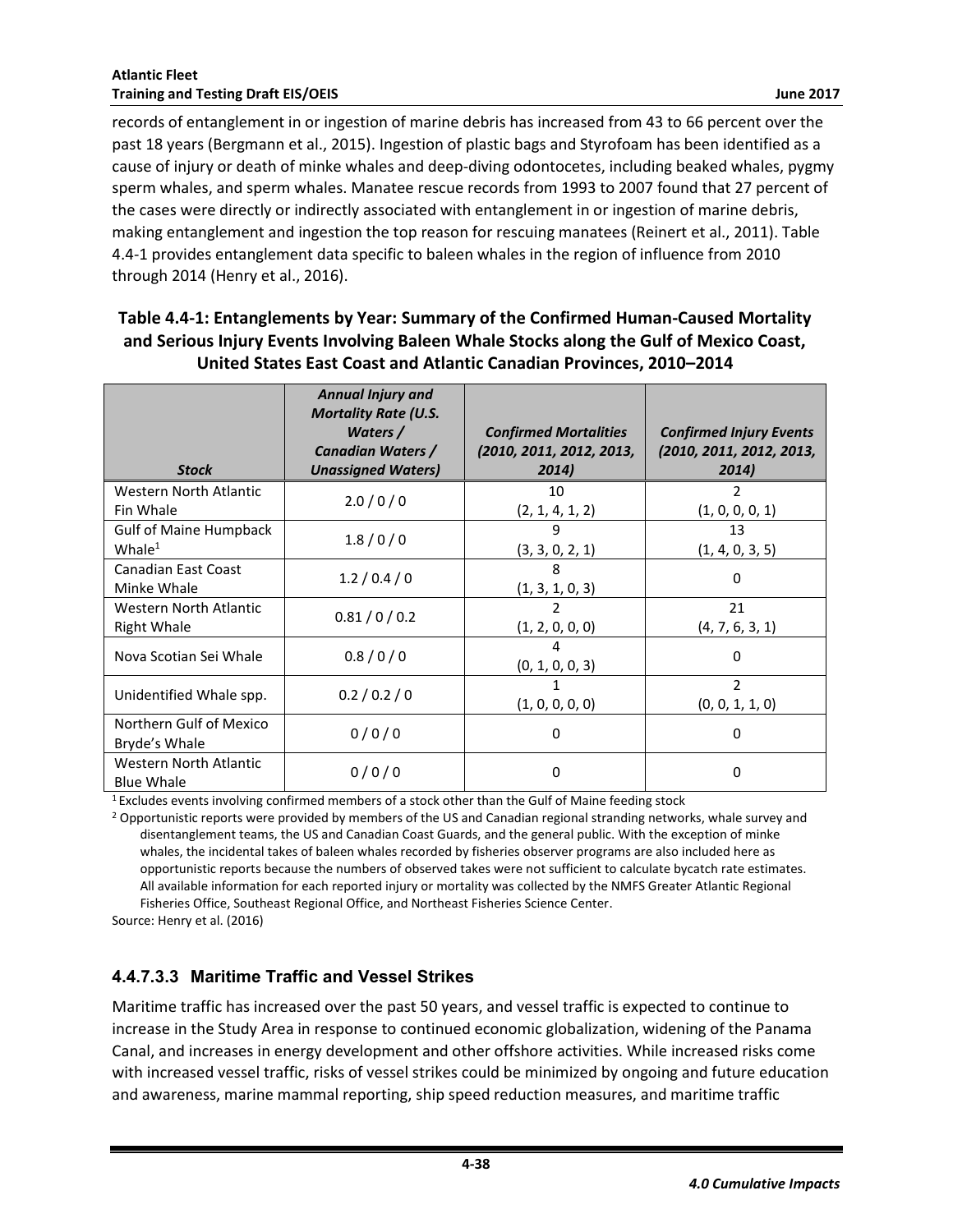records of entanglement in or ingestion of marine debris has increased from 43 to 66 percent over the past 18 years (Bergmann et al., 2015). Ingestion of plastic bags and Styrofoam has been identified as a cause of injury or death of minke whales and deep-diving odontocetes, including beaked whales, pygmy sperm whales, and sperm whales. Manatee rescue records from 1993 to 2007 found that 27 percent of the cases were directly or indirectly associated with entanglement in or ingestion of marine debris, making entanglement and ingestion the top reason for rescuing manatees (Reinert et al., 2011). Table 4.4-1 provides entanglement data specific to baleen whales in the region of influence from 2010 through 2014 (Henry et al., 2016).

**Table 4.4-1: Entanglements by Year: Summary of the Confirmed Human-Caused Mortality and Serious Injury Events Involving Baleen Whale Stocks along the Gulf of Mexico Coast, United States East Coast and Atlantic Canadian Provinces, 2010–2014**

| ***Stock*** | ***Annual Injury and Mortality Rate (U.S. Waters / Canadian Waters / Unassigned Waters)*** | ***Confirmed Mortalities (2010, 2011, 2012, 2013, 2014)*** | ***Confirmed Injury Events (2010, 2011, 2012, 2013, 2014)*** |
|---|---|---|---|
| Western North Atlantic Fin Whale | 2.0 / 0 / 0 | 10 (2, 1, 4, 1, 2) | 2 (1, 0, 0, 0, 1) |
| Gulf of Maine Humpback Whale[1] | 1.8 / 0 / 0 | 9 (3, 3, 0, 2, 1) | 13 (1, 4, 0, 3, 5) |
| Canadian East Coast Minke Whale | 1.2 / 0.4 / 0 | 8 (1, 3, 1, 0, 3) | 0 |
| Western North Atlantic Right Whale | 0.81 / 0 / 0.2 | 2 (1, 2, 0, 0, 0) | 21 (4, 7, 6, 3, 1) |
| Nova Scotian Sei Whale | 0.8 / 0 / 0 | 4 (0, 1, 0, 0, 3) | 0 |
| Unidentified Whale spp. | 0.2 / 0.2 / 0 | 1 (1, 0, 0, 0, 0) | 2 (0, 0, 1, 1, 0) |
| Northern Gulf of Mexico Bryde's Whale | 0 / 0 / 0 | 0 | 0 |
| Western North Atlantic Blue Whale | 0 / 0 / 0 | 0 | 0 |

[1] Excludes events involving confirmed members of a stock other than the Gulf of Maine feeding stock

[2] Opportunistic reports were provided by members of the US and Canadian regional stranding networks, whale survey and disentanglement teams, the US and Canadian Coast Guards, and the general public. With the exception of minke whales, the incidental takes of baleen whales recorded by fisheries observer programs are also included here as opportunistic reports because the numbers of observed takes were not sufficient to calculate bycatch rate estimates. All available information for each reported injury or mortality was collected by the NMFS Greater Atlantic Regional Fisheries Office, Southeast Regional Office, and Northeast Fisheries Science Center.

Source: Henry et al. (2016)

### 4.4.7.3.3 Maritime Traffic and Vessel Strikes

Maritime traffic has increased over the past 50 years, and vessel traffic is expected to continue to increase in the Study Area in response to continued economic globalization, widening of the Panama Canal, and increases in energy development and other offshore activities. While increased risks come with increased vessel traffic, risks of vessel strikes could be minimized by ongoing and future education and awareness, marine mammal reporting, ship speed reduction measures, and maritime traffic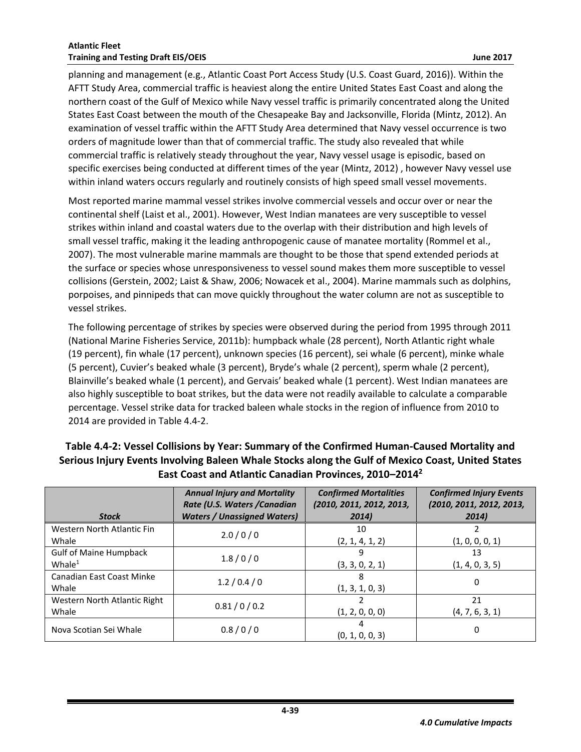planning and management (e.g., Atlantic Coast Port Access Study (U.S. Coast Guard, 2016)). Within the AFTT Study Area, commercial traffic is heaviest along the entire United States East Coast and along the northern coast of the Gulf of Mexico while Navy vessel traffic is primarily concentrated along the United States East Coast between the mouth of the Chesapeake Bay and Jacksonville, Florida (Mintz, 2012). An examination of vessel traffic within the AFTT Study Area determined that Navy vessel occurrence is two orders of magnitude lower than that of commercial traffic. The study also revealed that while commercial traffic is relatively steady throughout the year, Navy vessel usage is episodic, based on specific exercises being conducted at different times of the year (Mintz, 2012) , however Navy vessel use within inland waters occurs regularly and routinely consists of high speed small vessel movements.

Most reported marine mammal vessel strikes involve commercial vessels and occur over or near the continental shelf (Laist et al., 2001). However, West Indian manatees are very susceptible to vessel strikes within inland and coastal waters due to the overlap with their distribution and high levels of small vessel traffic, making it the leading anthropogenic cause of manatee mortality (Rommel et al., 2007). The most vulnerable marine mammals are thought to be those that spend extended periods at the surface or species whose unresponsiveness to vessel sound makes them more susceptible to vessel collisions (Gerstein, 2002; Laist & Shaw, 2006; Nowacek et al., 2004). Marine mammals such as dolphins, porpoises, and pinnipeds that can move quickly throughout the water column are not as susceptible to vessel strikes.

The following percentage of strikes by species were observed during the period from 1995 through 2011 (National Marine Fisheries Service, 2011b): humpback whale (28 percent), North Atlantic right whale (19 percent), fin whale (17 percent), unknown species (16 percent), sei whale (6 percent), minke whale (5 percent), Cuvier's beaked whale (3 percent), Bryde's whale (2 percent), sperm whale (2 percent), Blainville's beaked whale (1 percent), and Gervais' beaked whale (1 percent). West Indian manatees are also highly susceptible to boat strikes, but the data were not readily available to calculate a comparable percentage. Vessel strike data for tracked baleen whale stocks in the region of influence from 2010 to 2014 are provided in Table 4.4-2.

**Table 4.4-2: Vessel Collisions by Year: Summary of the Confirmed Human-Caused Mortality and Serious Injury Events Involving Baleen Whale Stocks along the Gulf of Mexico Coast, United States East Coast and Atlantic Canadian Provinces, 2010–2014[2]**

| *Stock* | *Annual Injury and Mortality Rate (U.S. Waters /Canadian Waters / Unassigned Waters)* | *Confirmed Mortalities (2010, 2011, 2012, 2013, 2014)* | *Confirmed Injury Events (2010, 2011, 2012, 2013, 2014)* |
|---|---|---|---|
| Western North Atlantic Fin Whale | 2.0 / 0 / 0 | 10 (2, 1, 4, 1, 2) | 2 (1, 0, 0, 0, 1) |
| Gulf of Maine Humpback Whale[1] | 1.8 / 0 / 0 | 9 (3, 3, 0, 2, 1) | 13 (1, 4, 0, 3, 5) |
| Canadian East Coast Minke Whale | 1.2 / 0.4 / 0 | 8 (1, 3, 1, 0, 3) | 0 |
| Western North Atlantic Right Whale | 0.81 / 0 / 0.2 | 2 (1, 2, 0, 0, 0) | 21 (4, 7, 6, 3, 1) |
| Nova Scotian Sei Whale | 0.8 / 0 / 0 | 4 (0, 1, 0, 0, 3) | 0 |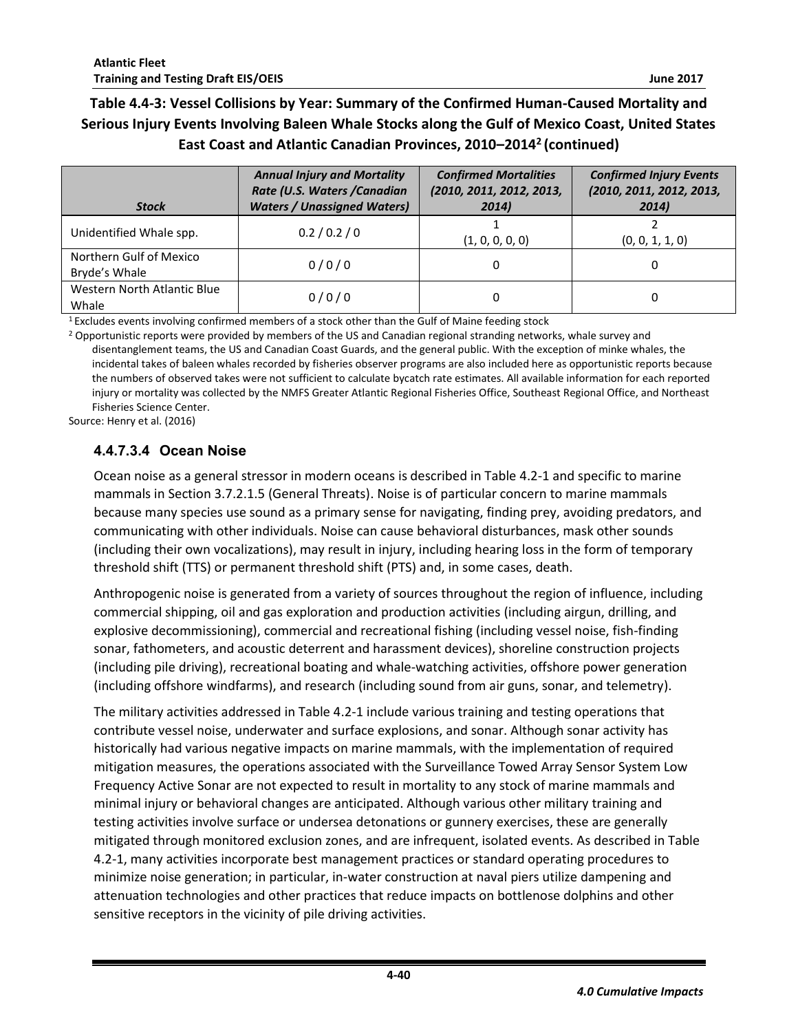**Table 4.4-3: Vessel Collisions by Year: Summary of the Confirmed Human-Caused Mortality and Serious Injury Events Involving Baleen Whale Stocks along the Gulf of Mexico Coast, United States East Coast and Atlantic Canadian Provinces, 2010–2014[2] (continued)**

| *Stock* | *Annual Injury and Mortality Rate (U.S. Waters /Canadian Waters / Unassigned Waters)* | *Confirmed Mortalities (2010, 2011, 2012, 2013, 2014)* | *Confirmed Injury Events (2010, 2011, 2012, 2013, 2014)* |
|---|---|---|---|
| Unidentified Whale spp. | 0.2 / 0.2 / 0 | 1 (1, 0, 0, 0, 0) | 2 (0, 0, 1, 1, 0) |
| Northern Gulf of Mexico Bryde's Whale | 0 / 0 / 0 | 0 | 0 |
| Western North Atlantic Blue Whale | 0 / 0 / 0 | 0 | 0 |

[1] Excludes events involving confirmed members of a stock other than the Gulf of Maine feeding stock

[2] Opportunistic reports were provided by members of the US and Canadian regional stranding networks, whale survey and disentanglement teams, the US and Canadian Coast Guards, and the general public. With the exception of minke whales, the incidental takes of baleen whales recorded by fisheries observer programs are also included here as opportunistic reports because the numbers of observed takes were not sufficient to calculate bycatch rate estimates. All available information for each reported injury or mortality was collected by the NMFS Greater Atlantic Regional Fisheries Office, Southeast Regional Office, and Northeast Fisheries Science Center.

Source: Henry et al. (2016)

#### 4.4.7.3.4 Ocean Noise

Ocean noise as a general stressor in modern oceans is described in Table 4.2-1 and specific to marine mammals in Section 3.7.2.1.5 (General Threats). Noise is of particular concern to marine mammals because many species use sound as a primary sense for navigating, finding prey, avoiding predators, and communicating with other individuals. Noise can cause behavioral disturbances, mask other sounds (including their own vocalizations), may result in injury, including hearing loss in the form of temporary threshold shift (TTS) or permanent threshold shift (PTS) and, in some cases, death.

Anthropogenic noise is generated from a variety of sources throughout the region of influence, including commercial shipping, oil and gas exploration and production activities (including airgun, drilling, and explosive decommissioning), commercial and recreational fishing (including vessel noise, fish-finding sonar, fathometers, and acoustic deterrent and harassment devices), shoreline construction projects (including pile driving), recreational boating and whale-watching activities, offshore power generation (including offshore windfarms), and research (including sound from air guns, sonar, and telemetry).

The military activities addressed in Table 4.2-1 include various training and testing operations that contribute vessel noise, underwater and surface explosions, and sonar. Although sonar activity has historically had various negative impacts on marine mammals, with the implementation of required mitigation measures, the operations associated with the Surveillance Towed Array Sensor System Low Frequency Active Sonar are not expected to result in mortality to any stock of marine mammals and minimal injury or behavioral changes are anticipated. Although various other military training and testing activities involve surface or undersea detonations or gunnery exercises, these are generally mitigated through monitored exclusion zones, and are infrequent, isolated events. As described in Table 4.2-1, many activities incorporate best management practices or standard operating procedures to minimize noise generation; in particular, in-water construction at naval piers utilize dampening and attenuation technologies and other practices that reduce impacts on bottlenose dolphins and other sensitive receptors in the vicinity of pile driving activities.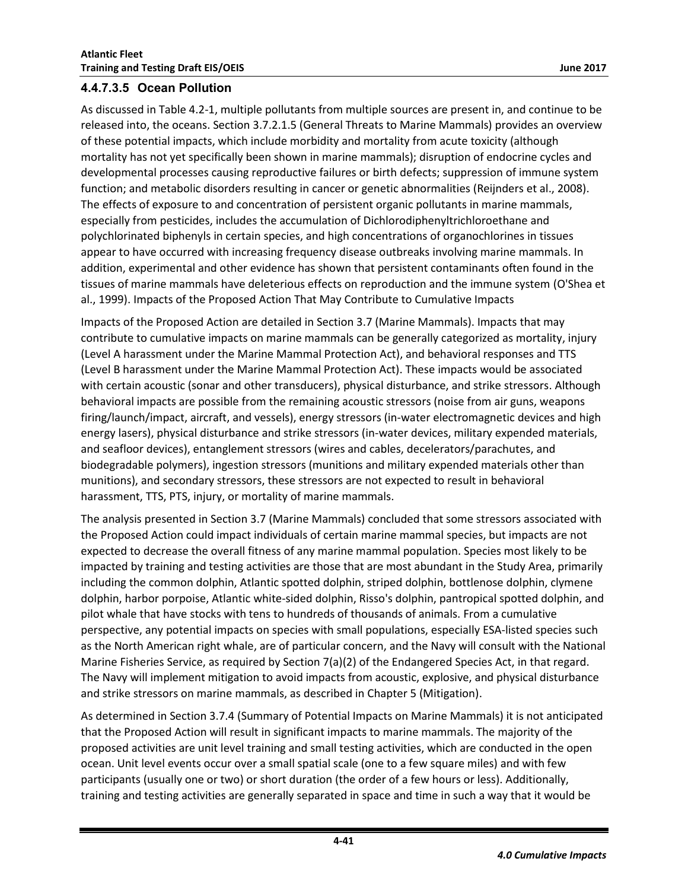#### 4.4.7.3.5 Ocean Pollution

As discussed in Table 4.2-1, multiple pollutants from multiple sources are present in, and continue to be released into, the oceans. Section 3.7.2.1.5 (General Threats to Marine Mammals) provides an overview of these potential impacts, which include morbidity and mortality from acute toxicity (although mortality has not yet specifically been shown in marine mammals); disruption of endocrine cycles and developmental processes causing reproductive failures or birth defects; suppression of immune system function; and metabolic disorders resulting in cancer or genetic abnormalities (Reijnders et al., 2008). The effects of exposure to and concentration of persistent organic pollutants in marine mammals, especially from pesticides, includes the accumulation of Dichlorodiphenyltrichloroethane and polychlorinated biphenyls in certain species, and high concentrations of organochlorines in tissues appear to have occurred with increasing frequency disease outbreaks involving marine mammals. In addition, experimental and other evidence has shown that persistent contaminants often found in the tissues of marine mammals have deleterious effects on reproduction and the immune system (O'Shea et al., 1999). Impacts of the Proposed Action That May Contribute to Cumulative Impacts

Impacts of the Proposed Action are detailed in Section 3.7 (Marine Mammals). Impacts that may contribute to cumulative impacts on marine mammals can be generally categorized as mortality, injury (Level A harassment under the Marine Mammal Protection Act), and behavioral responses and TTS (Level B harassment under the Marine Mammal Protection Act). These impacts would be associated with certain acoustic (sonar and other transducers), physical disturbance, and strike stressors. Although behavioral impacts are possible from the remaining acoustic stressors (noise from air guns, weapons firing/launch/impact, aircraft, and vessels), energy stressors (in-water electromagnetic devices and high energy lasers), physical disturbance and strike stressors (in-water devices, military expended materials, and seafloor devices), entanglement stressors (wires and cables, decelerators/parachutes, and biodegradable polymers), ingestion stressors (munitions and military expended materials other than munitions), and secondary stressors, these stressors are not expected to result in behavioral harassment, TTS, PTS, injury, or mortality of marine mammals.

The analysis presented in Section 3.7 (Marine Mammals) concluded that some stressors associated with the Proposed Action could impact individuals of certain marine mammal species, but impacts are not expected to decrease the overall fitness of any marine mammal population. Species most likely to be impacted by training and testing activities are those that are most abundant in the Study Area, primarily including the common dolphin, Atlantic spotted dolphin, striped dolphin, bottlenose dolphin, clymene dolphin, harbor porpoise, Atlantic white-sided dolphin, Risso's dolphin, pantropical spotted dolphin, and pilot whale that have stocks with tens to hundreds of thousands of animals. From a cumulative perspective, any potential impacts on species with small populations, especially ESA-listed species such as the North American right whale, are of particular concern, and the Navy will consult with the National Marine Fisheries Service, as required by Section 7(a)(2) of the Endangered Species Act, in that regard. The Navy will implement mitigation to avoid impacts from acoustic, explosive, and physical disturbance and strike stressors on marine mammals, as described in Chapter 5 (Mitigation).

As determined in Section 3.7.4 (Summary of Potential Impacts on Marine Mammals) it is not anticipated that the Proposed Action will result in significant impacts to marine mammals. The majority of the proposed activities are unit level training and small testing activities, which are conducted in the open ocean. Unit level events occur over a small spatial scale (one to a few square miles) and with few participants (usually one or two) or short duration (the order of a few hours or less). Additionally, training and testing activities are generally separated in space and time in such a way that it would be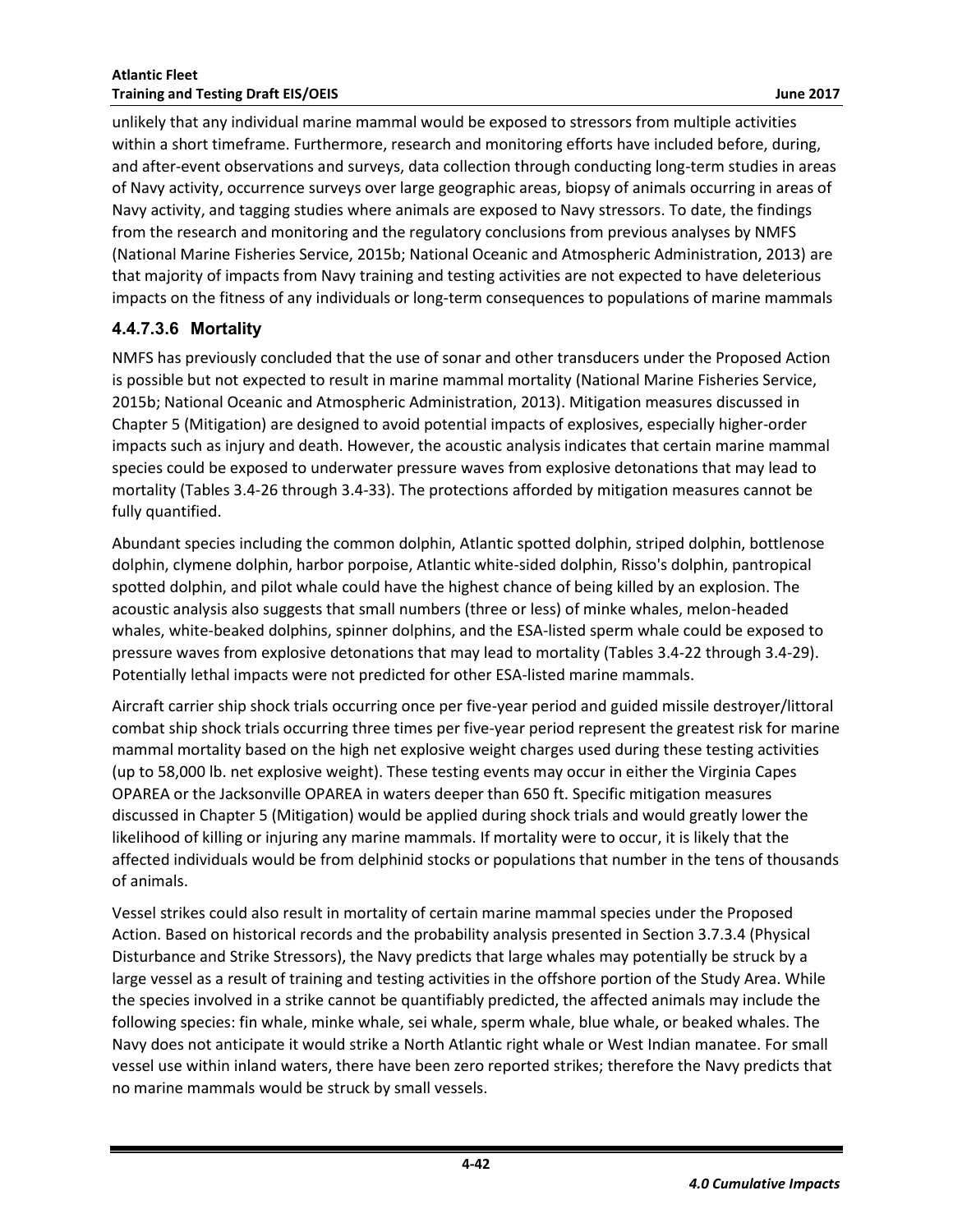unlikely that any individual marine mammal would be exposed to stressors from multiple activities within a short timeframe. Furthermore, research and monitoring efforts have included before, during, and after-event observations and surveys, data collection through conducting long-term studies in areas of Navy activity, occurrence surveys over large geographic areas, biopsy of animals occurring in areas of Navy activity, and tagging studies where animals are exposed to Navy stressors. To date, the findings from the research and monitoring and the regulatory conclusions from previous analyses by NMFS (National Marine Fisheries Service, 2015b; National Oceanic and Atmospheric Administration, 2013) are that majority of impacts from Navy training and testing activities are not expected to have deleterious impacts on the fitness of any individuals or long-term consequences to populations of marine mammals

#### 4.4.7.3.6 Mortality

NMFS has previously concluded that the use of sonar and other transducers under the Proposed Action is possible but not expected to result in marine mammal mortality (National Marine Fisheries Service, 2015b; National Oceanic and Atmospheric Administration, 2013). Mitigation measures discussed in Chapter 5 (Mitigation) are designed to avoid potential impacts of explosives, especially higher-order impacts such as injury and death. However, the acoustic analysis indicates that certain marine mammal species could be exposed to underwater pressure waves from explosive detonations that may lead to mortality (Tables 3.4-26 through 3.4-33). The protections afforded by mitigation measures cannot be fully quantified.

Abundant species including the common dolphin, Atlantic spotted dolphin, striped dolphin, bottlenose dolphin, clymene dolphin, harbor porpoise, Atlantic white-sided dolphin, Risso's dolphin, pantropical spotted dolphin, and pilot whale could have the highest chance of being killed by an explosion. The acoustic analysis also suggests that small numbers (three or less) of minke whales, melon-headed whales, white-beaked dolphins, spinner dolphins, and the ESA-listed sperm whale could be exposed to pressure waves from explosive detonations that may lead to mortality (Tables 3.4-22 through 3.4-29). Potentially lethal impacts were not predicted for other ESA-listed marine mammals.

Aircraft carrier ship shock trials occurring once per five-year period and guided missile destroyer/littoral combat ship shock trials occurring three times per five-year period represent the greatest risk for marine mammal mortality based on the high net explosive weight charges used during these testing activities (up to 58,000 lb. net explosive weight). These testing events may occur in either the Virginia Capes OPAREA or the Jacksonville OPAREA in waters deeper than 650 ft. Specific mitigation measures discussed in Chapter 5 (Mitigation) would be applied during shock trials and would greatly lower the likelihood of killing or injuring any marine mammals. If mortality were to occur, it is likely that the affected individuals would be from delphinid stocks or populations that number in the tens of thousands of animals.

Vessel strikes could also result in mortality of certain marine mammal species under the Proposed Action. Based on historical records and the probability analysis presented in Section 3.7.3.4 (Physical Disturbance and Strike Stressors), the Navy predicts that large whales may potentially be struck by a large vessel as a result of training and testing activities in the offshore portion of the Study Area. While the species involved in a strike cannot be quantifiably predicted, the affected animals may include the following species: fin whale, minke whale, sei whale, sperm whale, blue whale, or beaked whales. The Navy does not anticipate it would strike a North Atlantic right whale or West Indian manatee. For small vessel use within inland waters, there have been zero reported strikes; therefore the Navy predicts that no marine mammals would be struck by small vessels.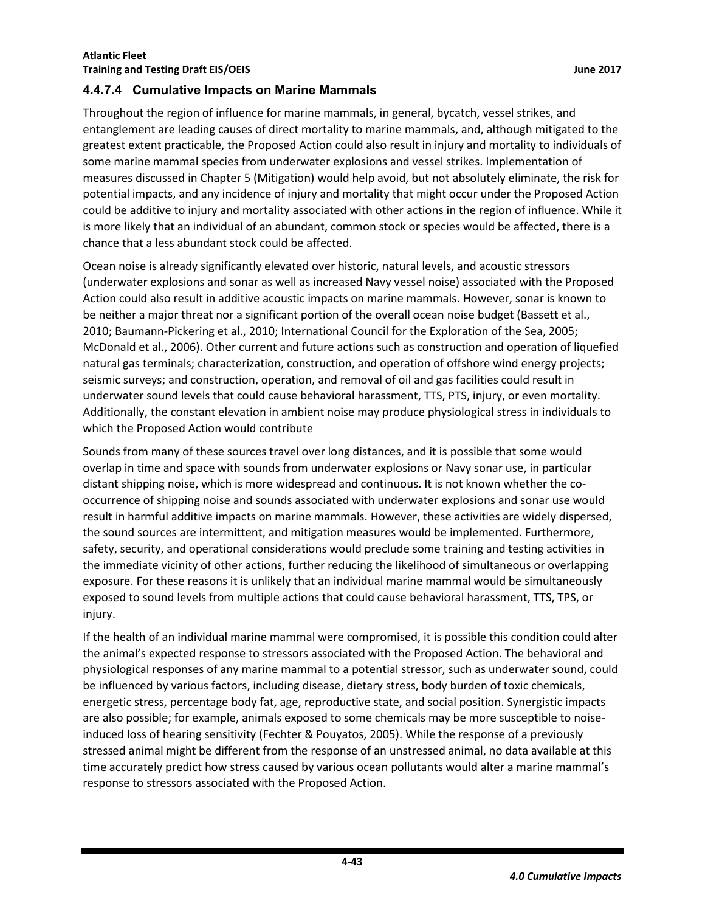### 4.4.7.4 Cumulative Impacts on Marine Mammals

Throughout the region of influence for marine mammals, in general, bycatch, vessel strikes, and entanglement are leading causes of direct mortality to marine mammals, and, although mitigated to the greatest extent practicable, the Proposed Action could also result in injury and mortality to individuals of some marine mammal species from underwater explosions and vessel strikes. Implementation of measures discussed in Chapter 5 (Mitigation) would help avoid, but not absolutely eliminate, the risk for potential impacts, and any incidence of injury and mortality that might occur under the Proposed Action could be additive to injury and mortality associated with other actions in the region of influence. While it is more likely that an individual of an abundant, common stock or species would be affected, there is a chance that a less abundant stock could be affected.

Ocean noise is already significantly elevated over historic, natural levels, and acoustic stressors (underwater explosions and sonar as well as increased Navy vessel noise) associated with the Proposed Action could also result in additive acoustic impacts on marine mammals. However, sonar is known to be neither a major threat nor a significant portion of the overall ocean noise budget (Bassett et al., 2010; Baumann-Pickering et al., 2010; International Council for the Exploration of the Sea, 2005; McDonald et al., 2006). Other current and future actions such as construction and operation of liquefied natural gas terminals; characterization, construction, and operation of offshore wind energy projects; seismic surveys; and construction, operation, and removal of oil and gas facilities could result in underwater sound levels that could cause behavioral harassment, TTS, PTS, injury, or even mortality. Additionally, the constant elevation in ambient noise may produce physiological stress in individuals to which the Proposed Action would contribute

Sounds from many of these sources travel over long distances, and it is possible that some would overlap in time and space with sounds from underwater explosions or Navy sonar use, in particular distant shipping noise, which is more widespread and continuous. It is not known whether the co-occurrence of shipping noise and sounds associated with underwater explosions and sonar use would result in harmful additive impacts on marine mammals. However, these activities are widely dispersed, the sound sources are intermittent, and mitigation measures would be implemented. Furthermore, safety, security, and operational considerations would preclude some training and testing activities in the immediate vicinity of other actions, further reducing the likelihood of simultaneous or overlapping exposure. For these reasons it is unlikely that an individual marine mammal would be simultaneously exposed to sound levels from multiple actions that could cause behavioral harassment, TTS, TPS, or injury.

If the health of an individual marine mammal were compromised, it is possible this condition could alter the animal's expected response to stressors associated with the Proposed Action. The behavioral and physiological responses of any marine mammal to a potential stressor, such as underwater sound, could be influenced by various factors, including disease, dietary stress, body burden of toxic chemicals, energetic stress, percentage body fat, age, reproductive state, and social position. Synergistic impacts are also possible; for example, animals exposed to some chemicals may be more susceptible to noise-induced loss of hearing sensitivity (Fechter & Pouyatos, 2005). While the response of a previously stressed animal might be different from the response of an unstressed animal, no data available at this time accurately predict how stress caused by various ocean pollutants would alter a marine mammal's response to stressors associated with the Proposed Action.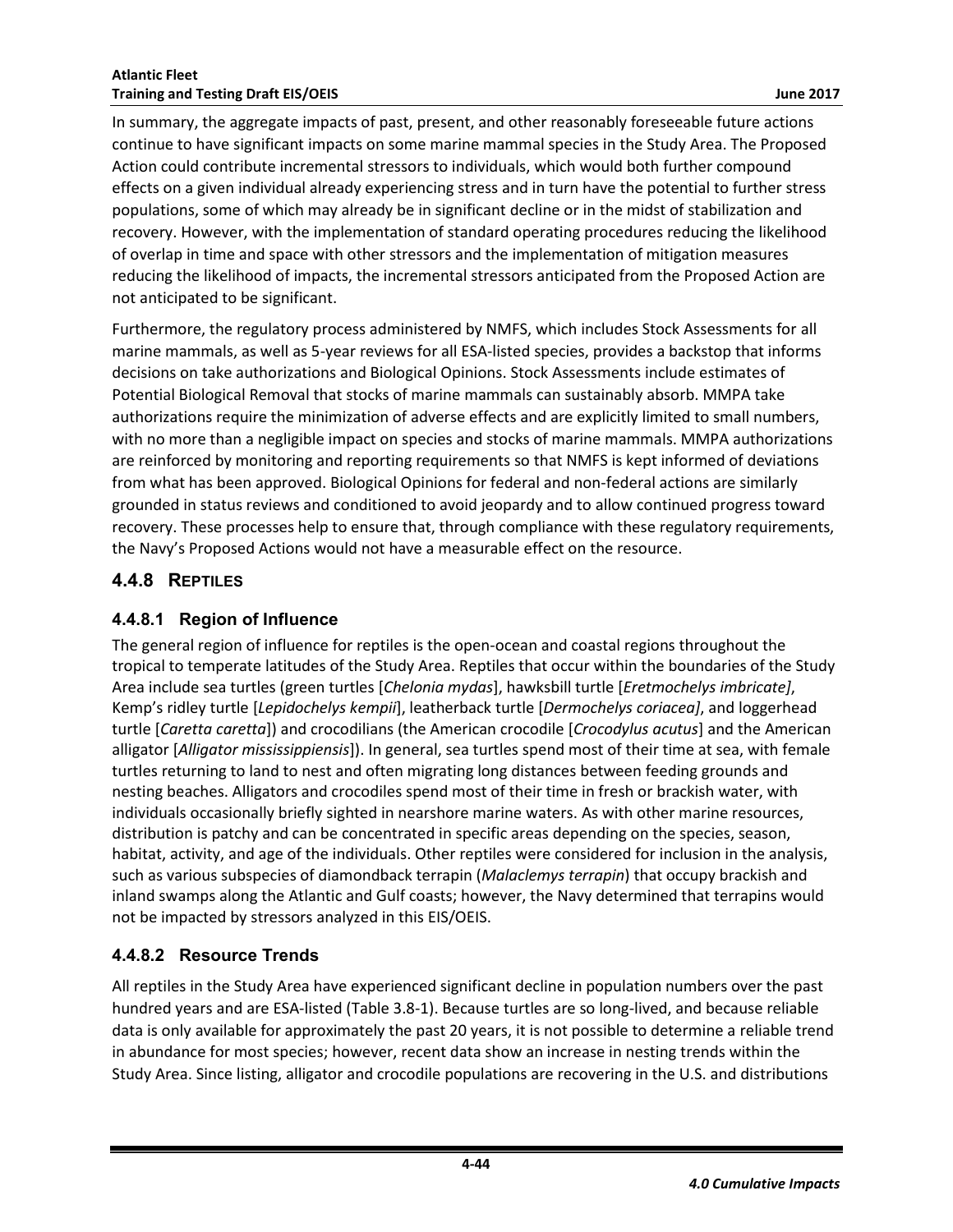In summary, the aggregate impacts of past, present, and other reasonably foreseeable future actions continue to have significant impacts on some marine mammal species in the Study Area. The Proposed Action could contribute incremental stressors to individuals, which would both further compound effects on a given individual already experiencing stress and in turn have the potential to further stress populations, some of which may already be in significant decline or in the midst of stabilization and recovery. However, with the implementation of standard operating procedures reducing the likelihood of overlap in time and space with other stressors and the implementation of mitigation measures reducing the likelihood of impacts, the incremental stressors anticipated from the Proposed Action are not anticipated to be significant.

Furthermore, the regulatory process administered by NMFS, which includes Stock Assessments for all marine mammals, as well as 5-year reviews for all ESA-listed species, provides a backstop that informs decisions on take authorizations and Biological Opinions. Stock Assessments include estimates of Potential Biological Removal that stocks of marine mammals can sustainably absorb. MMPA take authorizations require the minimization of adverse effects and are explicitly limited to small numbers, with no more than a negligible impact on species and stocks of marine mammals. MMPA authorizations are reinforced by monitoring and reporting requirements so that NMFS is kept informed of deviations from what has been approved. Biological Opinions for federal and non-federal actions are similarly grounded in status reviews and conditioned to avoid jeopardy and to allow continued progress toward recovery. These processes help to ensure that, through compliance with these regulatory requirements, the Navy's Proposed Actions would not have a measurable effect on the resource.

## 4.4.8 Reptiles

### 4.4.8.1 Region of Influence

The general region of influence for reptiles is the open-ocean and coastal regions throughout the tropical to temperate latitudes of the Study Area. Reptiles that occur within the boundaries of the Study Area include sea turtles (green turtles [*Chelonia mydas*], hawksbill turtle [*Eretmochelys imbricate]*, Kemp's ridley turtle [*Lepidochelys kempii*], leatherback turtle [*Dermochelys coriacea]*, and loggerhead turtle [*Caretta caretta*]) and crocodilians (the American crocodile [*Crocodylus acutus*] and the American alligator [*Alligator mississippiensis*]). In general, sea turtles spend most of their time at sea, with female turtles returning to land to nest and often migrating long distances between feeding grounds and nesting beaches. Alligators and crocodiles spend most of their time in fresh or brackish water, with individuals occasionally briefly sighted in nearshore marine waters. As with other marine resources, distribution is patchy and can be concentrated in specific areas depending on the species, season, habitat, activity, and age of the individuals. Other reptiles were considered for inclusion in the analysis, such as various subspecies of diamondback terrapin (*Malaclemys terrapin*) that occupy brackish and inland swamps along the Atlantic and Gulf coasts; however, the Navy determined that terrapins would not be impacted by stressors analyzed in this EIS/OEIS.

### 4.4.8.2 Resource Trends

All reptiles in the Study Area have experienced significant decline in population numbers over the past hundred years and are ESA-listed (Table 3.8-1). Because turtles are so long-lived, and because reliable data is only available for approximately the past 20 years, it is not possible to determine a reliable trend in abundance for most species; however, recent data show an increase in nesting trends within the Study Area. Since listing, alligator and crocodile populations are recovering in the U.S. and distributions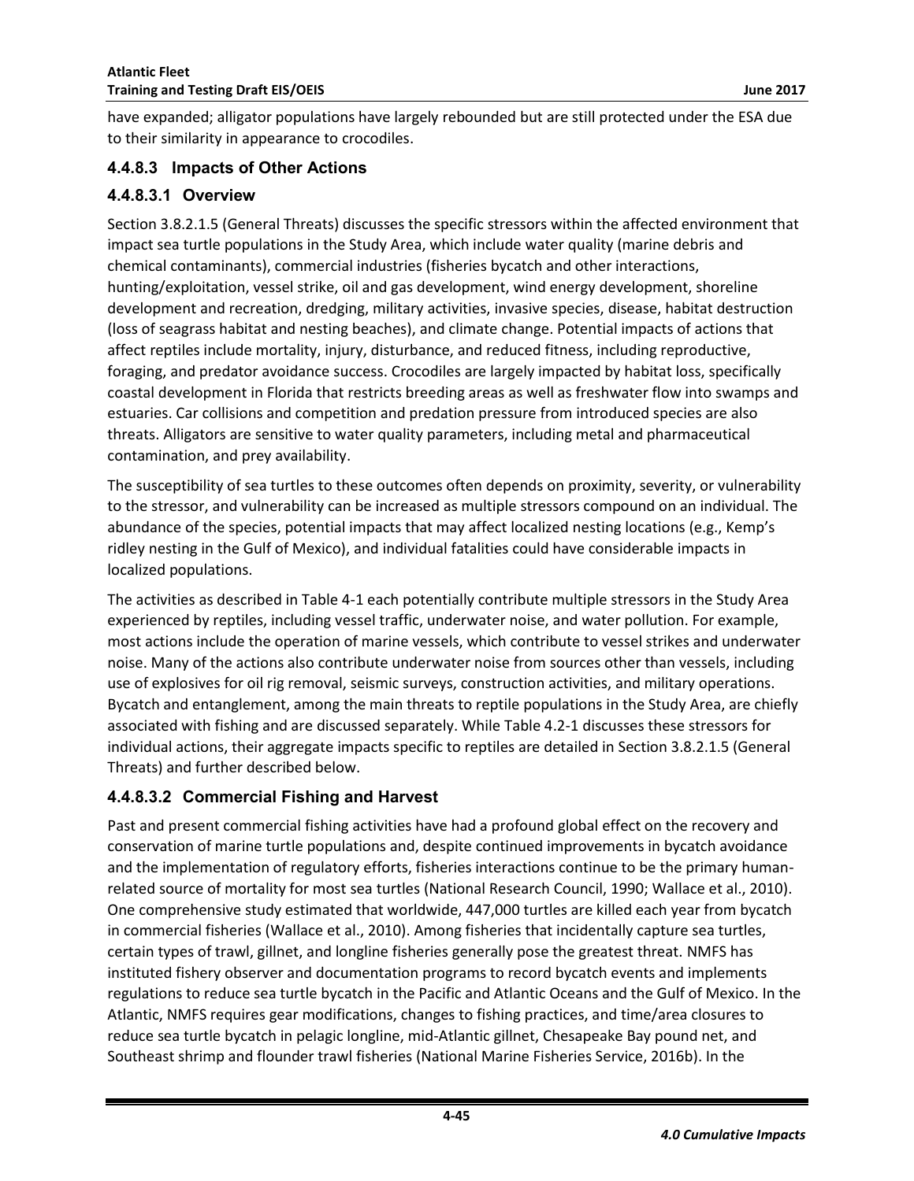have expanded; alligator populations have largely rebounded but are still protected under the ESA due to their similarity in appearance to crocodiles.

### 4.4.8.3 Impacts of Other Actions

#### 4.4.8.3.1 Overview

Section 3.8.2.1.5 (General Threats) discusses the specific stressors within the affected environment that impact sea turtle populations in the Study Area, which include water quality (marine debris and chemical contaminants), commercial industries (fisheries bycatch and other interactions, hunting/exploitation, vessel strike, oil and gas development, wind energy development, shoreline development and recreation, dredging, military activities, invasive species, disease, habitat destruction (loss of seagrass habitat and nesting beaches), and climate change. Potential impacts of actions that affect reptiles include mortality, injury, disturbance, and reduced fitness, including reproductive, foraging, and predator avoidance success. Crocodiles are largely impacted by habitat loss, specifically coastal development in Florida that restricts breeding areas as well as freshwater flow into swamps and estuaries. Car collisions and competition and predation pressure from introduced species are also threats. Alligators are sensitive to water quality parameters, including metal and pharmaceutical contamination, and prey availability.

The susceptibility of sea turtles to these outcomes often depends on proximity, severity, or vulnerability to the stressor, and vulnerability can be increased as multiple stressors compound on an individual. The abundance of the species, potential impacts that may affect localized nesting locations (e.g., Kemp's ridley nesting in the Gulf of Mexico), and individual fatalities could have considerable impacts in localized populations.

The activities as described in Table 4-1 each potentially contribute multiple stressors in the Study Area experienced by reptiles, including vessel traffic, underwater noise, and water pollution. For example, most actions include the operation of marine vessels, which contribute to vessel strikes and underwater noise. Many of the actions also contribute underwater noise from sources other than vessels, including use of explosives for oil rig removal, seismic surveys, construction activities, and military operations. Bycatch and entanglement, among the main threats to reptile populations in the Study Area, are chiefly associated with fishing and are discussed separately. While Table 4.2-1 discusses these stressors for individual actions, their aggregate impacts specific to reptiles are detailed in Section 3.8.2.1.5 (General Threats) and further described below.

#### 4.4.8.3.2 Commercial Fishing and Harvest

Past and present commercial fishing activities have had a profound global effect on the recovery and conservation of marine turtle populations and, despite continued improvements in bycatch avoidance and the implementation of regulatory efforts, fisheries interactions continue to be the primary human-related source of mortality for most sea turtles (National Research Council, 1990; Wallace et al., 2010). One comprehensive study estimated that worldwide, 447,000 turtles are killed each year from bycatch in commercial fisheries (Wallace et al., 2010). Among fisheries that incidentally capture sea turtles, certain types of trawl, gillnet, and longline fisheries generally pose the greatest threat. NMFS has instituted fishery observer and documentation programs to record bycatch events and implements regulations to reduce sea turtle bycatch in the Pacific and Atlantic Oceans and the Gulf of Mexico. In the Atlantic, NMFS requires gear modifications, changes to fishing practices, and time/area closures to reduce sea turtle bycatch in pelagic longline, mid-Atlantic gillnet, Chesapeake Bay pound net, and Southeast shrimp and flounder trawl fisheries (National Marine Fisheries Service, 2016b). In the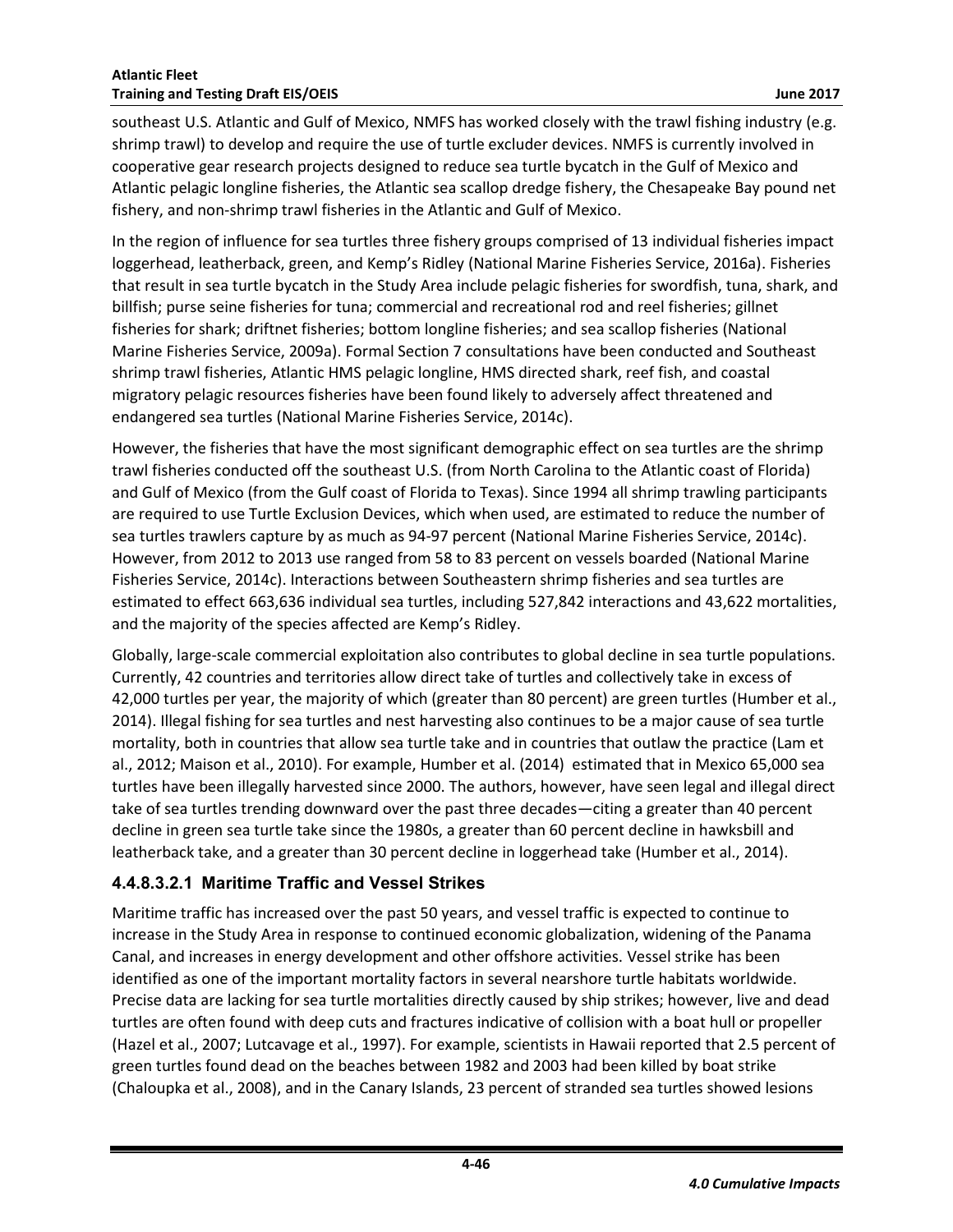southeast U.S. Atlantic and Gulf of Mexico, NMFS has worked closely with the trawl fishing industry (e.g. shrimp trawl) to develop and require the use of turtle excluder devices. NMFS is currently involved in cooperative gear research projects designed to reduce sea turtle bycatch in the Gulf of Mexico and Atlantic pelagic longline fisheries, the Atlantic sea scallop dredge fishery, the Chesapeake Bay pound net fishery, and non-shrimp trawl fisheries in the Atlantic and Gulf of Mexico.

In the region of influence for sea turtles three fishery groups comprised of 13 individual fisheries impact loggerhead, leatherback, green, and Kemp's Ridley (National Marine Fisheries Service, 2016a). Fisheries that result in sea turtle bycatch in the Study Area include pelagic fisheries for swordfish, tuna, shark, and billfish; purse seine fisheries for tuna; commercial and recreational rod and reel fisheries; gillnet fisheries for shark; driftnet fisheries; bottom longline fisheries; and sea scallop fisheries (National Marine Fisheries Service, 2009a). Formal Section 7 consultations have been conducted and Southeast shrimp trawl fisheries, Atlantic HMS pelagic longline, HMS directed shark, reef fish, and coastal migratory pelagic resources fisheries have been found likely to adversely affect threatened and endangered sea turtles (National Marine Fisheries Service, 2014c).

However, the fisheries that have the most significant demographic effect on sea turtles are the shrimp trawl fisheries conducted off the southeast U.S. (from North Carolina to the Atlantic coast of Florida) and Gulf of Mexico (from the Gulf coast of Florida to Texas). Since 1994 all shrimp trawling participants are required to use Turtle Exclusion Devices, which when used, are estimated to reduce the number of sea turtles trawlers capture by as much as 94-97 percent (National Marine Fisheries Service, 2014c). However, from 2012 to 2013 use ranged from 58 to 83 percent on vessels boarded (National Marine Fisheries Service, 2014c). Interactions between Southeastern shrimp fisheries and sea turtles are estimated to effect 663,636 individual sea turtles, including 527,842 interactions and 43,622 mortalities, and the majority of the species affected are Kemp's Ridley.

Globally, large-scale commercial exploitation also contributes to global decline in sea turtle populations. Currently, 42 countries and territories allow direct take of turtles and collectively take in excess of 42,000 turtles per year, the majority of which (greater than 80 percent) are green turtles (Humber et al., 2014). Illegal fishing for sea turtles and nest harvesting also continues to be a major cause of sea turtle mortality, both in countries that allow sea turtle take and in countries that outlaw the practice (Lam et al., 2012; Maison et al., 2010). For example, Humber et al. (2014) estimated that in Mexico 65,000 sea turtles have been illegally harvested since 2000. The authors, however, have seen legal and illegal direct take of sea turtles trending downward over the past three decades—citing a greater than 40 percent decline in green sea turtle take since the 1980s, a greater than 60 percent decline in hawksbill and leatherback take, and a greater than 30 percent decline in loggerhead take (Humber et al., 2014).

#### 4.4.8.3.2.1 Maritime Traffic and Vessel Strikes

Maritime traffic has increased over the past 50 years, and vessel traffic is expected to continue to increase in the Study Area in response to continued economic globalization, widening of the Panama Canal, and increases in energy development and other offshore activities. Vessel strike has been identified as one of the important mortality factors in several nearshore turtle habitats worldwide. Precise data are lacking for sea turtle mortalities directly caused by ship strikes; however, live and dead turtles are often found with deep cuts and fractures indicative of collision with a boat hull or propeller (Hazel et al., 2007; Lutcavage et al., 1997). For example, scientists in Hawaii reported that 2.5 percent of green turtles found dead on the beaches between 1982 and 2003 had been killed by boat strike (Chaloupka et al., 2008), and in the Canary Islands, 23 percent of stranded sea turtles showed lesions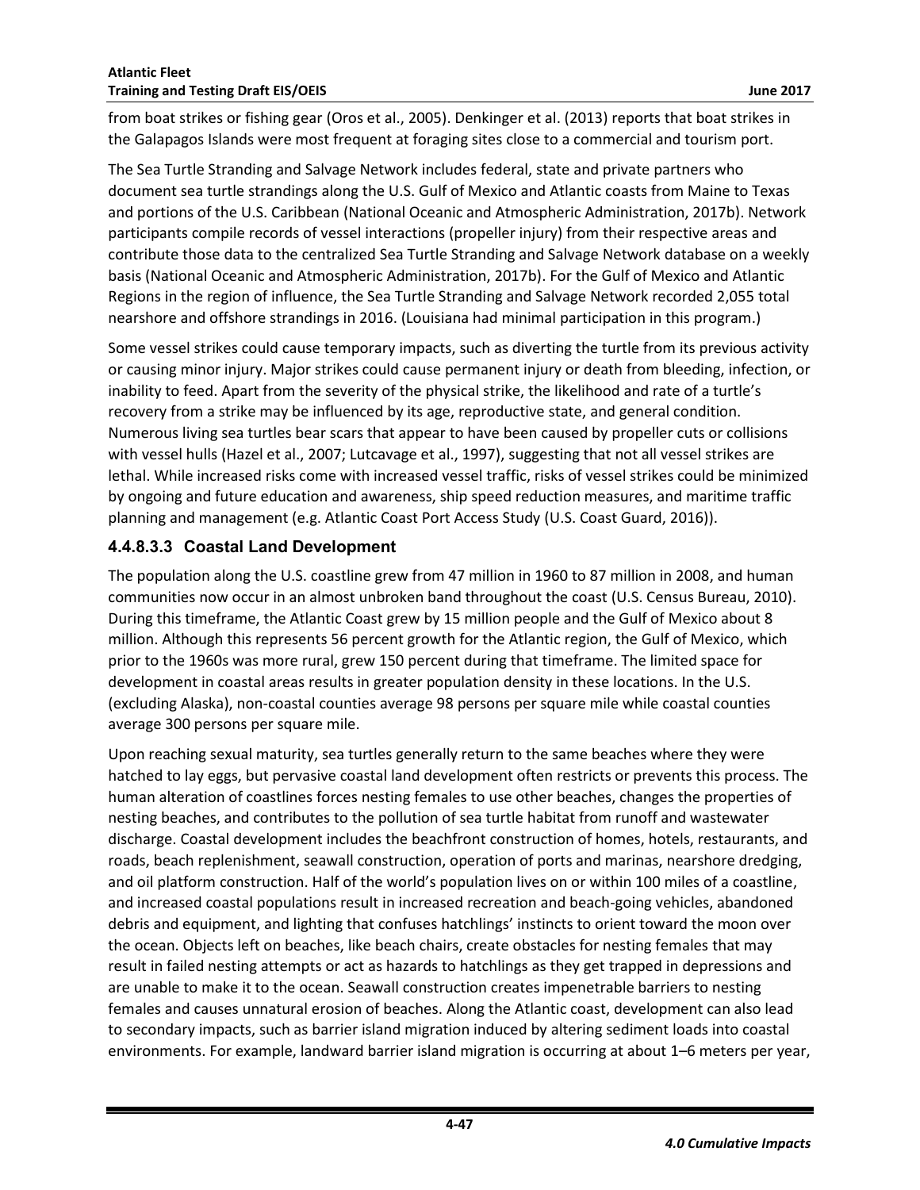from boat strikes or fishing gear (Oros et al., 2005). Denkinger et al. (2013) reports that boat strikes in the Galapagos Islands were most frequent at foraging sites close to a commercial and tourism port.

The Sea Turtle Stranding and Salvage Network includes federal, state and private partners who document sea turtle strandings along the U.S. Gulf of Mexico and Atlantic coasts from Maine to Texas and portions of the U.S. Caribbean (National Oceanic and Atmospheric Administration, 2017b). Network participants compile records of vessel interactions (propeller injury) from their respective areas and contribute those data to the centralized Sea Turtle Stranding and Salvage Network database on a weekly basis (National Oceanic and Atmospheric Administration, 2017b). For the Gulf of Mexico and Atlantic Regions in the region of influence, the Sea Turtle Stranding and Salvage Network recorded 2,055 total nearshore and offshore strandings in 2016. (Louisiana had minimal participation in this program.)

Some vessel strikes could cause temporary impacts, such as diverting the turtle from its previous activity or causing minor injury. Major strikes could cause permanent injury or death from bleeding, infection, or inability to feed. Apart from the severity of the physical strike, the likelihood and rate of a turtle's recovery from a strike may be influenced by its age, reproductive state, and general condition. Numerous living sea turtles bear scars that appear to have been caused by propeller cuts or collisions with vessel hulls (Hazel et al., 2007; Lutcavage et al., 1997), suggesting that not all vessel strikes are lethal. While increased risks come with increased vessel traffic, risks of vessel strikes could be minimized by ongoing and future education and awareness, ship speed reduction measures, and maritime traffic planning and management (e.g. Atlantic Coast Port Access Study (U.S. Coast Guard, 2016)).

#### 4.4.8.3.3 Coastal Land Development

The population along the U.S. coastline grew from 47 million in 1960 to 87 million in 2008, and human communities now occur in an almost unbroken band throughout the coast (U.S. Census Bureau, 2010). During this timeframe, the Atlantic Coast grew by 15 million people and the Gulf of Mexico about 8 million. Although this represents 56 percent growth for the Atlantic region, the Gulf of Mexico, which prior to the 1960s was more rural, grew 150 percent during that timeframe. The limited space for development in coastal areas results in greater population density in these locations. In the U.S. (excluding Alaska), non-coastal counties average 98 persons per square mile while coastal counties average 300 persons per square mile.

Upon reaching sexual maturity, sea turtles generally return to the same beaches where they were hatched to lay eggs, but pervasive coastal land development often restricts or prevents this process. The human alteration of coastlines forces nesting females to use other beaches, changes the properties of nesting beaches, and contributes to the pollution of sea turtle habitat from runoff and wastewater discharge. Coastal development includes the beachfront construction of homes, hotels, restaurants, and roads, beach replenishment, seawall construction, operation of ports and marinas, nearshore dredging, and oil platform construction. Half of the world's population lives on or within 100 miles of a coastline, and increased coastal populations result in increased recreation and beach-going vehicles, abandoned debris and equipment, and lighting that confuses hatchlings' instincts to orient toward the moon over the ocean. Objects left on beaches, like beach chairs, create obstacles for nesting females that may result in failed nesting attempts or act as hazards to hatchlings as they get trapped in depressions and are unable to make it to the ocean. Seawall construction creates impenetrable barriers to nesting females and causes unnatural erosion of beaches. Along the Atlantic coast, development can also lead to secondary impacts, such as barrier island migration induced by altering sediment loads into coastal environments. For example, landward barrier island migration is occurring at about 1–6 meters per year,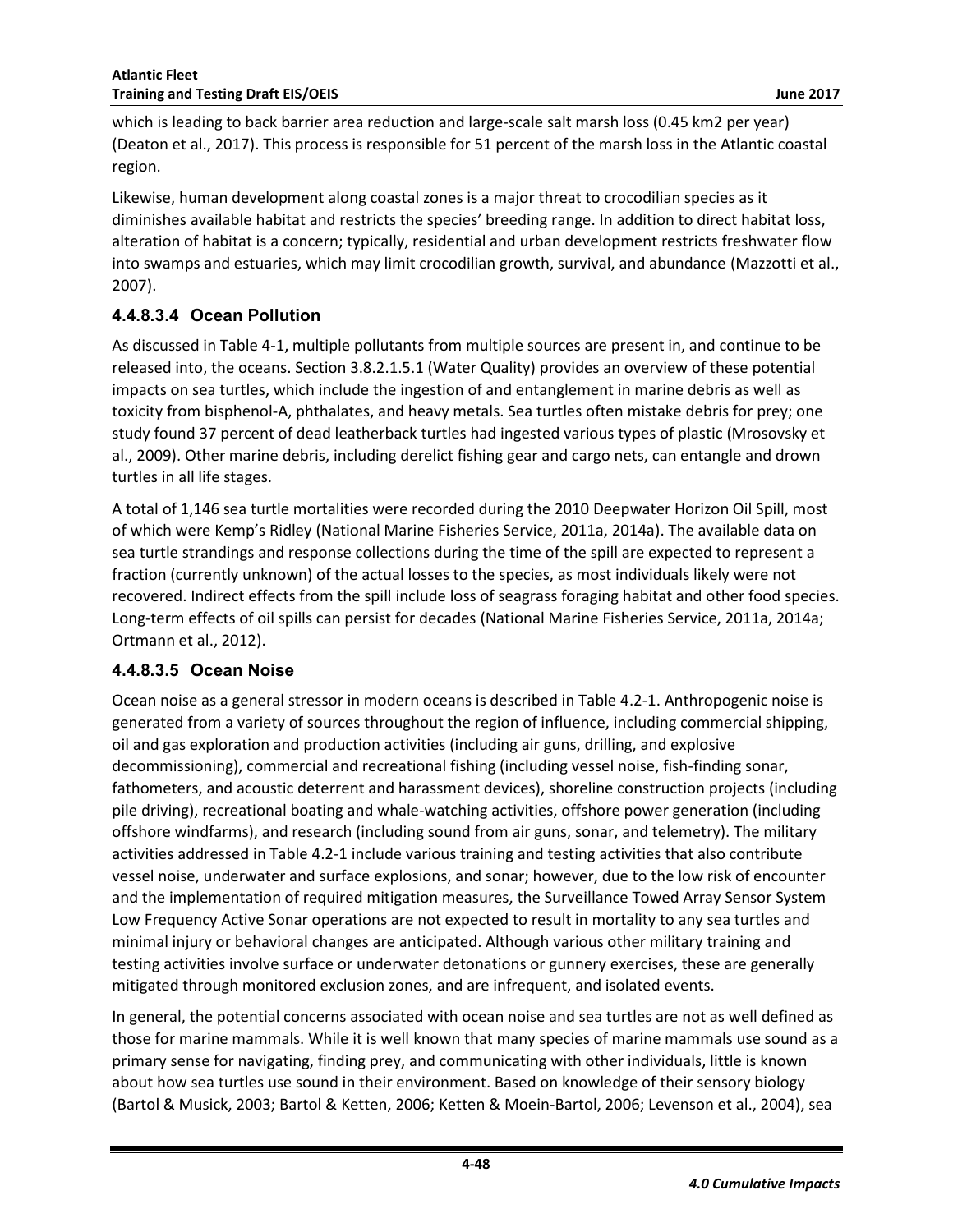which is leading to back barrier area reduction and large-scale salt marsh loss (0.45 km2 per year) (Deaton et al., 2017). This process is responsible for 51 percent of the marsh loss in the Atlantic coastal region.

Likewise, human development along coastal zones is a major threat to crocodilian species as it diminishes available habitat and restricts the species' breeding range. In addition to direct habitat loss, alteration of habitat is a concern; typically, residential and urban development restricts freshwater flow into swamps and estuaries, which may limit crocodilian growth, survival, and abundance (Mazzotti et al., 2007).

### 4.4.8.3.4 Ocean Pollution

As discussed in Table 4-1, multiple pollutants from multiple sources are present in, and continue to be released into, the oceans. Section 3.8.2.1.5.1 (Water Quality) provides an overview of these potential impacts on sea turtles, which include the ingestion of and entanglement in marine debris as well as toxicity from bisphenol-A, phthalates, and heavy metals. Sea turtles often mistake debris for prey; one study found 37 percent of dead leatherback turtles had ingested various types of plastic (Mrosovsky et al., 2009). Other marine debris, including derelict fishing gear and cargo nets, can entangle and drown turtles in all life stages.

A total of 1,146 sea turtle mortalities were recorded during the 2010 Deepwater Horizon Oil Spill, most of which were Kemp's Ridley (National Marine Fisheries Service, 2011a, 2014a). The available data on sea turtle strandings and response collections during the time of the spill are expected to represent a fraction (currently unknown) of the actual losses to the species, as most individuals likely were not recovered. Indirect effects from the spill include loss of seagrass foraging habitat and other food species. Long-term effects of oil spills can persist for decades (National Marine Fisheries Service, 2011a, 2014a; Ortmann et al., 2012).

### 4.4.8.3.5 Ocean Noise

Ocean noise as a general stressor in modern oceans is described in Table 4.2-1. Anthropogenic noise is generated from a variety of sources throughout the region of influence, including commercial shipping, oil and gas exploration and production activities (including air guns, drilling, and explosive decommissioning), commercial and recreational fishing (including vessel noise, fish-finding sonar, fathometers, and acoustic deterrent and harassment devices), shoreline construction projects (including pile driving), recreational boating and whale-watching activities, offshore power generation (including offshore windfarms), and research (including sound from air guns, sonar, and telemetry). The military activities addressed in Table 4.2-1 include various training and testing activities that also contribute vessel noise, underwater and surface explosions, and sonar; however, due to the low risk of encounter and the implementation of required mitigation measures, the Surveillance Towed Array Sensor System Low Frequency Active Sonar operations are not expected to result in mortality to any sea turtles and minimal injury or behavioral changes are anticipated. Although various other military training and testing activities involve surface or underwater detonations or gunnery exercises, these are generally mitigated through monitored exclusion zones, and are infrequent, and isolated events.

In general, the potential concerns associated with ocean noise and sea turtles are not as well defined as those for marine mammals. While it is well known that many species of marine mammals use sound as a primary sense for navigating, finding prey, and communicating with other individuals, little is known about how sea turtles use sound in their environment. Based on knowledge of their sensory biology (Bartol & Musick, 2003; Bartol & Ketten, 2006; Ketten & Moein-Bartol, 2006; Levenson et al., 2004), sea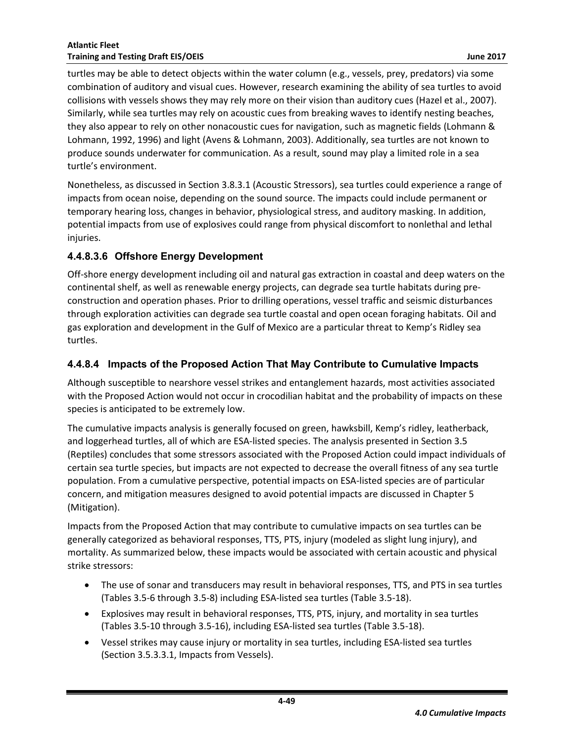turtles may be able to detect objects within the water column (e.g., vessels, prey, predators) via some combination of auditory and visual cues. However, research examining the ability of sea turtles to avoid collisions with vessels shows they may rely more on their vision than auditory cues (Hazel et al., 2007). Similarly, while sea turtles may rely on acoustic cues from breaking waves to identify nesting beaches, they also appear to rely on other nonacoustic cues for navigation, such as magnetic fields (Lohmann & Lohmann, 1992, 1996) and light (Avens & Lohmann, 2003). Additionally, sea turtles are not known to produce sounds underwater for communication. As a result, sound may play a limited role in a sea turtle's environment.

Nonetheless, as discussed in Section 3.8.3.1 (Acoustic Stressors), sea turtles could experience a range of impacts from ocean noise, depending on the sound source. The impacts could include permanent or temporary hearing loss, changes in behavior, physiological stress, and auditory masking. In addition, potential impacts from use of explosives could range from physical discomfort to nonlethal and lethal injuries.

#### 4.4.8.3.6 Offshore Energy Development

Off-shore energy development including oil and natural gas extraction in coastal and deep waters on the continental shelf, as well as renewable energy projects, can degrade sea turtle habitats during pre-construction and operation phases. Prior to drilling operations, vessel traffic and seismic disturbances through exploration activities can degrade sea turtle coastal and open ocean foraging habitats. Oil and gas exploration and development in the Gulf of Mexico are a particular threat to Kemp's Ridley sea turtles.

### 4.4.8.4 Impacts of the Proposed Action That May Contribute to Cumulative Impacts

Although susceptible to nearshore vessel strikes and entanglement hazards, most activities associated with the Proposed Action would not occur in crocodilian habitat and the probability of impacts on these species is anticipated to be extremely low.

The cumulative impacts analysis is generally focused on green, hawksbill, Kemp's ridley, leatherback, and loggerhead turtles, all of which are ESA-listed species. The analysis presented in Section 3.5 (Reptiles) concludes that some stressors associated with the Proposed Action could impact individuals of certain sea turtle species, but impacts are not expected to decrease the overall fitness of any sea turtle population. From a cumulative perspective, potential impacts on ESA-listed species are of particular concern, and mitigation measures designed to avoid potential impacts are discussed in Chapter 5 (Mitigation).

Impacts from the Proposed Action that may contribute to cumulative impacts on sea turtles can be generally categorized as behavioral responses, TTS, PTS, injury (modeled as slight lung injury), and mortality. As summarized below, these impacts would be associated with certain acoustic and physical strike stressors:

- The use of sonar and transducers may result in behavioral responses, TTS, and PTS in sea turtles (Tables 3.5-6 through 3.5-8) including ESA-listed sea turtles (Table 3.5-18).
- Explosives may result in behavioral responses, TTS, PTS, injury, and mortality in sea turtles (Tables 3.5-10 through 3.5-16), including ESA-listed sea turtles (Table 3.5-18).
- Vessel strikes may cause injury or mortality in sea turtles, including ESA-listed sea turtles (Section 3.5.3.3.1, Impacts from Vessels).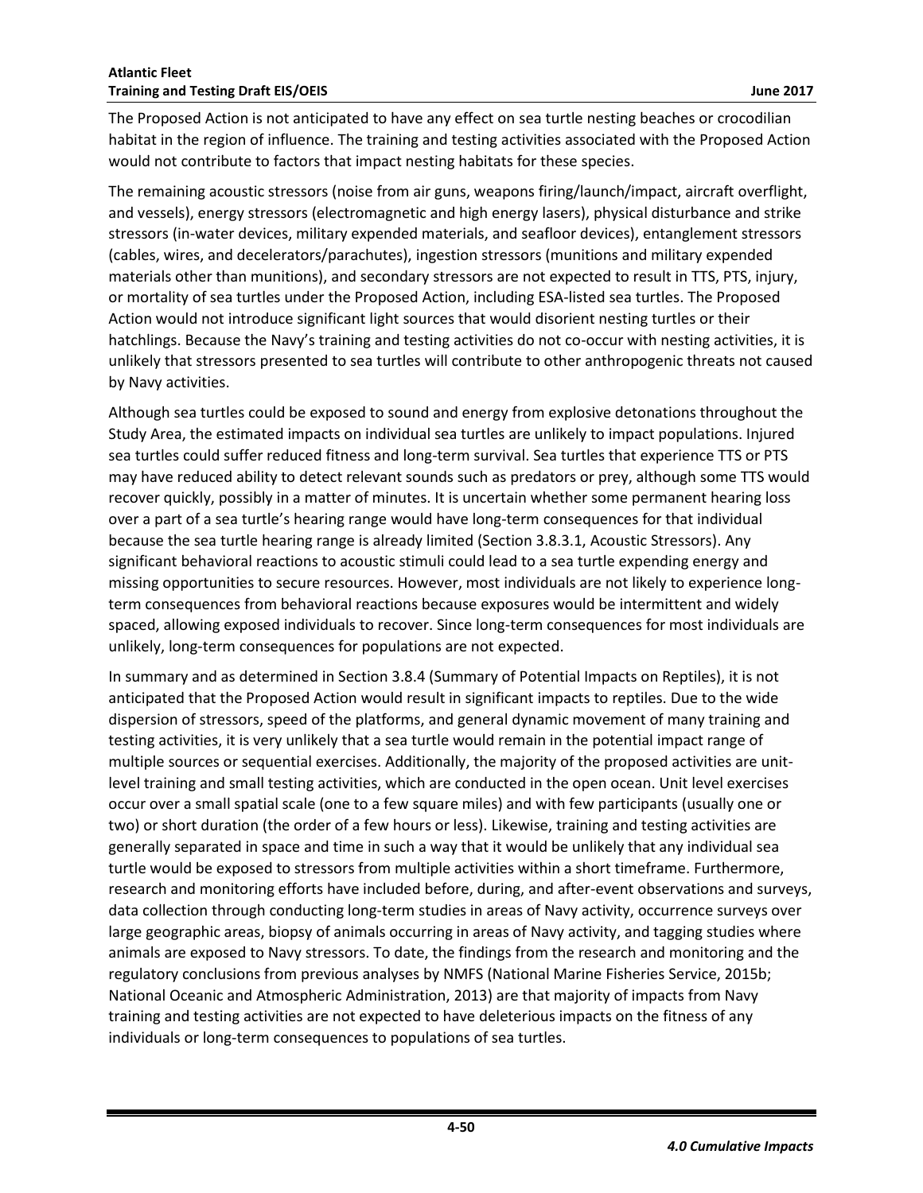The Proposed Action is not anticipated to have any effect on sea turtle nesting beaches or crocodilian habitat in the region of influence. The training and testing activities associated with the Proposed Action would not contribute to factors that impact nesting habitats for these species.

The remaining acoustic stressors (noise from air guns, weapons firing/launch/impact, aircraft overflight, and vessels), energy stressors (electromagnetic and high energy lasers), physical disturbance and strike stressors (in-water devices, military expended materials, and seafloor devices), entanglement stressors (cables, wires, and decelerators/parachutes), ingestion stressors (munitions and military expended materials other than munitions), and secondary stressors are not expected to result in TTS, PTS, injury, or mortality of sea turtles under the Proposed Action, including ESA-listed sea turtles. The Proposed Action would not introduce significant light sources that would disorient nesting turtles or their hatchlings. Because the Navy's training and testing activities do not co-occur with nesting activities, it is unlikely that stressors presented to sea turtles will contribute to other anthropogenic threats not caused by Navy activities.

Although sea turtles could be exposed to sound and energy from explosive detonations throughout the Study Area, the estimated impacts on individual sea turtles are unlikely to impact populations. Injured sea turtles could suffer reduced fitness and long-term survival. Sea turtles that experience TTS or PTS may have reduced ability to detect relevant sounds such as predators or prey, although some TTS would recover quickly, possibly in a matter of minutes. It is uncertain whether some permanent hearing loss over a part of a sea turtle's hearing range would have long-term consequences for that individual because the sea turtle hearing range is already limited (Section 3.8.3.1, Acoustic Stressors). Any significant behavioral reactions to acoustic stimuli could lead to a sea turtle expending energy and missing opportunities to secure resources. However, most individuals are not likely to experience long-term consequences from behavioral reactions because exposures would be intermittent and widely spaced, allowing exposed individuals to recover. Since long-term consequences for most individuals are unlikely, long-term consequences for populations are not expected.

In summary and as determined in Section 3.8.4 (Summary of Potential Impacts on Reptiles), it is not anticipated that the Proposed Action would result in significant impacts to reptiles. Due to the wide dispersion of stressors, speed of the platforms, and general dynamic movement of many training and testing activities, it is very unlikely that a sea turtle would remain in the potential impact range of multiple sources or sequential exercises. Additionally, the majority of the proposed activities are unit-level training and small testing activities, which are conducted in the open ocean. Unit level exercises occur over a small spatial scale (one to a few square miles) and with few participants (usually one or two) or short duration (the order of a few hours or less). Likewise, training and testing activities are generally separated in space and time in such a way that it would be unlikely that any individual sea turtle would be exposed to stressors from multiple activities within a short timeframe. Furthermore, research and monitoring efforts have included before, during, and after-event observations and surveys, data collection through conducting long-term studies in areas of Navy activity, occurrence surveys over large geographic areas, biopsy of animals occurring in areas of Navy activity, and tagging studies where animals are exposed to Navy stressors. To date, the findings from the research and monitoring and the regulatory conclusions from previous analyses by NMFS (National Marine Fisheries Service, 2015b; National Oceanic and Atmospheric Administration, 2013) are that majority of impacts from Navy training and testing activities are not expected to have deleterious impacts on the fitness of any individuals or long-term consequences to populations of sea turtles.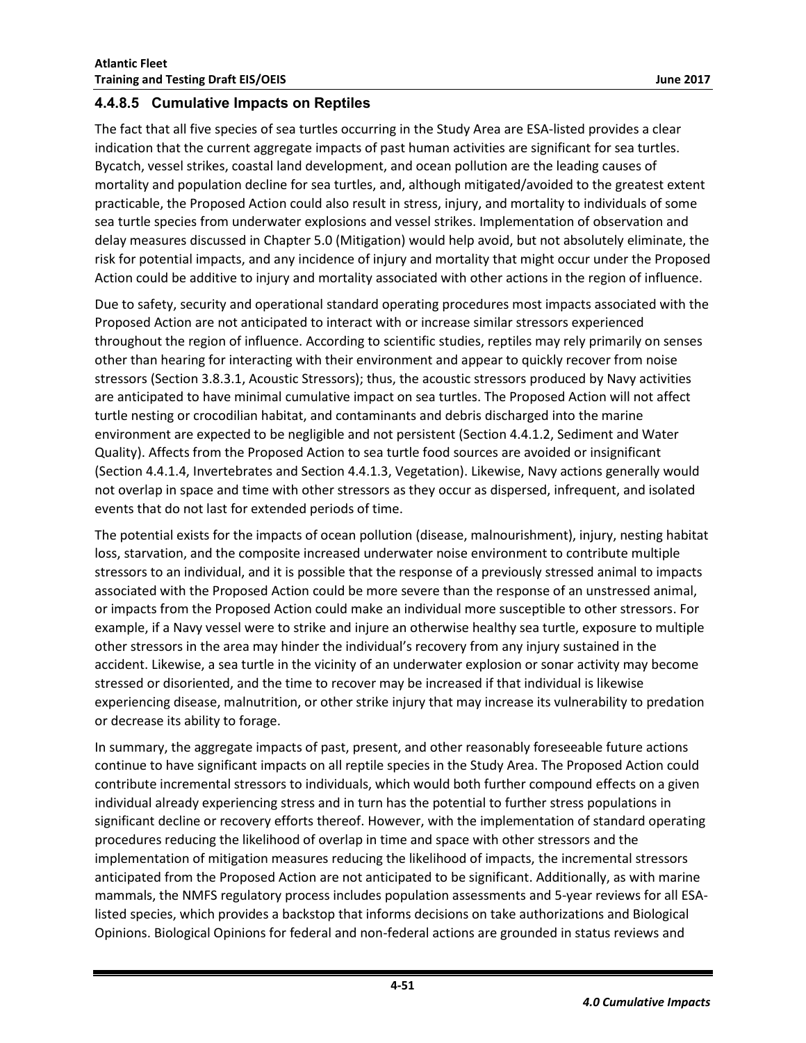### 4.4.8.5 Cumulative Impacts on Reptiles

The fact that all five species of sea turtles occurring in the Study Area are ESA-listed provides a clear indication that the current aggregate impacts of past human activities are significant for sea turtles. Bycatch, vessel strikes, coastal land development, and ocean pollution are the leading causes of mortality and population decline for sea turtles, and, although mitigated/avoided to the greatest extent practicable, the Proposed Action could also result in stress, injury, and mortality to individuals of some sea turtle species from underwater explosions and vessel strikes. Implementation of observation and delay measures discussed in Chapter 5.0 (Mitigation) would help avoid, but not absolutely eliminate, the risk for potential impacts, and any incidence of injury and mortality that might occur under the Proposed Action could be additive to injury and mortality associated with other actions in the region of influence.

Due to safety, security and operational standard operating procedures most impacts associated with the Proposed Action are not anticipated to interact with or increase similar stressors experienced throughout the region of influence. According to scientific studies, reptiles may rely primarily on senses other than hearing for interacting with their environment and appear to quickly recover from noise stressors (Section 3.8.3.1, Acoustic Stressors); thus, the acoustic stressors produced by Navy activities are anticipated to have minimal cumulative impact on sea turtles. The Proposed Action will not affect turtle nesting or crocodilian habitat, and contaminants and debris discharged into the marine environment are expected to be negligible and not persistent (Section 4.4.1.2, Sediment and Water Quality). Affects from the Proposed Action to sea turtle food sources are avoided or insignificant (Section 4.4.1.4, Invertebrates and Section 4.4.1.3, Vegetation). Likewise, Navy actions generally would not overlap in space and time with other stressors as they occur as dispersed, infrequent, and isolated events that do not last for extended periods of time.

The potential exists for the impacts of ocean pollution (disease, malnourishment), injury, nesting habitat loss, starvation, and the composite increased underwater noise environment to contribute multiple stressors to an individual, and it is possible that the response of a previously stressed animal to impacts associated with the Proposed Action could be more severe than the response of an unstressed animal, or impacts from the Proposed Action could make an individual more susceptible to other stressors. For example, if a Navy vessel were to strike and injure an otherwise healthy sea turtle, exposure to multiple other stressors in the area may hinder the individual's recovery from any injury sustained in the accident. Likewise, a sea turtle in the vicinity of an underwater explosion or sonar activity may become stressed or disoriented, and the time to recover may be increased if that individual is likewise experiencing disease, malnutrition, or other strike injury that may increase its vulnerability to predation or decrease its ability to forage.

In summary, the aggregate impacts of past, present, and other reasonably foreseeable future actions continue to have significant impacts on all reptile species in the Study Area. The Proposed Action could contribute incremental stressors to individuals, which would both further compound effects on a given individual already experiencing stress and in turn has the potential to further stress populations in significant decline or recovery efforts thereof. However, with the implementation of standard operating procedures reducing the likelihood of overlap in time and space with other stressors and the implementation of mitigation measures reducing the likelihood of impacts, the incremental stressors anticipated from the Proposed Action are not anticipated to be significant. Additionally, as with marine mammals, the NMFS regulatory process includes population assessments and 5-year reviews for all ESA-listed species, which provides a backstop that informs decisions on take authorizations and Biological Opinions. Biological Opinions for federal and non-federal actions are grounded in status reviews and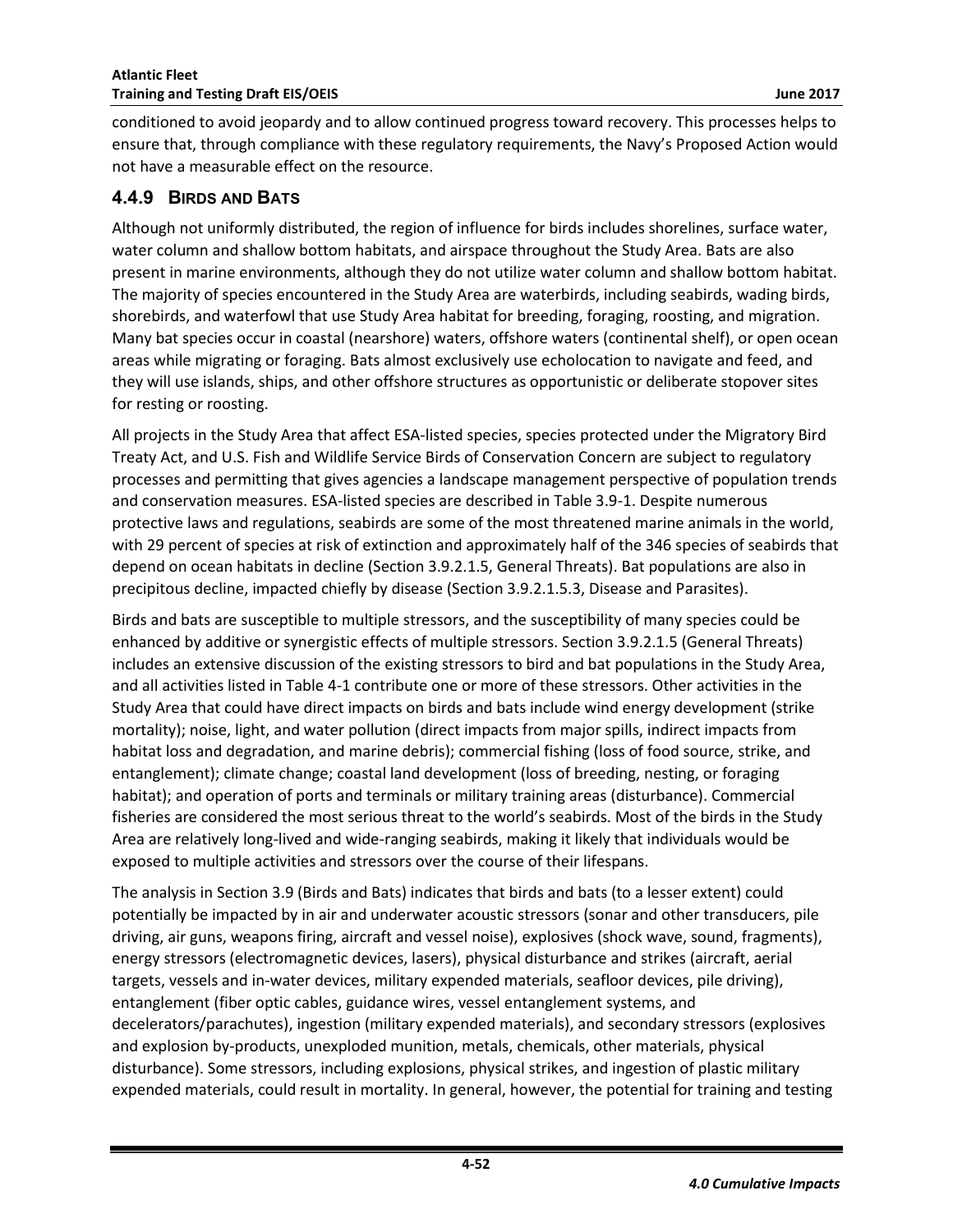conditioned to avoid jeopardy and to allow continued progress toward recovery. This processes helps to ensure that, through compliance with these regulatory requirements, the Navy's Proposed Action would not have a measurable effect on the resource.

## 4.4.9 Birds and Bats

Although not uniformly distributed, the region of influence for birds includes shorelines, surface water, water column and shallow bottom habitats, and airspace throughout the Study Area. Bats are also present in marine environments, although they do not utilize water column and shallow bottom habitat. The majority of species encountered in the Study Area are waterbirds, including seabirds, wading birds, shorebirds, and waterfowl that use Study Area habitat for breeding, foraging, roosting, and migration. Many bat species occur in coastal (nearshore) waters, offshore waters (continental shelf), or open ocean areas while migrating or foraging. Bats almost exclusively use echolocation to navigate and feed, and they will use islands, ships, and other offshore structures as opportunistic or deliberate stopover sites for resting or roosting.

All projects in the Study Area that affect ESA-listed species, species protected under the Migratory Bird Treaty Act, and U.S. Fish and Wildlife Service Birds of Conservation Concern are subject to regulatory processes and permitting that gives agencies a landscape management perspective of population trends and conservation measures. ESA-listed species are described in Table 3.9-1. Despite numerous protective laws and regulations, seabirds are some of the most threatened marine animals in the world, with 29 percent of species at risk of extinction and approximately half of the 346 species of seabirds that depend on ocean habitats in decline (Section 3.9.2.1.5, General Threats). Bat populations are also in precipitous decline, impacted chiefly by disease (Section 3.9.2.1.5.3, Disease and Parasites).

Birds and bats are susceptible to multiple stressors, and the susceptibility of many species could be enhanced by additive or synergistic effects of multiple stressors. Section 3.9.2.1.5 (General Threats) includes an extensive discussion of the existing stressors to bird and bat populations in the Study Area, and all activities listed in Table 4-1 contribute one or more of these stressors. Other activities in the Study Area that could have direct impacts on birds and bats include wind energy development (strike mortality); noise, light, and water pollution (direct impacts from major spills, indirect impacts from habitat loss and degradation, and marine debris); commercial fishing (loss of food source, strike, and entanglement); climate change; coastal land development (loss of breeding, nesting, or foraging habitat); and operation of ports and terminals or military training areas (disturbance). Commercial fisheries are considered the most serious threat to the world's seabirds. Most of the birds in the Study Area are relatively long-lived and wide-ranging seabirds, making it likely that individuals would be exposed to multiple activities and stressors over the course of their lifespans.

The analysis in Section 3.9 (Birds and Bats) indicates that birds and bats (to a lesser extent) could potentially be impacted by in air and underwater acoustic stressors (sonar and other transducers, pile driving, air guns, weapons firing, aircraft and vessel noise), explosives (shock wave, sound, fragments), energy stressors (electromagnetic devices, lasers), physical disturbance and strikes (aircraft, aerial targets, vessels and in-water devices, military expended materials, seafloor devices, pile driving), entanglement (fiber optic cables, guidance wires, vessel entanglement systems, and decelerators/parachutes), ingestion (military expended materials), and secondary stressors (explosives and explosion by-products, unexploded munition, metals, chemicals, other materials, physical disturbance). Some stressors, including explosions, physical strikes, and ingestion of plastic military expended materials, could result in mortality. In general, however, the potential for training and testing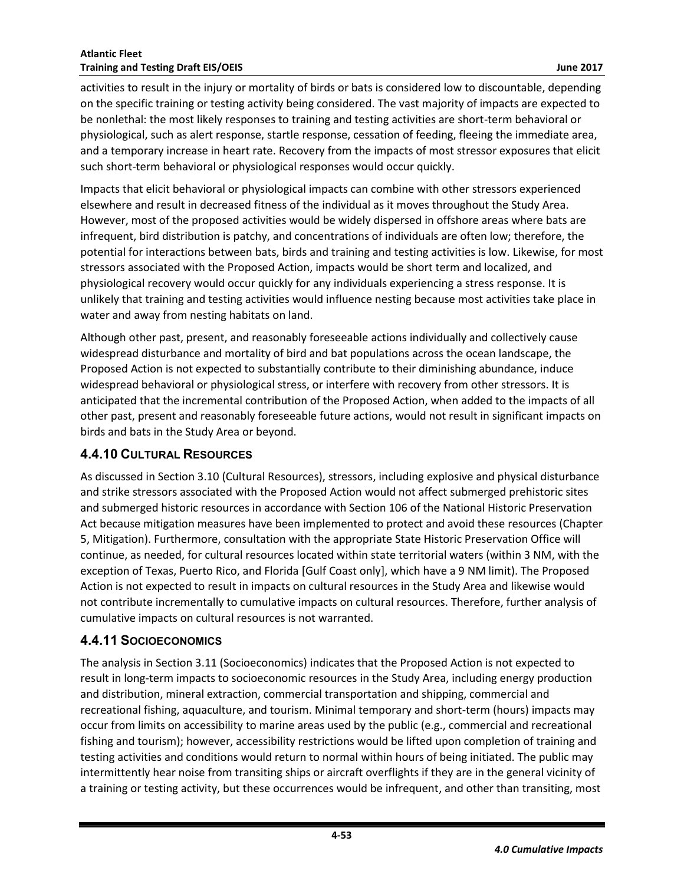activities to result in the injury or mortality of birds or bats is considered low to discountable, depending on the specific training or testing activity being considered. The vast majority of impacts are expected to be nonlethal: the most likely responses to training and testing activities are short-term behavioral or physiological, such as alert response, startle response, cessation of feeding, fleeing the immediate area, and a temporary increase in heart rate. Recovery from the impacts of most stressor exposures that elicit such short-term behavioral or physiological responses would occur quickly.

Impacts that elicit behavioral or physiological impacts can combine with other stressors experienced elsewhere and result in decreased fitness of the individual as it moves throughout the Study Area. However, most of the proposed activities would be widely dispersed in offshore areas where bats are infrequent, bird distribution is patchy, and concentrations of individuals are often low; therefore, the potential for interactions between bats, birds and training and testing activities is low. Likewise, for most stressors associated with the Proposed Action, impacts would be short term and localized, and physiological recovery would occur quickly for any individuals experiencing a stress response. It is unlikely that training and testing activities would influence nesting because most activities take place in water and away from nesting habitats on land.

Although other past, present, and reasonably foreseeable actions individually and collectively cause widespread disturbance and mortality of bird and bat populations across the ocean landscape, the Proposed Action is not expected to substantially contribute to their diminishing abundance, induce widespread behavioral or physiological stress, or interfere with recovery from other stressors. It is anticipated that the incremental contribution of the Proposed Action, when added to the impacts of all other past, present and reasonably foreseeable future actions, would not result in significant impacts on birds and bats in the Study Area or beyond.

## 4.4.10 Cultural Resources

As discussed in Section 3.10 (Cultural Resources), stressors, including explosive and physical disturbance and strike stressors associated with the Proposed Action would not affect submerged prehistoric sites and submerged historic resources in accordance with Section 106 of the National Historic Preservation Act because mitigation measures have been implemented to protect and avoid these resources (Chapter 5, Mitigation). Furthermore, consultation with the appropriate State Historic Preservation Office will continue, as needed, for cultural resources located within state territorial waters (within 3 NM, with the exception of Texas, Puerto Rico, and Florida [Gulf Coast only], which have a 9 NM limit). The Proposed Action is not expected to result in impacts on cultural resources in the Study Area and likewise would not contribute incrementally to cumulative impacts on cultural resources. Therefore, further analysis of cumulative impacts on cultural resources is not warranted.

## 4.4.11 Socioeconomics

The analysis in Section 3.11 (Socioeconomics) indicates that the Proposed Action is not expected to result in long-term impacts to socioeconomic resources in the Study Area, including energy production and distribution, mineral extraction, commercial transportation and shipping, commercial and recreational fishing, aquaculture, and tourism. Minimal temporary and short-term (hours) impacts may occur from limits on accessibility to marine areas used by the public (e.g., commercial and recreational fishing and tourism); however, accessibility restrictions would be lifted upon completion of training and testing activities and conditions would return to normal within hours of being initiated. The public may intermittently hear noise from transiting ships or aircraft overflights if they are in the general vicinity of a training or testing activity, but these occurrences would be infrequent, and other than transiting, most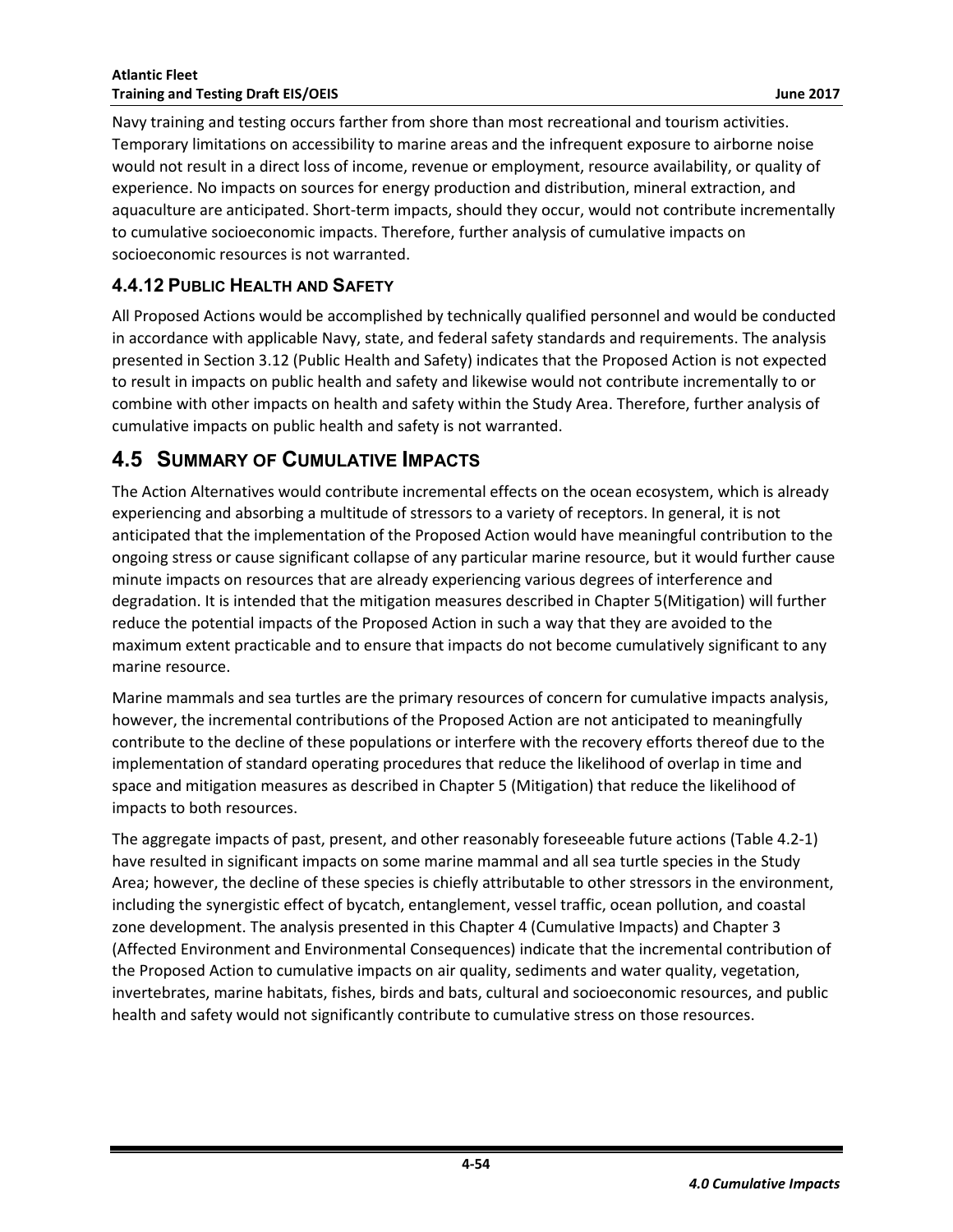Navy training and testing occurs farther from shore than most recreational and tourism activities. Temporary limitations on accessibility to marine areas and the infrequent exposure to airborne noise would not result in a direct loss of income, revenue or employment, resource availability, or quality of experience. No impacts on sources for energy production and distribution, mineral extraction, and aquaculture are anticipated. Short-term impacts, should they occur, would not contribute incrementally to cumulative socioeconomic impacts. Therefore, further analysis of cumulative impacts on socioeconomic resources is not warranted.

### 4.4.12 Public Health and Safety

All Proposed Actions would be accomplished by technically qualified personnel and would be conducted in accordance with applicable Navy, state, and federal safety standards and requirements. The analysis presented in Section 3.12 (Public Health and Safety) indicates that the Proposed Action is not expected to result in impacts on public health and safety and likewise would not contribute incrementally to or combine with other impacts on health and safety within the Study Area. Therefore, further analysis of cumulative impacts on public health and safety is not warranted.

## 4.5 Summary of Cumulative Impacts

The Action Alternatives would contribute incremental effects on the ocean ecosystem, which is already experiencing and absorbing a multitude of stressors to a variety of receptors. In general, it is not anticipated that the implementation of the Proposed Action would have meaningful contribution to the ongoing stress or cause significant collapse of any particular marine resource, but it would further cause minute impacts on resources that are already experiencing various degrees of interference and degradation. It is intended that the mitigation measures described in Chapter 5(Mitigation) will further reduce the potential impacts of the Proposed Action in such a way that they are avoided to the maximum extent practicable and to ensure that impacts do not become cumulatively significant to any marine resource.

Marine mammals and sea turtles are the primary resources of concern for cumulative impacts analysis, however, the incremental contributions of the Proposed Action are not anticipated to meaningfully contribute to the decline of these populations or interfere with the recovery efforts thereof due to the implementation of standard operating procedures that reduce the likelihood of overlap in time and space and mitigation measures as described in Chapter 5 (Mitigation) that reduce the likelihood of impacts to both resources.

The aggregate impacts of past, present, and other reasonably foreseeable future actions (Table 4.2-1) have resulted in significant impacts on some marine mammal and all sea turtle species in the Study Area; however, the decline of these species is chiefly attributable to other stressors in the environment, including the synergistic effect of bycatch, entanglement, vessel traffic, ocean pollution, and coastal zone development. The analysis presented in this Chapter 4 (Cumulative Impacts) and Chapter 3 (Affected Environment and Environmental Consequences) indicate that the incremental contribution of the Proposed Action to cumulative impacts on air quality, sediments and water quality, vegetation, invertebrates, marine habitats, fishes, birds and bats, cultural and socioeconomic resources, and public health and safety would not significantly contribute to cumulative stress on those resources.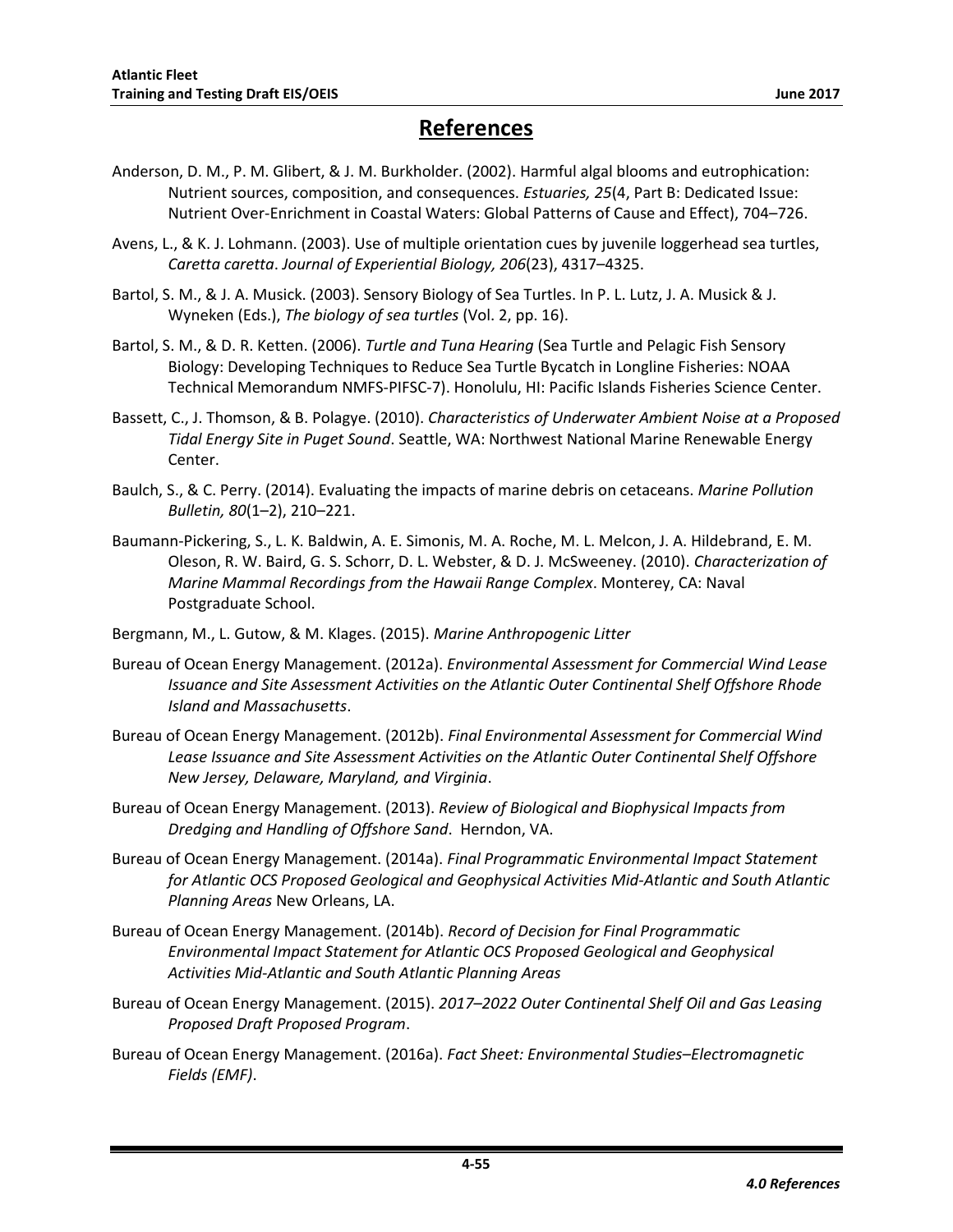# References

Anderson, D. M., P. M. Glibert, & J. M. Burkholder. (2002). Harmful algal blooms and eutrophication: Nutrient sources, composition, and consequences. *Estuaries, 25*(4, Part B: Dedicated Issue: Nutrient Over-Enrichment in Coastal Waters: Global Patterns of Cause and Effect), 704–726.

Avens, L., & K. J. Lohmann. (2003). Use of multiple orientation cues by juvenile loggerhead sea turtles, *Caretta caretta*. *Journal of Experiential Biology, 206*(23), 4317–4325.

Bartol, S. M., & J. A. Musick. (2003). Sensory Biology of Sea Turtles. In P. L. Lutz, J. A. Musick & J. Wyneken (Eds.), *The biology of sea turtles* (Vol. 2, pp. 16).

Bartol, S. M., & D. R. Ketten. (2006). *Turtle and Tuna Hearing* (Sea Turtle and Pelagic Fish Sensory Biology: Developing Techniques to Reduce Sea Turtle Bycatch in Longline Fisheries: NOAA Technical Memorandum NMFS-PIFSC-7). Honolulu, HI: Pacific Islands Fisheries Science Center.

Bassett, C., J. Thomson, & B. Polagye. (2010). *Characteristics of Underwater Ambient Noise at a Proposed Tidal Energy Site in Puget Sound*. Seattle, WA: Northwest National Marine Renewable Energy Center.

Baulch, S., & C. Perry. (2014). Evaluating the impacts of marine debris on cetaceans. *Marine Pollution Bulletin, 80*(1–2), 210–221.

Baumann-Pickering, S., L. K. Baldwin, A. E. Simonis, M. A. Roche, M. L. Melcon, J. A. Hildebrand, E. M. Oleson, R. W. Baird, G. S. Schorr, D. L. Webster, & D. J. McSweeney. (2010). *Characterization of Marine Mammal Recordings from the Hawaii Range Complex*. Monterey, CA: Naval Postgraduate School.

Bergmann, M., L. Gutow, & M. Klages. (2015). *Marine Anthropogenic Litter*

Bureau of Ocean Energy Management. (2012a). *Environmental Assessment for Commercial Wind Lease Issuance and Site Assessment Activities on the Atlantic Outer Continental Shelf Offshore Rhode Island and Massachusetts*.

Bureau of Ocean Energy Management. (2012b). *Final Environmental Assessment for Commercial Wind Lease Issuance and Site Assessment Activities on the Atlantic Outer Continental Shelf Offshore New Jersey, Delaware, Maryland, and Virginia*.

Bureau of Ocean Energy Management. (2013). *Review of Biological and Biophysical Impacts from Dredging and Handling of Offshore Sand*. Herndon, VA.

Bureau of Ocean Energy Management. (2014a). *Final Programmatic Environmental Impact Statement for Atlantic OCS Proposed Geological and Geophysical Activities Mid-Atlantic and South Atlantic Planning Areas* New Orleans, LA.

Bureau of Ocean Energy Management. (2014b). *Record of Decision for Final Programmatic Environmental Impact Statement for Atlantic OCS Proposed Geological and Geophysical Activities Mid-Atlantic and South Atlantic Planning Areas*

Bureau of Ocean Energy Management. (2015). *2017–2022 Outer Continental Shelf Oil and Gas Leasing Proposed Draft Proposed Program*.

Bureau of Ocean Energy Management. (2016a). *Fact Sheet: Environmental Studies–Electromagnetic Fields (EMF)*.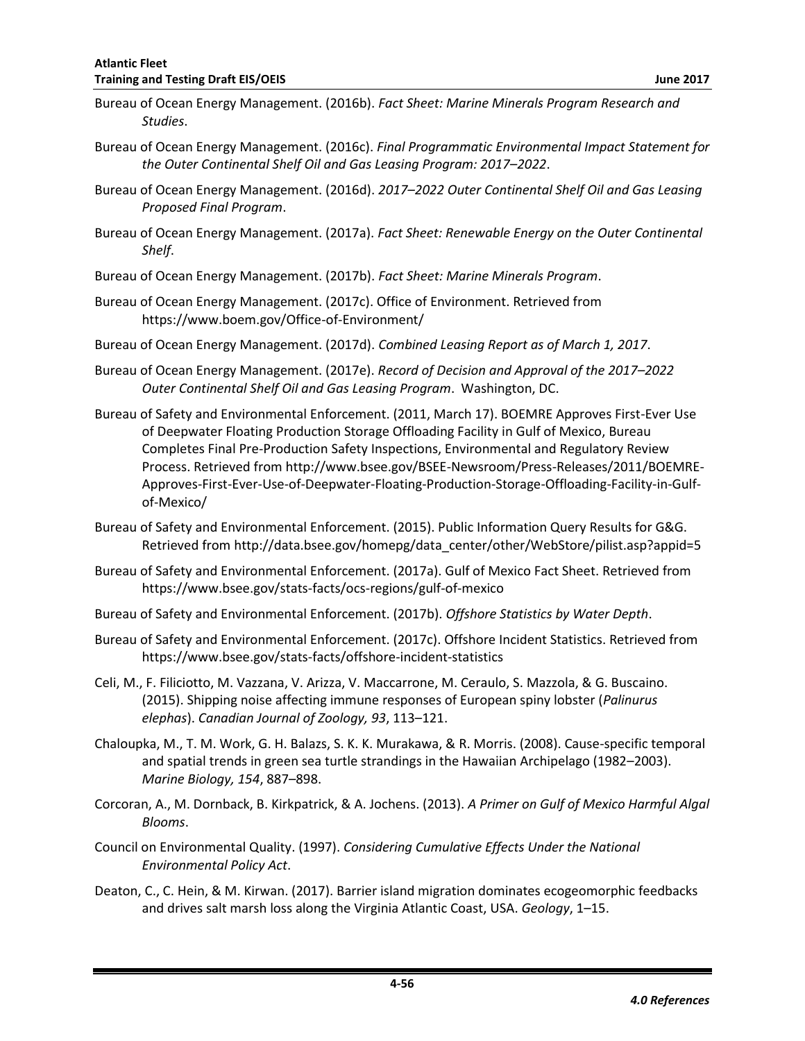Bureau of Ocean Energy Management. (2016b). *Fact Sheet: Marine Minerals Program Research and Studies*.

Bureau of Ocean Energy Management. (2016c). *Final Programmatic Environmental Impact Statement for the Outer Continental Shelf Oil and Gas Leasing Program: 2017–2022*.

Bureau of Ocean Energy Management. (2016d). *2017–2022 Outer Continental Shelf Oil and Gas Leasing Proposed Final Program*.

Bureau of Ocean Energy Management. (2017a). *Fact Sheet: Renewable Energy on the Outer Continental Shelf*.

Bureau of Ocean Energy Management. (2017b). *Fact Sheet: Marine Minerals Program*.

Bureau of Ocean Energy Management. (2017c). Office of Environment. Retrieved from https://www.boem.gov/Office-of-Environment/

Bureau of Ocean Energy Management. (2017d). *Combined Leasing Report as of March 1, 2017*.

Bureau of Ocean Energy Management. (2017e). *Record of Decision and Approval of the 2017–2022 Outer Continental Shelf Oil and Gas Leasing Program*. Washington, DC.

Bureau of Safety and Environmental Enforcement. (2011, March 17). BOEMRE Approves First-Ever Use of Deepwater Floating Production Storage Offloading Facility in Gulf of Mexico, Bureau Completes Final Pre-Production Safety Inspections, Environmental and Regulatory Review Process. Retrieved from http://www.bsee.gov/BSEE-Newsroom/Press-Releases/2011/BOEMRE-Approves-First-Ever-Use-of-Deepwater-Floating-Production-Storage-Offloading-Facility-in-Gulf-of-Mexico/

Bureau of Safety and Environmental Enforcement. (2015). Public Information Query Results for G&G. Retrieved from http://data.bsee.gov/homepg/data_center/other/WebStore/pilist.asp?appid=5

Bureau of Safety and Environmental Enforcement. (2017a). Gulf of Mexico Fact Sheet. Retrieved from https://www.bsee.gov/stats-facts/ocs-regions/gulf-of-mexico

Bureau of Safety and Environmental Enforcement. (2017b). *Offshore Statistics by Water Depth*.

Bureau of Safety and Environmental Enforcement. (2017c). Offshore Incident Statistics. Retrieved from https://www.bsee.gov/stats-facts/offshore-incident-statistics

Celi, M., F. Filiciotto, M. Vazzana, V. Arizza, V. Maccarrone, M. Ceraulo, S. Mazzola, & G. Buscaino. (2015). Shipping noise affecting immune responses of European spiny lobster (*Palinurus elephas*). *Canadian Journal of Zoology, 93*, 113–121.

Chaloupka, M., T. M. Work, G. H. Balazs, S. K. K. Murakawa, & R. Morris. (2008). Cause-specific temporal and spatial trends in green sea turtle strandings in the Hawaiian Archipelago (1982–2003). *Marine Biology, 154*, 887–898.

Corcoran, A., M. Dornback, B. Kirkpatrick, & A. Jochens. (2013). *A Primer on Gulf of Mexico Harmful Algal Blooms*.

Council on Environmental Quality. (1997). *Considering Cumulative Effects Under the National Environmental Policy Act*.

Deaton, C., C. Hein, & M. Kirwan. (2017). Barrier island migration dominates ecogeomorphic feedbacks and drives salt marsh loss along the Virginia Atlantic Coast, USA. *Geology*, 1–15.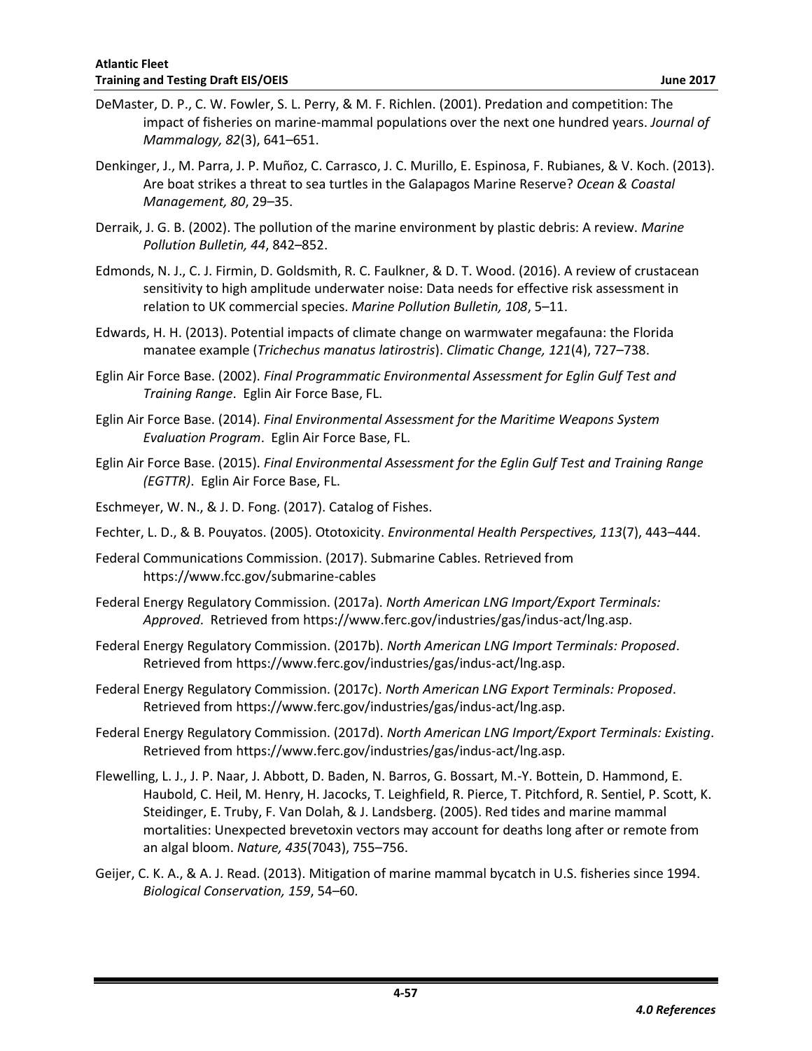DeMaster, D. P., C. W. Fowler, S. L. Perry, & M. F. Richlen. (2001). Predation and competition: The impact of fisheries on marine-mammal populations over the next one hundred years. *Journal of Mammalogy, 82*(3), 641–651.

Denkinger, J., M. Parra, J. P. Muñoz, C. Carrasco, J. C. Murillo, E. Espinosa, F. Rubianes, & V. Koch. (2013). Are boat strikes a threat to sea turtles in the Galapagos Marine Reserve? *Ocean & Coastal Management, 80*, 29–35.

Derraik, J. G. B. (2002). The pollution of the marine environment by plastic debris: A review. *Marine Pollution Bulletin, 44*, 842–852.

Edmonds, N. J., C. J. Firmin, D. Goldsmith, R. C. Faulkner, & D. T. Wood. (2016). A review of crustacean sensitivity to high amplitude underwater noise: Data needs for effective risk assessment in relation to UK commercial species. *Marine Pollution Bulletin, 108*, 5–11.

Edwards, H. H. (2013). Potential impacts of climate change on warmwater megafauna: the Florida manatee example (*Trichechus manatus latirostris*). *Climatic Change, 121*(4), 727–738.

Eglin Air Force Base. (2002). *Final Programmatic Environmental Assessment for Eglin Gulf Test and Training Range*. Eglin Air Force Base, FL.

Eglin Air Force Base. (2014). *Final Environmental Assessment for the Maritime Weapons System Evaluation Program*. Eglin Air Force Base, FL.

Eglin Air Force Base. (2015). *Final Environmental Assessment for the Eglin Gulf Test and Training Range (EGTTR)*. Eglin Air Force Base, FL.

Eschmeyer, W. N., & J. D. Fong. (2017). Catalog of Fishes.

Fechter, L. D., & B. Pouyatos. (2005). Ototoxicity. *Environmental Health Perspectives, 113*(7), 443–444.

Federal Communications Commission. (2017). Submarine Cables. Retrieved from https://www.fcc.gov/submarine-cables

Federal Energy Regulatory Commission. (2017a). *North American LNG Import/Export Terminals: Approved*. Retrieved from https://www.ferc.gov/industries/gas/indus-act/lng.asp.

Federal Energy Regulatory Commission. (2017b). *North American LNG Import Terminals: Proposed*. Retrieved from https://www.ferc.gov/industries/gas/indus-act/lng.asp.

Federal Energy Regulatory Commission. (2017c). *North American LNG Export Terminals: Proposed*. Retrieved from https://www.ferc.gov/industries/gas/indus-act/lng.asp.

Federal Energy Regulatory Commission. (2017d). *North American LNG Import/Export Terminals: Existing*. Retrieved from https://www.ferc.gov/industries/gas/indus-act/lng.asp.

Flewelling, L. J., J. P. Naar, J. Abbott, D. Baden, N. Barros, G. Bossart, M.-Y. Bottein, D. Hammond, E. Haubold, C. Heil, M. Henry, H. Jacocks, T. Leighfield, R. Pierce, T. Pitchford, R. Sentiel, P. Scott, K. Steidinger, E. Truby, F. Van Dolah, & J. Landsberg. (2005). Red tides and marine mammal mortalities: Unexpected brevetoxin vectors may account for deaths long after or remote from an algal bloom. *Nature, 435*(7043), 755–756.

Geijer, C. K. A., & A. J. Read. (2013). Mitigation of marine mammal bycatch in U.S. fisheries since 1994. *Biological Conservation, 159*, 54–60.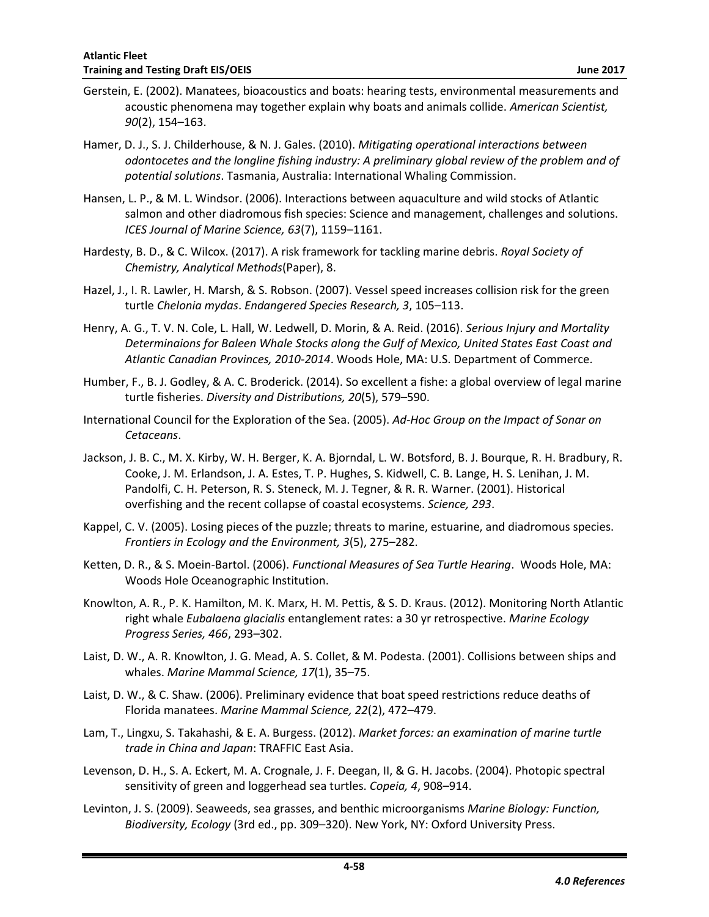Gerstein, E. (2002). Manatees, bioacoustics and boats: hearing tests, environmental measurements and acoustic phenomena may together explain why boats and animals collide. *American Scientist, 90*(2), 154–163.

Hamer, D. J., S. J. Childerhouse, & N. J. Gales. (2010). *Mitigating operational interactions between odontocetes and the longline fishing industry: A preliminary global review of the problem and of potential solutions*. Tasmania, Australia: International Whaling Commission.

Hansen, L. P., & M. L. Windsor. (2006). Interactions between aquaculture and wild stocks of Atlantic salmon and other diadromous fish species: Science and management, challenges and solutions. *ICES Journal of Marine Science, 63*(7), 1159–1161.

Hardesty, B. D., & C. Wilcox. (2017). A risk framework for tackling marine debris. *Royal Society of Chemistry, Analytical Methods*(Paper), 8.

Hazel, J., I. R. Lawler, H. Marsh, & S. Robson. (2007). Vessel speed increases collision risk for the green turtle *Chelonia mydas*. *Endangered Species Research, 3*, 105–113.

Henry, A. G., T. V. N. Cole, L. Hall, W. Ledwell, D. Morin, & A. Reid. (2016). *Serious Injury and Mortality Determinaions for Baleen Whale Stocks along the Gulf of Mexico, United States East Coast and Atlantic Canadian Provinces, 2010-2014*. Woods Hole, MA: U.S. Department of Commerce.

Humber, F., B. J. Godley, & A. C. Broderick. (2014). So excellent a fishe: a global overview of legal marine turtle fisheries. *Diversity and Distributions, 20*(5), 579–590.

International Council for the Exploration of the Sea. (2005). *Ad-Hoc Group on the Impact of Sonar on Cetaceans*.

Jackson, J. B. C., M. X. Kirby, W. H. Berger, K. A. Bjorndal, L. W. Botsford, B. J. Bourque, R. H. Bradbury, R. Cooke, J. M. Erlandson, J. A. Estes, T. P. Hughes, S. Kidwell, C. B. Lange, H. S. Lenihan, J. M. Pandolfi, C. H. Peterson, R. S. Steneck, M. J. Tegner, & R. R. Warner. (2001). Historical overfishing and the recent collapse of coastal ecosystems. *Science, 293*.

Kappel, C. V. (2005). Losing pieces of the puzzle; threats to marine, estuarine, and diadromous species. *Frontiers in Ecology and the Environment, 3*(5), 275–282.

Ketten, D. R., & S. Moein-Bartol. (2006). *Functional Measures of Sea Turtle Hearing*. Woods Hole, MA: Woods Hole Oceanographic Institution.

Knowlton, A. R., P. K. Hamilton, M. K. Marx, H. M. Pettis, & S. D. Kraus. (2012). Monitoring North Atlantic right whale *Eubalaena glacialis* entanglement rates: a 30 yr retrospective. *Marine Ecology Progress Series, 466*, 293–302.

Laist, D. W., A. R. Knowlton, J. G. Mead, A. S. Collet, & M. Podesta. (2001). Collisions between ships and whales. *Marine Mammal Science, 17*(1), 35–75.

Laist, D. W., & C. Shaw. (2006). Preliminary evidence that boat speed restrictions reduce deaths of Florida manatees. *Marine Mammal Science, 22*(2), 472–479.

Lam, T., Lingxu, S. Takahashi, & E. A. Burgess. (2012). *Market forces: an examination of marine turtle trade in China and Japan*: TRAFFIC East Asia.

Levenson, D. H., S. A. Eckert, M. A. Crognale, J. F. Deegan, II, & G. H. Jacobs. (2004). Photopic spectral sensitivity of green and loggerhead sea turtles. *Copeia, 4*, 908–914.

Levinton, J. S. (2009). Seaweeds, sea grasses, and benthic microorganisms *Marine Biology: Function, Biodiversity, Ecology* (3rd ed., pp. 309–320). New York, NY: Oxford University Press.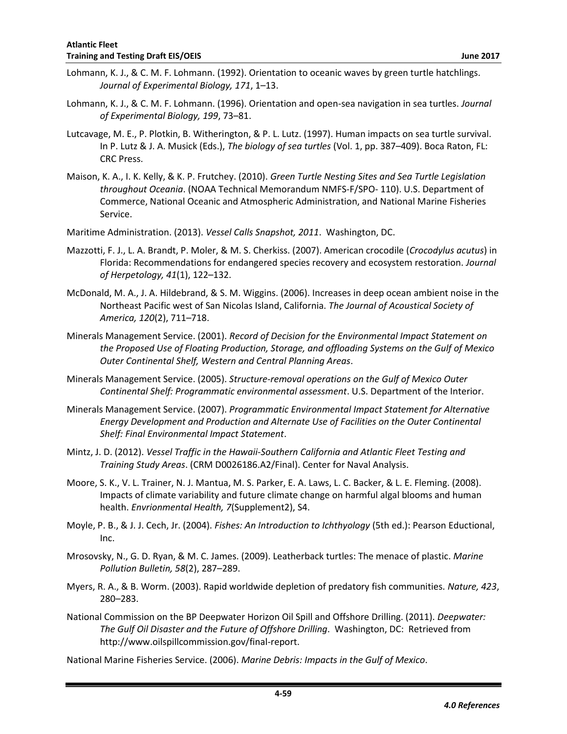Lohmann, K. J., & C. M. F. Lohmann. (1992). Orientation to oceanic waves by green turtle hatchlings. *Journal of Experimental Biology, 171*, 1–13.

Lohmann, K. J., & C. M. F. Lohmann. (1996). Orientation and open-sea navigation in sea turtles. *Journal of Experimental Biology, 199*, 73–81.

Lutcavage, M. E., P. Plotkin, B. Witherington, & P. L. Lutz. (1997). Human impacts on sea turtle survival. In P. Lutz & J. A. Musick (Eds.), *The biology of sea turtles* (Vol. 1, pp. 387–409). Boca Raton, FL: CRC Press.

Maison, K. A., I. K. Kelly, & K. P. Frutchey. (2010). *Green Turtle Nesting Sites and Sea Turtle Legislation throughout Oceania*. (NOAA Technical Memorandum NMFS-F/SPO- 110). U.S. Department of Commerce, National Oceanic and Atmospheric Administration, and National Marine Fisheries Service.

Maritime Administration. (2013). *Vessel Calls Snapshot, 2011*. Washington, DC.

Mazzotti, F. J., L. A. Brandt, P. Moler, & M. S. Cherkiss. (2007). American crocodile (*Crocodylus acutus*) in Florida: Recommendations for endangered species recovery and ecosystem restoration. *Journal of Herpetology, 41*(1), 122–132.

McDonald, M. A., J. A. Hildebrand, & S. M. Wiggins. (2006). Increases in deep ocean ambient noise in the Northeast Pacific west of San Nicolas Island, California. *The Journal of Acoustical Society of America, 120*(2), 711–718.

Minerals Management Service. (2001). *Record of Decision for the Environmental Impact Statement on the Proposed Use of Floating Production, Storage, and offloading Systems on the Gulf of Mexico Outer Continental Shelf, Western and Central Planning Areas*.

Minerals Management Service. (2005). *Structure-removal operations on the Gulf of Mexico Outer Continental Shelf: Programmatic environmental assessment*. U.S. Department of the Interior.

Minerals Management Service. (2007). *Programmatic Environmental Impact Statement for Alternative Energy Development and Production and Alternate Use of Facilities on the Outer Continental Shelf: Final Environmental Impact Statement*.

Mintz, J. D. (2012). *Vessel Traffic in the Hawaii-Southern California and Atlantic Fleet Testing and Training Study Areas*. (CRM D0026186.A2/Final). Center for Naval Analysis.

Moore, S. K., V. L. Trainer, N. J. Mantua, M. S. Parker, E. A. Laws, L. C. Backer, & L. E. Fleming. (2008). Impacts of climate variability and future climate change on harmful algal blooms and human health. *Envrionmental Health, 7*(Supplement2), S4.

Moyle, P. B., & J. J. Cech, Jr. (2004). *Fishes: An Introduction to Ichthyology* (5th ed.): Pearson Eductional, Inc.

Mrosovsky, N., G. D. Ryan, & M. C. James. (2009). Leatherback turtles: The menace of plastic. *Marine Pollution Bulletin, 58*(2), 287–289.

Myers, R. A., & B. Worm. (2003). Rapid worldwide depletion of predatory fish communities. *Nature, 423*, 280–283.

National Commission on the BP Deepwater Horizon Oil Spill and Offshore Drilling. (2011). *Deepwater: The Gulf Oil Disaster and the Future of Offshore Drilling*. Washington, DC: Retrieved from http://www.oilspillcommission.gov/final-report.

National Marine Fisheries Service. (2006). *Marine Debris: Impacts in the Gulf of Mexico*.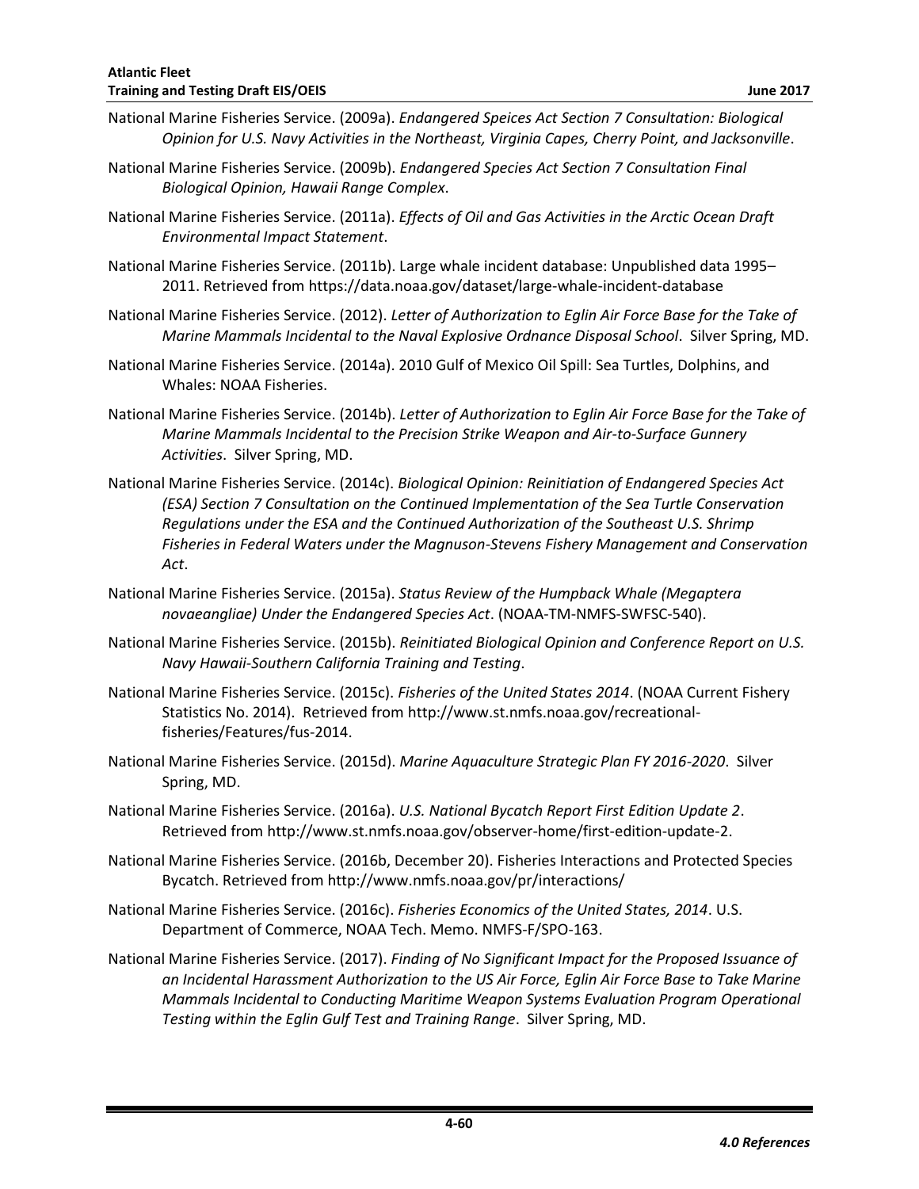National Marine Fisheries Service. (2009a). *Endangered Speices Act Section 7 Consultation: Biological Opinion for U.S. Navy Activities in the Northeast, Virginia Capes, Cherry Point, and Jacksonville*.

National Marine Fisheries Service. (2009b). *Endangered Species Act Section 7 Consultation Final Biological Opinion, Hawaii Range Complex*.

National Marine Fisheries Service. (2011a). *Effects of Oil and Gas Activities in the Arctic Ocean Draft Environmental Impact Statement*.

National Marine Fisheries Service. (2011b). Large whale incident database: Unpublished data 1995–2011. Retrieved from https://data.noaa.gov/dataset/large-whale-incident-database

National Marine Fisheries Service. (2012). *Letter of Authorization to Eglin Air Force Base for the Take of Marine Mammals Incidental to the Naval Explosive Ordnance Disposal School*. Silver Spring, MD.

National Marine Fisheries Service. (2014a). 2010 Gulf of Mexico Oil Spill: Sea Turtles, Dolphins, and Whales: NOAA Fisheries.

National Marine Fisheries Service. (2014b). *Letter of Authorization to Eglin Air Force Base for the Take of Marine Mammals Incidental to the Precision Strike Weapon and Air-to-Surface Gunnery Activities*. Silver Spring, MD.

National Marine Fisheries Service. (2014c). *Biological Opinion: Reinitiation of Endangered Species Act (ESA) Section 7 Consultation on the Continued Implementation of the Sea Turtle Conservation Regulations under the ESA and the Continued Authorization of the Southeast U.S. Shrimp Fisheries in Federal Waters under the Magnuson-Stevens Fishery Management and Conservation Act*.

National Marine Fisheries Service. (2015a). *Status Review of the Humpback Whale (Megaptera novaeangliae) Under the Endangered Species Act*. (NOAA-TM-NMFS-SWFSC-540).

National Marine Fisheries Service. (2015b). *Reinitiated Biological Opinion and Conference Report on U.S. Navy Hawaii-Southern California Training and Testing*.

National Marine Fisheries Service. (2015c). *Fisheries of the United States 2014*. (NOAA Current Fishery Statistics No. 2014). Retrieved from http://www.st.nmfs.noaa.gov/recreational-fisheries/Features/fus-2014.

National Marine Fisheries Service. (2015d). *Marine Aquaculture Strategic Plan FY 2016-2020*. Silver Spring, MD.

National Marine Fisheries Service. (2016a). *U.S. National Bycatch Report First Edition Update 2*. Retrieved from http://www.st.nmfs.noaa.gov/observer-home/first-edition-update-2.

National Marine Fisheries Service. (2016b, December 20). Fisheries Interactions and Protected Species Bycatch. Retrieved from http://www.nmfs.noaa.gov/pr/interactions/

National Marine Fisheries Service. (2016c). *Fisheries Economics of the United States, 2014*. U.S. Department of Commerce, NOAA Tech. Memo. NMFS-F/SPO-163.

National Marine Fisheries Service. (2017). *Finding of No Significant Impact for the Proposed Issuance of an Incidental Harassment Authorization to the US Air Force, Eglin Air Force Base to Take Marine Mammals Incidental to Conducting Maritime Weapon Systems Evaluation Program Operational Testing within the Eglin Gulf Test and Training Range*. Silver Spring, MD.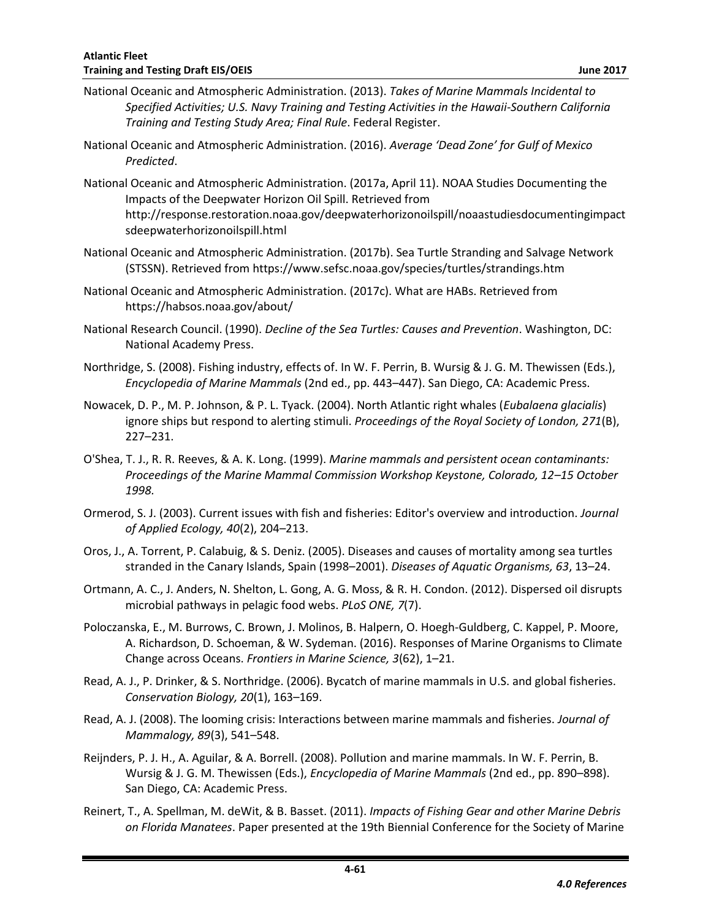National Oceanic and Atmospheric Administration. (2013). *Takes of Marine Mammals Incidental to Specified Activities; U.S. Navy Training and Testing Activities in the Hawaii-Southern California Training and Testing Study Area; Final Rule*. Federal Register.

National Oceanic and Atmospheric Administration. (2016). *Average 'Dead Zone' for Gulf of Mexico Predicted*.

National Oceanic and Atmospheric Administration. (2017a, April 11). NOAA Studies Documenting the Impacts of the Deepwater Horizon Oil Spill. Retrieved from http://response.restoration.noaa.gov/deepwaterhorizonoilspill/noaastudiesdocumentingimpactsdeepwaterhorizonoilspill.html

National Oceanic and Atmospheric Administration. (2017b). Sea Turtle Stranding and Salvage Network (STSSN). Retrieved from https://www.sefsc.noaa.gov/species/turtles/strandings.htm

National Oceanic and Atmospheric Administration. (2017c). What are HABs. Retrieved from https://habsos.noaa.gov/about/

National Research Council. (1990). *Decline of the Sea Turtles: Causes and Prevention*. Washington, DC: National Academy Press.

Northridge, S. (2008). Fishing industry, effects of. In W. F. Perrin, B. Wursig & J. G. M. Thewissen (Eds.), *Encyclopedia of Marine Mammals* (2nd ed., pp. 443–447). San Diego, CA: Academic Press.

Nowacek, D. P., M. P. Johnson, & P. L. Tyack. (2004). North Atlantic right whales (*Eubalaena glacialis*) ignore ships but respond to alerting stimuli. *Proceedings of the Royal Society of London, 271*(B), 227–231.

O'Shea, T. J., R. R. Reeves, & A. K. Long. (1999). *Marine mammals and persistent ocean contaminants: Proceedings of the Marine Mammal Commission Workshop Keystone, Colorado, 12–15 October 1998.*

Ormerod, S. J. (2003). Current issues with fish and fisheries: Editor's overview and introduction. *Journal of Applied Ecology, 40*(2), 204–213.

Oros, J., A. Torrent, P. Calabuig, & S. Deniz. (2005). Diseases and causes of mortality among sea turtles stranded in the Canary Islands, Spain (1998–2001). *Diseases of Aquatic Organisms, 63*, 13–24.

Ortmann, A. C., J. Anders, N. Shelton, L. Gong, A. G. Moss, & R. H. Condon. (2012). Dispersed oil disrupts microbial pathways in pelagic food webs. *PLoS ONE, 7*(7).

Poloczanska, E., M. Burrows, C. Brown, J. Molinos, B. Halpern, O. Hoegh-Guldberg, C. Kappel, P. Moore, A. Richardson, D. Schoeman, & W. Sydeman. (2016). Responses of Marine Organisms to Climate Change across Oceans. *Frontiers in Marine Science, 3*(62), 1–21.

Read, A. J., P. Drinker, & S. Northridge. (2006). Bycatch of marine mammals in U.S. and global fisheries. *Conservation Biology, 20*(1), 163–169.

Read, A. J. (2008). The looming crisis: Interactions between marine mammals and fisheries. *Journal of Mammalogy, 89*(3), 541–548.

Reijnders, P. J. H., A. Aguilar, & A. Borrell. (2008). Pollution and marine mammals. In W. F. Perrin, B. Wursig & J. G. M. Thewissen (Eds.), *Encyclopedia of Marine Mammals* (2nd ed., pp. 890–898). San Diego, CA: Academic Press.

Reinert, T., A. Spellman, M. deWit, & B. Basset. (2011). *Impacts of Fishing Gear and other Marine Debris on Florida Manatees*. Paper presented at the 19th Biennial Conference for the Society of Marine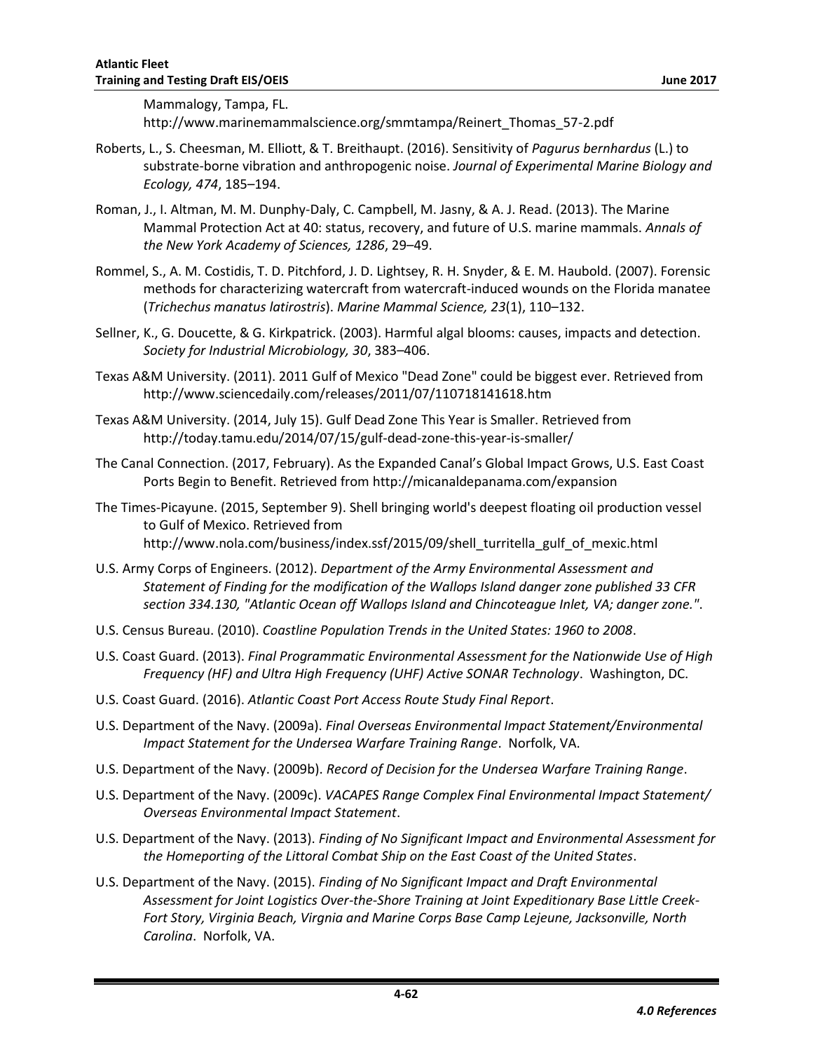Mammalogy, Tampa, FL. http://www.marinemammalscience.org/smmtampa/Reinert_Thomas_57-2.pdf

Roberts, L., S. Cheesman, M. Elliott, & T. Breithaupt. (2016). Sensitivity of *Pagurus bernhardus* (L.) to substrate-borne vibration and anthropogenic noise. *Journal of Experimental Marine Biology and Ecology, 474*, 185–194.

Roman, J., I. Altman, M. M. Dunphy-Daly, C. Campbell, M. Jasny, & A. J. Read. (2013). The Marine Mammal Protection Act at 40: status, recovery, and future of U.S. marine mammals. *Annals of the New York Academy of Sciences, 1286*, 29–49.

Rommel, S., A. M. Costidis, T. D. Pitchford, J. D. Lightsey, R. H. Snyder, & E. M. Haubold. (2007). Forensic methods for characterizing watercraft from watercraft-induced wounds on the Florida manatee (*Trichechus manatus latirostris*). *Marine Mammal Science, 23*(1), 110–132.

Sellner, K., G. Doucette, & G. Kirkpatrick. (2003). Harmful algal blooms: causes, impacts and detection. *Society for Industrial Microbiology, 30*, 383–406.

Texas A&M University. (2011). 2011 Gulf of Mexico "Dead Zone" could be biggest ever. Retrieved from http://www.sciencedaily.com/releases/2011/07/110718141618.htm

Texas A&M University. (2014, July 15). Gulf Dead Zone This Year is Smaller. Retrieved from http://today.tamu.edu/2014/07/15/gulf-dead-zone-this-year-is-smaller/

The Canal Connection. (2017, February). As the Expanded Canal's Global Impact Grows, U.S. East Coast Ports Begin to Benefit. Retrieved from http://micanaldepanama.com/expansion

The Times-Picayune. (2015, September 9). Shell bringing world's deepest floating oil production vessel to Gulf of Mexico. Retrieved from http://www.nola.com/business/index.ssf/2015/09/shell_turritella_gulf_of_mexic.html

U.S. Army Corps of Engineers. (2012). *Department of the Army Environmental Assessment and Statement of Finding for the modification of the Wallops Island danger zone published 33 CFR section 334.130, "Atlantic Ocean off Wallops Island and Chincoteague Inlet, VA; danger zone."*.

U.S. Census Bureau. (2010). *Coastline Population Trends in the United States: 1960 to 2008*.

U.S. Coast Guard. (2013). *Final Programmatic Environmental Assessment for the Nationwide Use of High Frequency (HF) and Ultra High Frequency (UHF) Active SONAR Technology*. Washington, DC.

U.S. Coast Guard. (2016). *Atlantic Coast Port Access Route Study Final Report*.

U.S. Department of the Navy. (2009a). *Final Overseas Environmental Impact Statement/Environmental Impact Statement for the Undersea Warfare Training Range*. Norfolk, VA.

U.S. Department of the Navy. (2009b). *Record of Decision for the Undersea Warfare Training Range*.

U.S. Department of the Navy. (2009c). *VACAPES Range Complex Final Environmental Impact Statement/ Overseas Environmental Impact Statement*.

U.S. Department of the Navy. (2013). *Finding of No Significant Impact and Environmental Assessment for the Homeporting of the Littoral Combat Ship on the East Coast of the United States*.

U.S. Department of the Navy. (2015). *Finding of No Significant Impact and Draft Environmental Assessment for Joint Logistics Over-the-Shore Training at Joint Expeditionary Base Little Creek-Fort Story, Virginia Beach, Virgnia and Marine Corps Base Camp Lejeune, Jacksonville, North Carolina*. Norfolk, VA.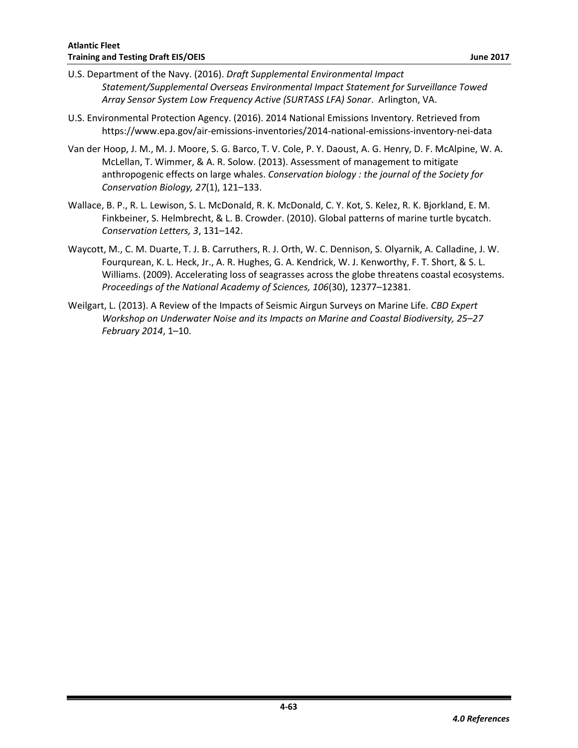U.S. Department of the Navy. (2016). *Draft Supplemental Environmental Impact Statement/Supplemental Overseas Environmental Impact Statement for Surveillance Towed Array Sensor System Low Frequency Active (SURTASS LFA) Sonar*. Arlington, VA.

U.S. Environmental Protection Agency. (2016). 2014 National Emissions Inventory. Retrieved from https://www.epa.gov/air-emissions-inventories/2014-national-emissions-inventory-nei-data

Van der Hoop, J. M., M. J. Moore, S. G. Barco, T. V. Cole, P. Y. Daoust, A. G. Henry, D. F. McAlpine, W. A. McLellan, T. Wimmer, & A. R. Solow. (2013). Assessment of management to mitigate anthropogenic effects on large whales. *Conservation biology : the journal of the Society for Conservation Biology, 27*(1), 121–133.

Wallace, B. P., R. L. Lewison, S. L. McDonald, R. K. McDonald, C. Y. Kot, S. Kelez, R. K. Bjorkland, E. M. Finkbeiner, S. Helmbrecht, & L. B. Crowder. (2010). Global patterns of marine turtle bycatch. *Conservation Letters, 3*, 131–142.

Waycott, M., C. M. Duarte, T. J. B. Carruthers, R. J. Orth, W. C. Dennison, S. Olyarnik, A. Calladine, J. W. Fourqurean, K. L. Heck, Jr., A. R. Hughes, G. A. Kendrick, W. J. Kenworthy, F. T. Short, & S. L. Williams. (2009). Accelerating loss of seagrasses across the globe threatens coastal ecosystems. *Proceedings of the National Academy of Sciences, 106*(30), 12377–12381.

Weilgart, L. (2013). A Review of the Impacts of Seismic Airgun Surveys on Marine Life. *CBD Expert Workshop on Underwater Noise and its Impacts on Marine and Coastal Biodiversity, 25–27 February 2014*, 1–10.